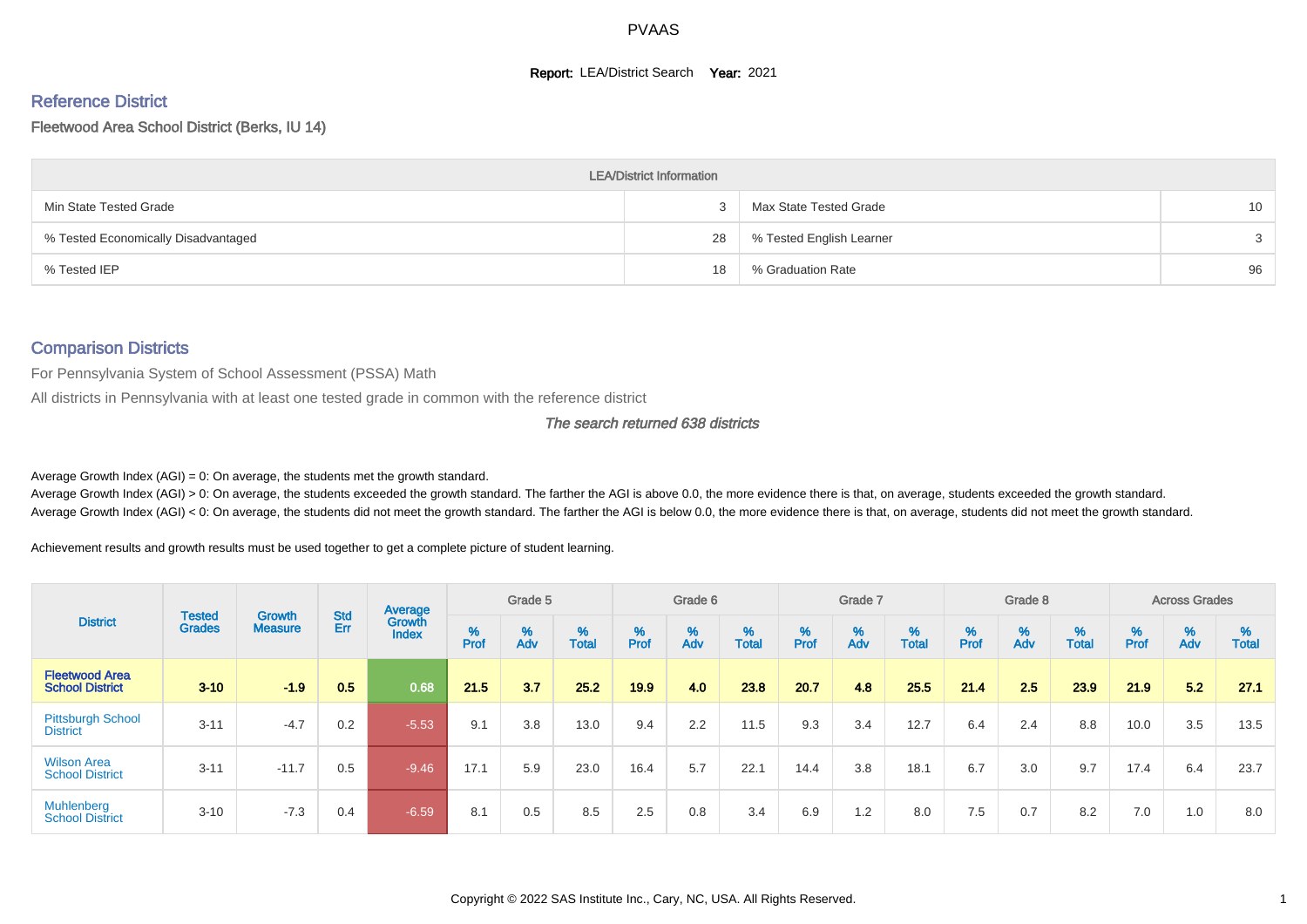# PVAAS

**Report:** LEA/District Search **Year:** 2021

## Reference District

Fleetwood Area School District (Berks, IU 14)

| LEA/District Information | | | |
|---|---|---|---|
| Min State Tested Grade | 3 | Max State Tested Grade | 10 |
| % Tested Economically Disadvantaged | 28 | % Tested English Learner | 3 |
| % Tested IEP | 18 | % Graduation Rate | 96 |

## Comparison Districts

For Pennsylvania System of School Assessment (PSSA) Math

All districts in Pennsylvania with at least one tested grade in common with the reference district

*The search returned 638 districts*

Average Growth Index (AGI) = 0: On average, the students met the growth standard.
Average Growth Index (AGI) > 0: On average, the students exceeded the growth standard. The farther the AGI is above 0.0, the more evidence there is that, on average, students exceeded the growth standard.
Average Growth Index (AGI) < 0: On average, the students did not meet the growth standard. The farther the AGI is below 0.0, the more evidence there is that, on average, students did not meet the growth standard.

Achievement results and growth results must be used together to get a complete picture of student learning.

| District | Tested Grades | Growth Measure | Std Err | Average Growth Index | Grade 5 | | | Grade 6 | | | Grade 7 | | | Grade 8 | | | Across Grades | | |
|---|---|---|---|---|---|---|---|---|---|---|---|---|---|---|---|---|---|---|---|
| | | | | | % Prof | % Adv | % Total | % Prof | % Adv | % Total | % Prof | % Adv | % Total | % Prof | % Adv | % Total | % Prof | % Adv | % Total |
| **Fleetwood Area School District** | **3-10** | **-1.9** | **0.5** | **0.68** | **21.5** | **3.7** | **25.2** | **19.9** | **4.0** | **23.8** | **20.7** | **4.8** | **25.5** | **21.4** | **2.5** | **23.9** | **21.9** | **5.2** | **27.1** |
| Pittsburgh School District | 3-11 | -4.7 | 0.2 | -5.53 | 9.1 | 3.8 | 13.0 | 9.4 | 2.2 | 11.5 | 9.3 | 3.4 | 12.7 | 6.4 | 2.4 | 8.8 | 10.0 | 3.5 | 13.5 |
| Wilson Area School District | 3-11 | -11.7 | 0.5 | -9.46 | 17.1 | 5.9 | 23.0 | 16.4 | 5.7 | 22.1 | 14.4 | 3.8 | 18.1 | 6.7 | 3.0 | 9.7 | 17.4 | 6.4 | 23.7 |
| Muhlenberg School District | 3-10 | -7.3 | 0.4 | -6.59 | 8.1 | 0.5 | 8.5 | 2.5 | 0.8 | 3.4 | 6.9 | 1.2 | 8.0 | 7.5 | 0.7 | 8.2 | 7.0 | 1.0 | 8.0 |

Copyright © 2022 SAS Institute Inc., Cary, NC, USA. All Rights Reserved.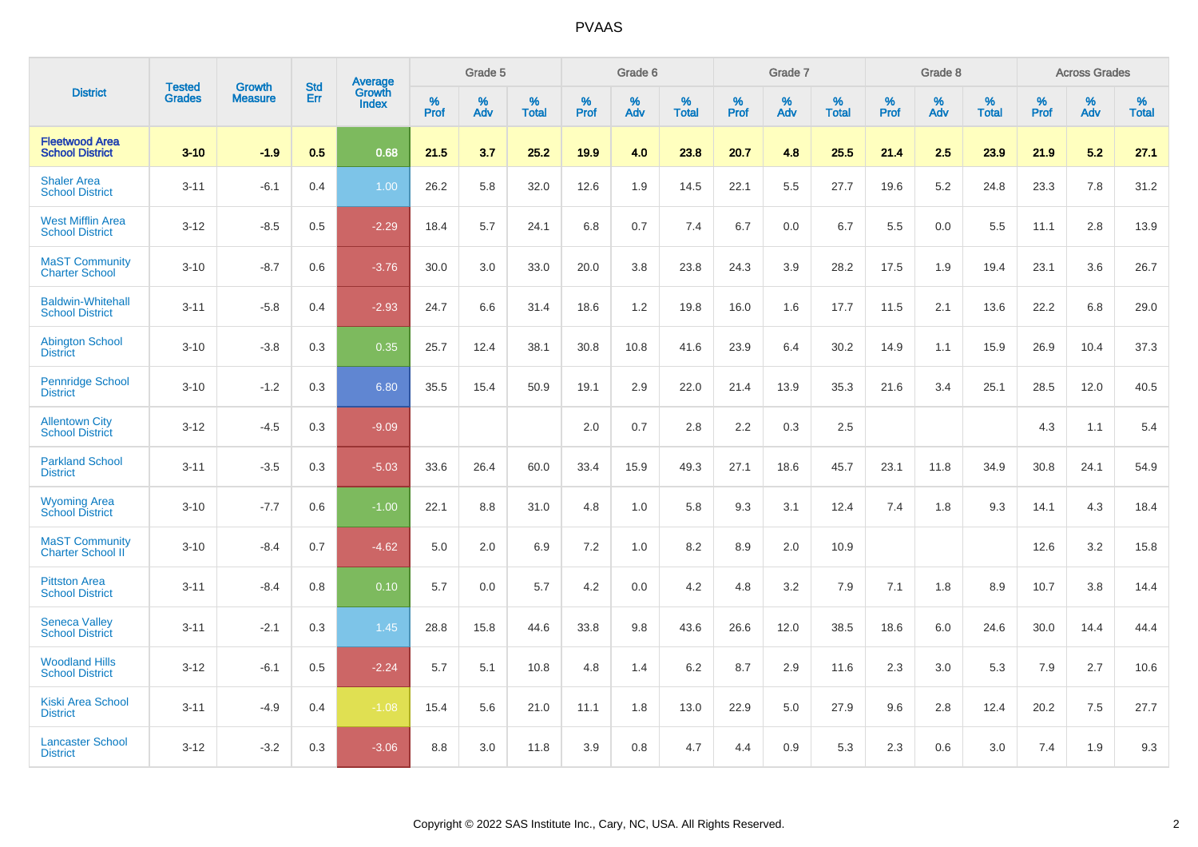# PVAAS

| District | Tested Grades | Growth Measure | Std Err | Average Growth Index | Grade 5 | | | Grade 6 | | | Grade 7 | | | Grade 8 | | | Across Grades | | |
|---|---|---|---|---|---|---|---|---|---|---|---|---|---|---|---|---|---|---|---|
| | | | | | % Prof | % Adv | % Total | % Prof | % Adv | % Total | % Prof | % Adv | % Total | % Prof | % Adv | % Total | % Prof | % Adv | % Total |
| **Fleetwood Area School District** | **3-10** | **-1.9** | **0.5** | **0.68** | **21.5** | **3.7** | **25.2** | **19.9** | **4.0** | **23.8** | **20.7** | **4.8** | **25.5** | **21.4** | **2.5** | **23.9** | **21.9** | **5.2** | **27.1** |
| Shaler Area School District | 3-11 | -6.1 | 0.4 | 1.00 | 26.2 | 5.8 | 32.0 | 12.6 | 1.9 | 14.5 | 22.1 | 5.5 | 27.7 | 19.6 | 5.2 | 24.8 | 23.3 | 7.8 | 31.2 |
| West Mifflin Area School District | 3-12 | -8.5 | 0.5 | -2.29 | 18.4 | 5.7 | 24.1 | 6.8 | 0.7 | 7.4 | 6.7 | 0.0 | 6.7 | 5.5 | 0.0 | 5.5 | 11.1 | 2.8 | 13.9 |
| MaST Community Charter School | 3-10 | -8.7 | 0.6 | -3.76 | 30.0 | 3.0 | 33.0 | 20.0 | 3.8 | 23.8 | 24.3 | 3.9 | 28.2 | 17.5 | 1.9 | 19.4 | 23.1 | 3.6 | 26.7 |
| Baldwin-Whitehall School District | 3-11 | -5.8 | 0.4 | -2.93 | 24.7 | 6.6 | 31.4 | 18.6 | 1.2 | 19.8 | 16.0 | 1.6 | 17.7 | 11.5 | 2.1 | 13.6 | 22.2 | 6.8 | 29.0 |
| Abington School District | 3-10 | -3.8 | 0.3 | 0.35 | 25.7 | 12.4 | 38.1 | 30.8 | 10.8 | 41.6 | 23.9 | 6.4 | 30.2 | 14.9 | 1.1 | 15.9 | 26.9 | 10.4 | 37.3 |
| Pennridge School District | 3-10 | -1.2 | 0.3 | 6.80 | 35.5 | 15.4 | 50.9 | 19.1 | 2.9 | 22.0 | 21.4 | 13.9 | 35.3 | 21.6 | 3.4 | 25.1 | 28.5 | 12.0 | 40.5 |
| Allentown City School District | 3-12 | -4.5 | 0.3 | -9.09 | | | | 2.0 | 0.7 | 2.8 | 2.2 | 0.3 | 2.5 | | | | 4.3 | 1.1 | 5.4 |
| Parkland School District | 3-11 | -3.5 | 0.3 | -5.03 | 33.6 | 26.4 | 60.0 | 33.4 | 15.9 | 49.3 | 27.1 | 18.6 | 45.7 | 23.1 | 11.8 | 34.9 | 30.8 | 24.1 | 54.9 |
| Wyoming Area School District | 3-10 | -7.7 | 0.6 | -1.00 | 22.1 | 8.8 | 31.0 | 4.8 | 1.0 | 5.8 | 9.3 | 3.1 | 12.4 | 7.4 | 1.8 | 9.3 | 14.1 | 4.3 | 18.4 |
| MaST Community Charter School II | 3-10 | -8.4 | 0.7 | -4.62 | 5.0 | 2.0 | 6.9 | 7.2 | 1.0 | 8.2 | 8.9 | 2.0 | 10.9 | | | | 12.6 | 3.2 | 15.8 |
| Pittston Area School District | 3-11 | -8.4 | 0.8 | 0.10 | 5.7 | 0.0 | 5.7 | 4.2 | 0.0 | 4.2 | 4.8 | 3.2 | 7.9 | 7.1 | 1.8 | 8.9 | 10.7 | 3.8 | 14.4 |
| Seneca Valley School District | 3-11 | -2.1 | 0.3 | 1.45 | 28.8 | 15.8 | 44.6 | 33.8 | 9.8 | 43.6 | 26.6 | 12.0 | 38.5 | 18.6 | 6.0 | 24.6 | 30.0 | 14.4 | 44.4 |
| Woodland Hills School District | 3-12 | -6.1 | 0.5 | -2.24 | 5.7 | 5.1 | 10.8 | 4.8 | 1.4 | 6.2 | 8.7 | 2.9 | 11.6 | 2.3 | 3.0 | 5.3 | 7.9 | 2.7 | 10.6 |
| Kiski Area School District | 3-11 | -4.9 | 0.4 | -1.08 | 15.4 | 5.6 | 21.0 | 11.1 | 1.8 | 13.0 | 22.9 | 5.0 | 27.9 | 9.6 | 2.8 | 12.4 | 20.2 | 7.5 | 27.7 |
| Lancaster School District | 3-12 | -3.2 | 0.3 | -3.06 | 8.8 | 3.0 | 11.8 | 3.9 | 0.8 | 4.7 | 4.4 | 0.9 | 5.3 | 2.3 | 0.6 | 3.0 | 7.4 | 1.9 | 9.3 |

Copyright © 2022 SAS Institute Inc., Cary, NC, USA. All Rights Reserved.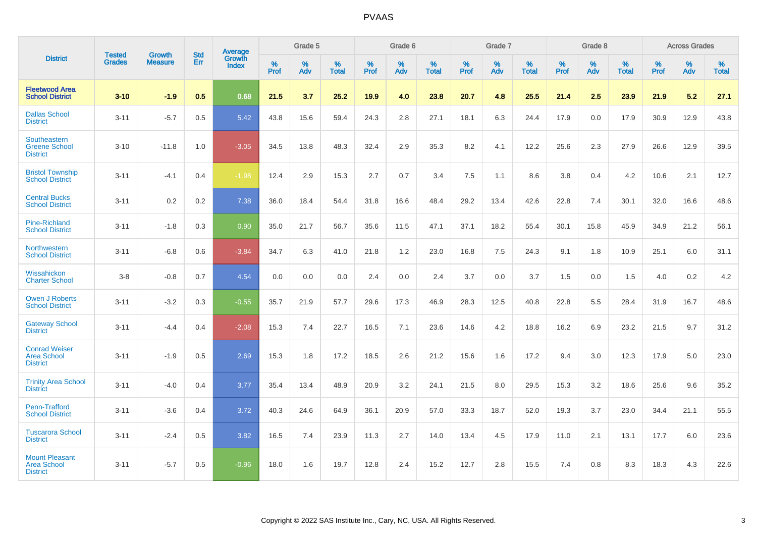# PVAAS

| District | Tested Grades | Growth Measure | Std Err | Average Growth Index | Grade 5 | | | Grade 6 | | | Grade 7 | | | Grade 8 | | | Across Grades | | |
|---|---|---|---|---|---|---|---|---|---|---|---|---|---|---|---|---|---|---|---|
| | | | | | % Prof | % Adv | % Total | % Prof | % Adv | % Total | % Prof | % Adv | % Total | % Prof | % Adv | % Total | % Prof | % Adv | % Total |
| **Fleetwood Area School District** | **3-10** | **-1.9** | **0.5** | **0.68** | **21.5** | **3.7** | **25.2** | **19.9** | **4.0** | **23.8** | **20.7** | **4.8** | **25.5** | **21.4** | **2.5** | **23.9** | **21.9** | **5.2** | **27.1** |
| Dallas School District | 3-11 | -5.7 | 0.5 | 5.42 | 43.8 | 15.6 | 59.4 | 24.3 | 2.8 | 27.1 | 18.1 | 6.3 | 24.4 | 17.9 | 0.0 | 17.9 | 30.9 | 12.9 | 43.8 |
| Southeastern Greene School District | 3-10 | -11.8 | 1.0 | -3.05 | 34.5 | 13.8 | 48.3 | 32.4 | 2.9 | 35.3 | 8.2 | 4.1 | 12.2 | 25.6 | 2.3 | 27.9 | 26.6 | 12.9 | 39.5 |
| Bristol Township School District | 3-11 | -4.1 | 0.4 | -1.98 | 12.4 | 2.9 | 15.3 | 2.7 | 0.7 | 3.4 | 7.5 | 1.1 | 8.6 | 3.8 | 0.4 | 4.2 | 10.6 | 2.1 | 12.7 |
| Central Bucks School District | 3-11 | 0.2 | 0.2 | 7.38 | 36.0 | 18.4 | 54.4 | 31.8 | 16.6 | 48.4 | 29.2 | 13.4 | 42.6 | 22.8 | 7.4 | 30.1 | 32.0 | 16.6 | 48.6 |
| Pine-Richland School District | 3-11 | -1.8 | 0.3 | 0.90 | 35.0 | 21.7 | 56.7 | 35.6 | 11.5 | 47.1 | 37.1 | 18.2 | 55.4 | 30.1 | 15.8 | 45.9 | 34.9 | 21.2 | 56.1 |
| Northwestern School District | 3-11 | -6.8 | 0.6 | -3.84 | 34.7 | 6.3 | 41.0 | 21.8 | 1.2 | 23.0 | 16.8 | 7.5 | 24.3 | 9.1 | 1.8 | 10.9 | 25.1 | 6.0 | 31.1 |
| Wissahickon Charter School | 3-8 | -0.8 | 0.7 | 4.54 | 0.0 | 0.0 | 0.0 | 2.4 | 0.0 | 2.4 | 3.7 | 0.0 | 3.7 | 1.5 | 0.0 | 1.5 | 4.0 | 0.2 | 4.2 |
| Owen J Roberts School District | 3-11 | -3.2 | 0.3 | -0.55 | 35.7 | 21.9 | 57.7 | 29.6 | 17.3 | 46.9 | 28.3 | 12.5 | 40.8 | 22.8 | 5.5 | 28.4 | 31.9 | 16.7 | 48.6 |
| Gateway School District | 3-11 | -4.4 | 0.4 | -2.08 | 15.3 | 7.4 | 22.7 | 16.5 | 7.1 | 23.6 | 14.6 | 4.2 | 18.8 | 16.2 | 6.9 | 23.2 | 21.5 | 9.7 | 31.2 |
| Conrad Weiser Area School District | 3-11 | -1.9 | 0.5 | 2.69 | 15.3 | 1.8 | 17.2 | 18.5 | 2.6 | 21.2 | 15.6 | 1.6 | 17.2 | 9.4 | 3.0 | 12.3 | 17.9 | 5.0 | 23.0 |
| Trinity Area School District | 3-11 | -4.0 | 0.4 | 3.77 | 35.4 | 13.4 | 48.9 | 20.9 | 3.2 | 24.1 | 21.5 | 8.0 | 29.5 | 15.3 | 3.2 | 18.6 | 25.6 | 9.6 | 35.2 |
| Penn-Trafford School District | 3-11 | -3.6 | 0.4 | 3.72 | 40.3 | 24.6 | 64.9 | 36.1 | 20.9 | 57.0 | 33.3 | 18.7 | 52.0 | 19.3 | 3.7 | 23.0 | 34.4 | 21.1 | 55.5 |
| Tuscarora School District | 3-11 | -2.4 | 0.5 | 3.82 | 16.5 | 7.4 | 23.9 | 11.3 | 2.7 | 14.0 | 13.4 | 4.5 | 17.9 | 11.0 | 2.1 | 13.1 | 17.7 | 6.0 | 23.6 |
| Mount Pleasant Area School District | 3-11 | -5.7 | 0.5 | -0.96 | 18.0 | 1.6 | 19.7 | 12.8 | 2.4 | 15.2 | 12.7 | 2.8 | 15.5 | 7.4 | 0.8 | 8.3 | 18.3 | 4.3 | 22.6 |

Copyright © 2022 SAS Institute Inc., Cary, NC, USA. All Rights Reserved.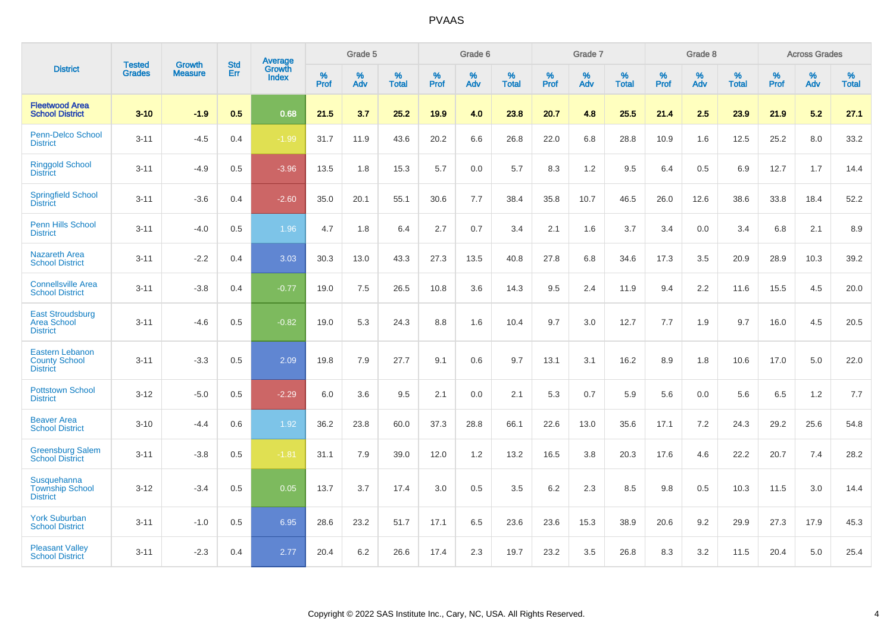| District | Tested Grades | Growth Measure | Std Err | Average Growth Index | Grade 5 | | | Grade 6 | | | Grade 7 | | | Grade 8 | | | Across Grades | | |
|---|---|---|---|---|---|---|---|---|---|---|---|---|---|---|---|---|---|---|---|
| | | | | | % Prof | % Adv | % Total | % Prof | % Adv | % Total | % Prof | % Adv | % Total | % Prof | % Adv | % Total | % Prof | % Adv | % Total |
| **Fleetwood Area School District** | **3-10** | **-1.9** | **0.5** | **0.68** | **21.5** | **3.7** | **25.2** | **19.9** | **4.0** | **23.8** | **20.7** | **4.8** | **25.5** | **21.4** | **2.5** | **23.9** | **21.9** | **5.2** | **27.1** |
| Penn-Delco School District | 3-11 | -4.5 | 0.4 | -1.99 | 31.7 | 11.9 | 43.6 | 20.2 | 6.6 | 26.8 | 22.0 | 6.8 | 28.8 | 10.9 | 1.6 | 12.5 | 25.2 | 8.0 | 33.2 |
| Ringgold School District | 3-11 | -4.9 | 0.5 | -3.96 | 13.5 | 1.8 | 15.3 | 5.7 | 0.0 | 5.7 | 8.3 | 1.2 | 9.5 | 6.4 | 0.5 | 6.9 | 12.7 | 1.7 | 14.4 |
| Springfield School District | 3-11 | -3.6 | 0.4 | -2.60 | 35.0 | 20.1 | 55.1 | 30.6 | 7.7 | 38.4 | 35.8 | 10.7 | 46.5 | 26.0 | 12.6 | 38.6 | 33.8 | 18.4 | 52.2 |
| Penn Hills School District | 3-11 | -4.0 | 0.5 | 1.96 | 4.7 | 1.8 | 6.4 | 2.7 | 0.7 | 3.4 | 2.1 | 1.6 | 3.7 | 3.4 | 0.0 | 3.4 | 6.8 | 2.1 | 8.9 |
| Nazareth Area School District | 3-11 | -2.2 | 0.4 | 3.03 | 30.3 | 13.0 | 43.3 | 27.3 | 13.5 | 40.8 | 27.8 | 6.8 | 34.6 | 17.3 | 3.5 | 20.9 | 28.9 | 10.3 | 39.2 |
| Connellsville Area School District | 3-11 | -3.8 | 0.4 | -0.77 | 19.0 | 7.5 | 26.5 | 10.8 | 3.6 | 14.3 | 9.5 | 2.4 | 11.9 | 9.4 | 2.2 | 11.6 | 15.5 | 4.5 | 20.0 |
| East Stroudsburg Area School District | 3-11 | -4.6 | 0.5 | -0.82 | 19.0 | 5.3 | 24.3 | 8.8 | 1.6 | 10.4 | 9.7 | 3.0 | 12.7 | 7.7 | 1.9 | 9.7 | 16.0 | 4.5 | 20.5 |
| Eastern Lebanon County School District | 3-11 | -3.3 | 0.5 | 2.09 | 19.8 | 7.9 | 27.7 | 9.1 | 0.6 | 9.7 | 13.1 | 3.1 | 16.2 | 8.9 | 1.8 | 10.6 | 17.0 | 5.0 | 22.0 |
| Pottstown School District | 3-12 | -5.0 | 0.5 | -2.29 | 6.0 | 3.6 | 9.5 | 2.1 | 0.0 | 2.1 | 5.3 | 0.7 | 5.9 | 5.6 | 0.0 | 5.6 | 6.5 | 1.2 | 7.7 |
| Beaver Area School District | 3-10 | -4.4 | 0.6 | 1.92 | 36.2 | 23.8 | 60.0 | 37.3 | 28.8 | 66.1 | 22.6 | 13.0 | 35.6 | 17.1 | 7.2 | 24.3 | 29.2 | 25.6 | 54.8 |
| Greensburg Salem School District | 3-11 | -3.8 | 0.5 | -1.81 | 31.1 | 7.9 | 39.0 | 12.0 | 1.2 | 13.2 | 16.5 | 3.8 | 20.3 | 17.6 | 4.6 | 22.2 | 20.7 | 7.4 | 28.2 |
| Susquehanna Township School District | 3-12 | -3.4 | 0.5 | 0.05 | 13.7 | 3.7 | 17.4 | 3.0 | 0.5 | 3.5 | 6.2 | 2.3 | 8.5 | 9.8 | 0.5 | 10.3 | 11.5 | 3.0 | 14.4 |
| York Suburban School District | 3-11 | -1.0 | 0.5 | 6.95 | 28.6 | 23.2 | 51.7 | 17.1 | 6.5 | 23.6 | 23.6 | 15.3 | 38.9 | 20.6 | 9.2 | 29.9 | 27.3 | 17.9 | 45.3 |
| Pleasant Valley School District | 3-11 | -2.3 | 0.4 | 2.77 | 20.4 | 6.2 | 26.6 | 17.4 | 2.3 | 19.7 | 23.2 | 3.5 | 26.8 | 8.3 | 3.2 | 11.5 | 20.4 | 5.0 | 25.4 |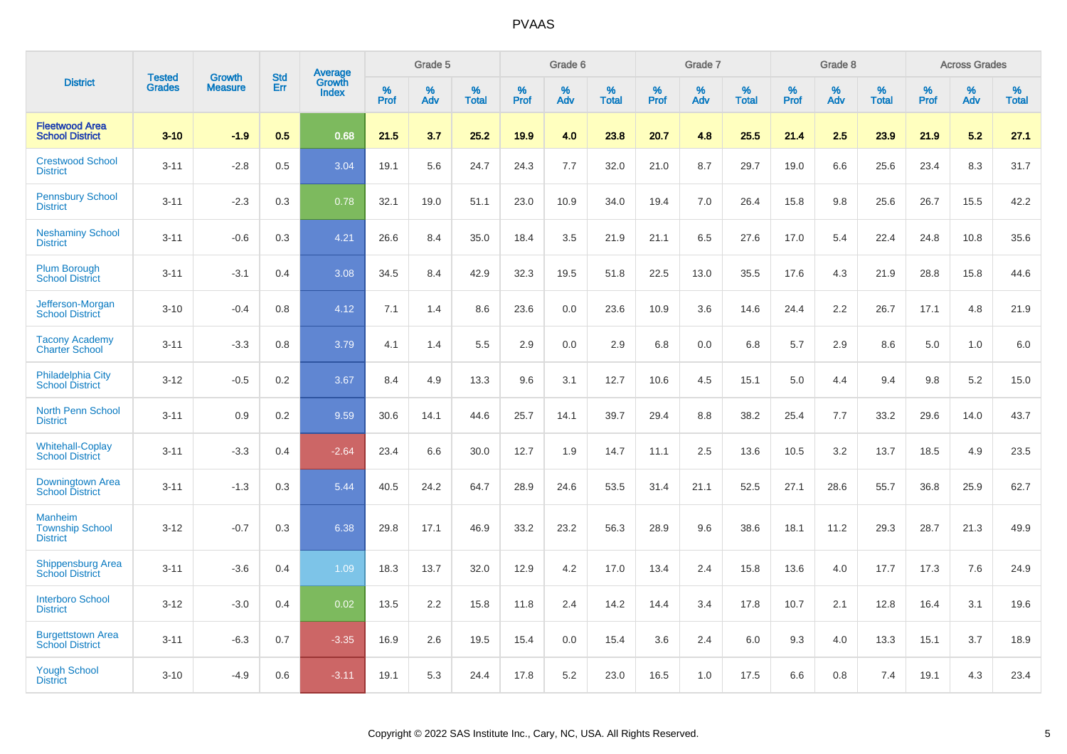# PVAAS

| District | Tested Grades | Growth Measure | Std Err | Average Growth Index | Grade 5 | | | Grade 6 | | | Grade 7 | | | Grade 8 | | | Across Grades | | |
|---|---|---|---|---|---|---|---|---|---|---|---|---|---|---|---|---|---|---|---|
| | | | | | % Prof | % Adv | % Total | % Prof | % Adv | % Total | % Prof | % Adv | % Total | % Prof | % Adv | % Total | % Prof | % Adv | % Total |
| **Fleetwood Area School District** | **3-10** | **-1.9** | **0.5** | **0.68** | **21.5** | **3.7** | **25.2** | **19.9** | **4.0** | **23.8** | **20.7** | **4.8** | **25.5** | **21.4** | **2.5** | **23.9** | **21.9** | **5.2** | **27.1** |
| Crestwood School District | 3-11 | -2.8 | 0.5 | 3.04 | 19.1 | 5.6 | 24.7 | 24.3 | 7.7 | 32.0 | 21.0 | 8.7 | 29.7 | 19.0 | 6.6 | 25.6 | 23.4 | 8.3 | 31.7 |
| Pennsbury School District | 3-11 | -2.3 | 0.3 | 0.78 | 32.1 | 19.0 | 51.1 | 23.0 | 10.9 | 34.0 | 19.4 | 7.0 | 26.4 | 15.8 | 9.8 | 25.6 | 26.7 | 15.5 | 42.2 |
| Neshaminy School District | 3-11 | -0.6 | 0.3 | 4.21 | 26.6 | 8.4 | 35.0 | 18.4 | 3.5 | 21.9 | 21.1 | 6.5 | 27.6 | 17.0 | 5.4 | 22.4 | 24.8 | 10.8 | 35.6 |
| Plum Borough School District | 3-11 | -3.1 | 0.4 | 3.08 | 34.5 | 8.4 | 42.9 | 32.3 | 19.5 | 51.8 | 22.5 | 13.0 | 35.5 | 17.6 | 4.3 | 21.9 | 28.8 | 15.8 | 44.6 |
| Jefferson-Morgan School District | 3-10 | -0.4 | 0.8 | 4.12 | 7.1 | 1.4 | 8.6 | 23.6 | 0.0 | 23.6 | 10.9 | 3.6 | 14.6 | 24.4 | 2.2 | 26.7 | 17.1 | 4.8 | 21.9 |
| Tacony Academy Charter School | 3-11 | -3.3 | 0.8 | 3.79 | 4.1 | 1.4 | 5.5 | 2.9 | 0.0 | 2.9 | 6.8 | 0.0 | 6.8 | 5.7 | 2.9 | 8.6 | 5.0 | 1.0 | 6.0 |
| Philadelphia City School District | 3-12 | -0.5 | 0.2 | 3.67 | 8.4 | 4.9 | 13.3 | 9.6 | 3.1 | 12.7 | 10.6 | 4.5 | 15.1 | 5.0 | 4.4 | 9.4 | 9.8 | 5.2 | 15.0 |
| North Penn School District | 3-11 | 0.9 | 0.2 | 9.59 | 30.6 | 14.1 | 44.6 | 25.7 | 14.1 | 39.7 | 29.4 | 8.8 | 38.2 | 25.4 | 7.7 | 33.2 | 29.6 | 14.0 | 43.7 |
| Whitehall-Coplay School District | 3-11 | -3.3 | 0.4 | -2.64 | 23.4 | 6.6 | 30.0 | 12.7 | 1.9 | 14.7 | 11.1 | 2.5 | 13.6 | 10.5 | 3.2 | 13.7 | 18.5 | 4.9 | 23.5 |
| Downingtown Area School District | 3-11 | -1.3 | 0.3 | 5.44 | 40.5 | 24.2 | 64.7 | 28.9 | 24.6 | 53.5 | 31.4 | 21.1 | 52.5 | 27.1 | 28.6 | 55.7 | 36.8 | 25.9 | 62.7 |
| Manheim Township School District | 3-12 | -0.7 | 0.3 | 6.38 | 29.8 | 17.1 | 46.9 | 33.2 | 23.2 | 56.3 | 28.9 | 9.6 | 38.6 | 18.1 | 11.2 | 29.3 | 28.7 | 21.3 | 49.9 |
| Shippensburg Area School District | 3-11 | -3.6 | 0.4 | 1.09 | 18.3 | 13.7 | 32.0 | 12.9 | 4.2 | 17.0 | 13.4 | 2.4 | 15.8 | 13.6 | 4.0 | 17.7 | 17.3 | 7.6 | 24.9 |
| Interboro School District | 3-12 | -3.0 | 0.4 | 0.02 | 13.5 | 2.2 | 15.8 | 11.8 | 2.4 | 14.2 | 14.4 | 3.4 | 17.8 | 10.7 | 2.1 | 12.8 | 16.4 | 3.1 | 19.6 |
| Burgettstown Area School District | 3-11 | -6.3 | 0.7 | -3.35 | 16.9 | 2.6 | 19.5 | 15.4 | 0.0 | 15.4 | 3.6 | 2.4 | 6.0 | 9.3 | 4.0 | 13.3 | 15.1 | 3.7 | 18.9 |
| Yough School District | 3-10 | -4.9 | 0.6 | -3.11 | 19.1 | 5.3 | 24.4 | 17.8 | 5.2 | 23.0 | 16.5 | 1.0 | 17.5 | 6.6 | 0.8 | 7.4 | 19.1 | 4.3 | 23.4 |

Copyright © 2022 SAS Institute Inc., Cary, NC, USA. All Rights Reserved.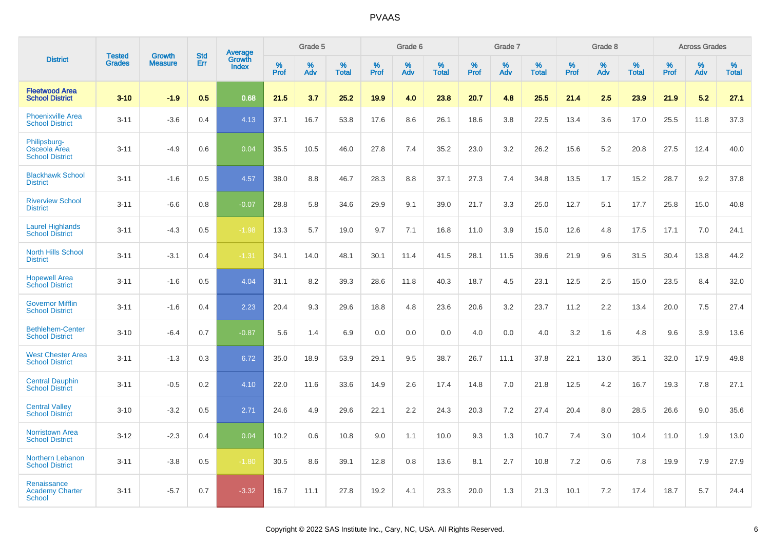| District | Tested Grades | Growth Measure | Std Err | Average Growth Index | Grade 5 | | | Grade 6 | | | Grade 7 | | | Grade 8 | | | Across Grades | | |
|---|---|---|---|---|---|---|---|---|---|---|---|---|---|---|---|---|---|---|---|
| | | | | | % Prof | % Adv | % Total | % Prof | % Adv | % Total | % Prof | % Adv | % Total | % Prof | % Adv | % Total | % Prof | % Adv | % Total |
| **Fleetwood Area School District** | **3-10** | **-1.9** | **0.5** | **0.68** | **21.5** | **3.7** | **25.2** | **19.9** | **4.0** | **23.8** | **20.7** | **4.8** | **25.5** | **21.4** | **2.5** | **23.9** | **21.9** | **5.2** | **27.1** |
| Phoenixville Area School District | 3-11 | -3.6 | 0.4 | 4.13 | 37.1 | 16.7 | 53.8 | 17.6 | 8.6 | 26.1 | 18.6 | 3.8 | 22.5 | 13.4 | 3.6 | 17.0 | 25.5 | 11.8 | 37.3 |
| Philipsburg-Osceola Area School District | 3-11 | -4.9 | 0.6 | 0.04 | 35.5 | 10.5 | 46.0 | 27.8 | 7.4 | 35.2 | 23.0 | 3.2 | 26.2 | 15.6 | 5.2 | 20.8 | 27.5 | 12.4 | 40.0 |
| Blackhawk School District | 3-11 | -1.6 | 0.5 | 4.57 | 38.0 | 8.8 | 46.7 | 28.3 | 8.8 | 37.1 | 27.3 | 7.4 | 34.8 | 13.5 | 1.7 | 15.2 | 28.7 | 9.2 | 37.8 |
| Riverview School District | 3-11 | -6.6 | 0.8 | -0.07 | 28.8 | 5.8 | 34.6 | 29.9 | 9.1 | 39.0 | 21.7 | 3.3 | 25.0 | 12.7 | 5.1 | 17.7 | 25.8 | 15.0 | 40.8 |
| Laurel Highlands School District | 3-11 | -4.3 | 0.5 | -1.98 | 13.3 | 5.7 | 19.0 | 9.7 | 7.1 | 16.8 | 11.0 | 3.9 | 15.0 | 12.6 | 4.8 | 17.5 | 17.1 | 7.0 | 24.1 |
| North Hills School District | 3-11 | -3.1 | 0.4 | -1.31 | 34.1 | 14.0 | 48.1 | 30.1 | 11.4 | 41.5 | 28.1 | 11.5 | 39.6 | 21.9 | 9.6 | 31.5 | 30.4 | 13.8 | 44.2 |
| Hopewell Area School District | 3-11 | -1.6 | 0.5 | 4.04 | 31.1 | 8.2 | 39.3 | 28.6 | 11.8 | 40.3 | 18.7 | 4.5 | 23.1 | 12.5 | 2.5 | 15.0 | 23.5 | 8.4 | 32.0 |
| Governor Mifflin School District | 3-11 | -1.6 | 0.4 | 2.23 | 20.4 | 9.3 | 29.6 | 18.8 | 4.8 | 23.6 | 20.6 | 3.2 | 23.7 | 11.2 | 2.2 | 13.4 | 20.0 | 7.5 | 27.4 |
| Bethlehem-Center School District | 3-10 | -6.4 | 0.7 | -0.87 | 5.6 | 1.4 | 6.9 | 0.0 | 0.0 | 0.0 | 4.0 | 0.0 | 4.0 | 3.2 | 1.6 | 4.8 | 9.6 | 3.9 | 13.6 |
| West Chester Area School District | 3-11 | -1.3 | 0.3 | 6.72 | 35.0 | 18.9 | 53.9 | 29.1 | 9.5 | 38.7 | 26.7 | 11.1 | 37.8 | 22.1 | 13.0 | 35.1 | 32.0 | 17.9 | 49.8 |
| Central Dauphin School District | 3-11 | -0.5 | 0.2 | 4.10 | 22.0 | 11.6 | 33.6 | 14.9 | 2.6 | 17.4 | 14.8 | 7.0 | 21.8 | 12.5 | 4.2 | 16.7 | 19.3 | 7.8 | 27.1 |
| Central Valley School District | 3-10 | -3.2 | 0.5 | 2.71 | 24.6 | 4.9 | 29.6 | 22.1 | 2.2 | 24.3 | 20.3 | 7.2 | 27.4 | 20.4 | 8.0 | 28.5 | 26.6 | 9.0 | 35.6 |
| Norristown Area School District | 3-12 | -2.3 | 0.4 | 0.04 | 10.2 | 0.6 | 10.8 | 9.0 | 1.1 | 10.0 | 9.3 | 1.3 | 10.7 | 7.4 | 3.0 | 10.4 | 11.0 | 1.9 | 13.0 |
| Northern Lebanon School District | 3-11 | -3.8 | 0.5 | -1.80 | 30.5 | 8.6 | 39.1 | 12.8 | 0.8 | 13.6 | 8.1 | 2.7 | 10.8 | 7.2 | 0.6 | 7.8 | 19.9 | 7.9 | 27.9 |
| Renaissance Academy Charter School | 3-11 | -5.7 | 0.7 | -3.32 | 16.7 | 11.1 | 27.8 | 19.2 | 4.1 | 23.3 | 20.0 | 1.3 | 21.3 | 10.1 | 7.2 | 17.4 | 18.7 | 5.7 | 24.4 |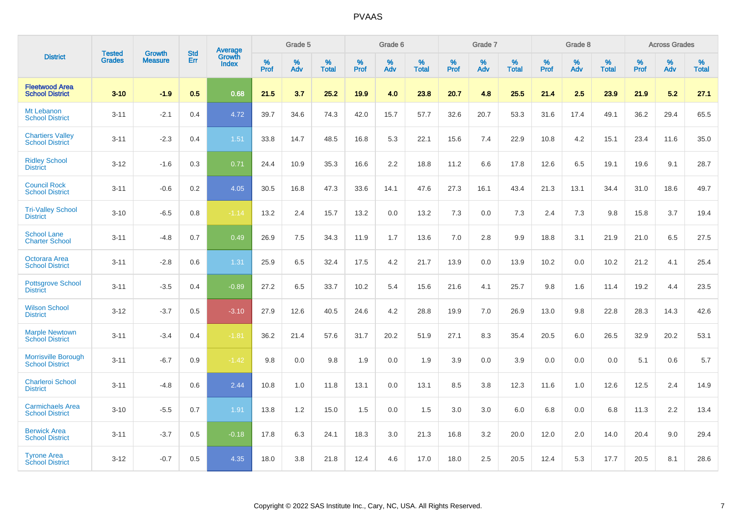# PVAAS

| District | Tested Grades | Growth Measure | Std Err | Average Growth Index | Grade 5 | | | Grade 6 | | | Grade 7 | | | Grade 8 | | | Across Grades | | |
|---|---|---|---|---|---|---|---|---|---|---|---|---|---|---|---|---|---|---|---|
| | | | | | % Prof | % Adv | % Total | % Prof | % Adv | % Total | % Prof | % Adv | % Total | % Prof | % Adv | % Total | % Prof | % Adv | % Total |
| **Fleetwood Area School District** | **3-10** | **-1.9** | **0.5** | **0.68** | **21.5** | **3.7** | **25.2** | **19.9** | **4.0** | **23.8** | **20.7** | **4.8** | **25.5** | **21.4** | **2.5** | **23.9** | **21.9** | **5.2** | **27.1** |
| Mt Lebanon School District | 3-11 | -2.1 | 0.4 | 4.72 | 39.7 | 34.6 | 74.3 | 42.0 | 15.7 | 57.7 | 32.6 | 20.7 | 53.3 | 31.6 | 17.4 | 49.1 | 36.2 | 29.4 | 65.5 |
| Chartiers Valley School District | 3-11 | -2.3 | 0.4 | 1.51 | 33.8 | 14.7 | 48.5 | 16.8 | 5.3 | 22.1 | 15.6 | 7.4 | 22.9 | 10.8 | 4.2 | 15.1 | 23.4 | 11.6 | 35.0 |
| Ridley School District | 3-12 | -1.6 | 0.3 | 0.71 | 24.4 | 10.9 | 35.3 | 16.6 | 2.2 | 18.8 | 11.2 | 6.6 | 17.8 | 12.6 | 6.5 | 19.1 | 19.6 | 9.1 | 28.7 |
| Council Rock School District | 3-11 | -0.6 | 0.2 | 4.05 | 30.5 | 16.8 | 47.3 | 33.6 | 14.1 | 47.6 | 27.3 | 16.1 | 43.4 | 21.3 | 13.1 | 34.4 | 31.0 | 18.6 | 49.7 |
| Tri-Valley School District | 3-10 | -6.5 | 0.8 | -1.14 | 13.2 | 2.4 | 15.7 | 13.2 | 0.0 | 13.2 | 7.3 | 0.0 | 7.3 | 2.4 | 7.3 | 9.8 | 15.8 | 3.7 | 19.4 |
| School Lane Charter School | 3-11 | -4.8 | 0.7 | 0.49 | 26.9 | 7.5 | 34.3 | 11.9 | 1.7 | 13.6 | 7.0 | 2.8 | 9.9 | 18.8 | 3.1 | 21.9 | 21.0 | 6.5 | 27.5 |
| Octorara Area School District | 3-11 | -2.8 | 0.6 | 1.31 | 25.9 | 6.5 | 32.4 | 17.5 | 4.2 | 21.7 | 13.9 | 0.0 | 13.9 | 10.2 | 0.0 | 10.2 | 21.2 | 4.1 | 25.4 |
| Pottsgrove School District | 3-11 | -3.5 | 0.4 | -0.89 | 27.2 | 6.5 | 33.7 | 10.2 | 5.4 | 15.6 | 21.6 | 4.1 | 25.7 | 9.8 | 1.6 | 11.4 | 19.2 | 4.4 | 23.5 |
| Wilson School District | 3-12 | -3.7 | 0.5 | -3.10 | 27.9 | 12.6 | 40.5 | 24.6 | 4.2 | 28.8 | 19.9 | 7.0 | 26.9 | 13.0 | 9.8 | 22.8 | 28.3 | 14.3 | 42.6 |
| Marple Newtown School District | 3-11 | -3.4 | 0.4 | -1.81 | 36.2 | 21.4 | 57.6 | 31.7 | 20.2 | 51.9 | 27.1 | 8.3 | 35.4 | 20.5 | 6.0 | 26.5 | 32.9 | 20.2 | 53.1 |
| Morrisville Borough School District | 3-11 | -6.7 | 0.9 | -1.42 | 9.8 | 0.0 | 9.8 | 1.9 | 0.0 | 1.9 | 3.9 | 0.0 | 3.9 | 0.0 | 0.0 | 0.0 | 5.1 | 0.6 | 5.7 |
| Charleroi School District | 3-11 | -4.8 | 0.6 | 2.44 | 10.8 | 1.0 | 11.8 | 13.1 | 0.0 | 13.1 | 8.5 | 3.8 | 12.3 | 11.6 | 1.0 | 12.6 | 12.5 | 2.4 | 14.9 |
| Carmichaels Area School District | 3-10 | -5.5 | 0.7 | 1.91 | 13.8 | 1.2 | 15.0 | 1.5 | 0.0 | 1.5 | 3.0 | 3.0 | 6.0 | 6.8 | 0.0 | 6.8 | 11.3 | 2.2 | 13.4 |
| Berwick Area School District | 3-11 | -3.7 | 0.5 | -0.18 | 17.8 | 6.3 | 24.1 | 18.3 | 3.0 | 21.3 | 16.8 | 3.2 | 20.0 | 12.0 | 2.0 | 14.0 | 20.4 | 9.0 | 29.4 |
| Tyrone Area School District | 3-12 | -0.7 | 0.5 | 4.35 | 18.0 | 3.8 | 21.8 | 12.4 | 4.6 | 17.0 | 18.0 | 2.5 | 20.5 | 12.4 | 5.3 | 17.7 | 20.5 | 8.1 | 28.6 |

Copyright © 2022 SAS Institute Inc., Cary, NC, USA. All Rights Reserved.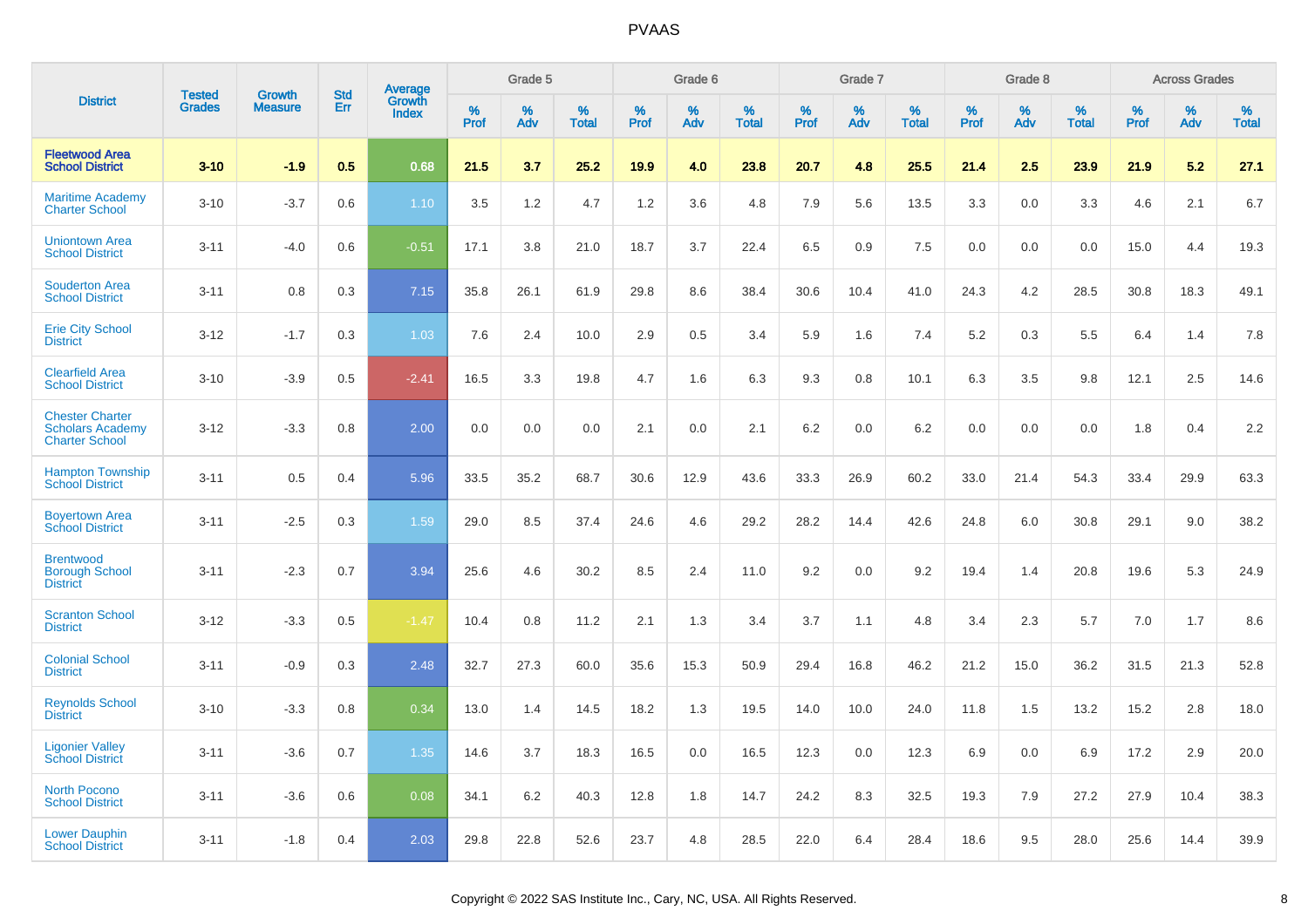| District | Tested Grades | Growth Measure | Std Err | Average Growth Index | Grade 5 | | | Grade 6 | | | Grade 7 | | | Grade 8 | | | Across Grades | | |
|---|---|---|---|---|---|---|---|---|---|---|---|---|---|---|---|---|---|---|---|
| | | | | | % Prof | % Adv | % Total | % Prof | % Adv | % Total | % Prof | % Adv | % Total | % Prof | % Adv | % Total | % Prof | % Adv | % Total |
| **Fleetwood Area School District** | **3-10** | **-1.9** | **0.5** | **0.68** | **21.5** | **3.7** | **25.2** | **19.9** | **4.0** | **23.8** | **20.7** | **4.8** | **25.5** | **21.4** | **2.5** | **23.9** | **21.9** | **5.2** | **27.1** |
| Maritime Academy Charter School | 3-10 | -3.7 | 0.6 | 1.10 | 3.5 | 1.2 | 4.7 | 1.2 | 3.6 | 4.8 | 7.9 | 5.6 | 13.5 | 3.3 | 0.0 | 3.3 | 4.6 | 2.1 | 6.7 |
| Uniontown Area School District | 3-11 | -4.0 | 0.6 | -0.51 | 17.1 | 3.8 | 21.0 | 18.7 | 3.7 | 22.4 | 6.5 | 0.9 | 7.5 | 0.0 | 0.0 | 0.0 | 15.0 | 4.4 | 19.3 |
| Souderton Area School District | 3-11 | 0.8 | 0.3 | 7.15 | 35.8 | 26.1 | 61.9 | 29.8 | 8.6 | 38.4 | 30.6 | 10.4 | 41.0 | 24.3 | 4.2 | 28.5 | 30.8 | 18.3 | 49.1 |
| Erie City School District | 3-12 | -1.7 | 0.3 | 1.03 | 7.6 | 2.4 | 10.0 | 2.9 | 0.5 | 3.4 | 5.9 | 1.6 | 7.4 | 5.2 | 0.3 | 5.5 | 6.4 | 1.4 | 7.8 |
| Clearfield Area School District | 3-10 | -3.9 | 0.5 | -2.41 | 16.5 | 3.3 | 19.8 | 4.7 | 1.6 | 6.3 | 9.3 | 0.8 | 10.1 | 6.3 | 3.5 | 9.8 | 12.1 | 2.5 | 14.6 |
| Chester Charter Scholars Academy Charter School | 3-12 | -3.3 | 0.8 | 2.00 | 0.0 | 0.0 | 0.0 | 2.1 | 0.0 | 2.1 | 6.2 | 0.0 | 6.2 | 0.0 | 0.0 | 0.0 | 1.8 | 0.4 | 2.2 |
| Hampton Township School District | 3-11 | 0.5 | 0.4 | 5.96 | 33.5 | 35.2 | 68.7 | 30.6 | 12.9 | 43.6 | 33.3 | 26.9 | 60.2 | 33.0 | 21.4 | 54.3 | 33.4 | 29.9 | 63.3 |
| Boyertown Area School District | 3-11 | -2.5 | 0.3 | 1.59 | 29.0 | 8.5 | 37.4 | 24.6 | 4.6 | 29.2 | 28.2 | 14.4 | 42.6 | 24.8 | 6.0 | 30.8 | 29.1 | 9.0 | 38.2 |
| Brentwood Borough School District | 3-11 | -2.3 | 0.7 | 3.94 | 25.6 | 4.6 | 30.2 | 8.5 | 2.4 | 11.0 | 9.2 | 0.0 | 9.2 | 19.4 | 1.4 | 20.8 | 19.6 | 5.3 | 24.9 |
| Scranton School District | 3-12 | -3.3 | 0.5 | -1.47 | 10.4 | 0.8 | 11.2 | 2.1 | 1.3 | 3.4 | 3.7 | 1.1 | 4.8 | 3.4 | 2.3 | 5.7 | 7.0 | 1.7 | 8.6 |
| Colonial School District | 3-11 | -0.9 | 0.3 | 2.48 | 32.7 | 27.3 | 60.0 | 35.6 | 15.3 | 50.9 | 29.4 | 16.8 | 46.2 | 21.2 | 15.0 | 36.2 | 31.5 | 21.3 | 52.8 |
| Reynolds School District | 3-10 | -3.3 | 0.8 | 0.34 | 13.0 | 1.4 | 14.5 | 18.2 | 1.3 | 19.5 | 14.0 | 10.0 | 24.0 | 11.8 | 1.5 | 13.2 | 15.2 | 2.8 | 18.0 |
| Ligonier Valley School District | 3-11 | -3.6 | 0.7 | 1.35 | 14.6 | 3.7 | 18.3 | 16.5 | 0.0 | 16.5 | 12.3 | 0.0 | 12.3 | 6.9 | 0.0 | 6.9 | 17.2 | 2.9 | 20.0 |
| North Pocono School District | 3-11 | -3.6 | 0.6 | 0.08 | 34.1 | 6.2 | 40.3 | 12.8 | 1.8 | 14.7 | 24.2 | 8.3 | 32.5 | 19.3 | 7.9 | 27.2 | 27.9 | 10.4 | 38.3 |
| Lower Dauphin School District | 3-11 | -1.8 | 0.4 | 2.03 | 29.8 | 22.8 | 52.6 | 23.7 | 4.8 | 28.5 | 22.0 | 6.4 | 28.4 | 18.6 | 9.5 | 28.0 | 25.6 | 14.4 | 39.9 |

Copyright © 2022 SAS Institute Inc., Cary, NC, USA. All Rights Reserved.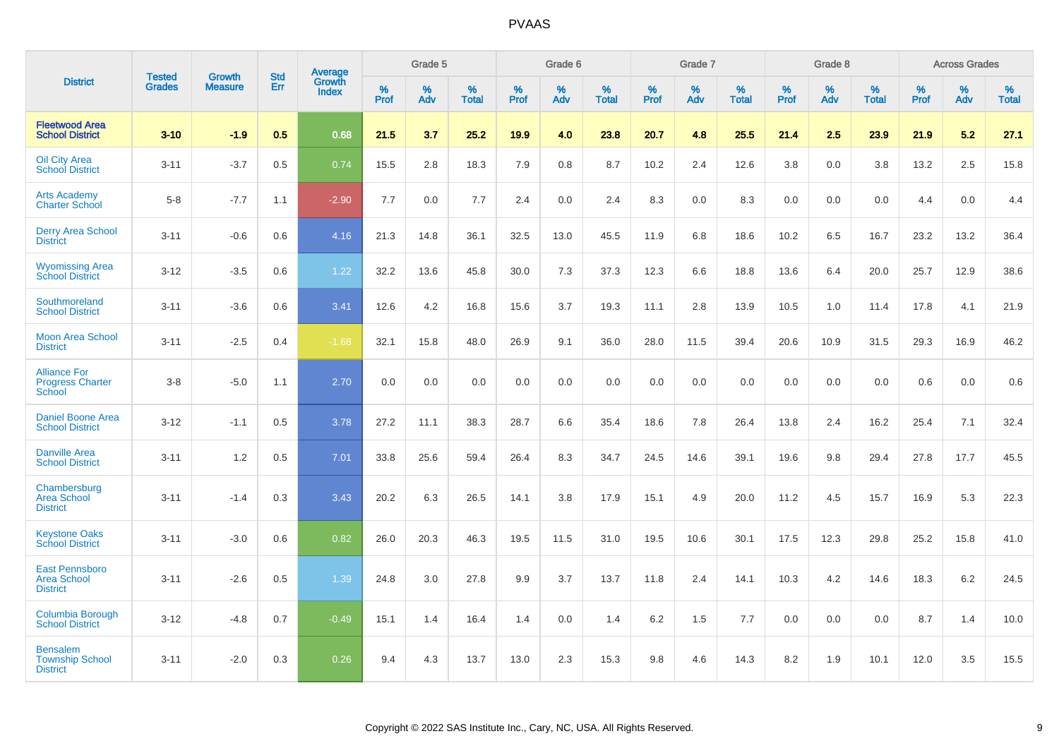# PVAAS

| District | Tested Grades | Growth Measure | Std Err | Average Growth Index | Grade 5 | | | Grade 6 | | | Grade 7 | | | Grade 8 | | | Across Grades | | |
|---|---|---|---|---|---|---|---|---|---|---|---|---|---|---|---|---|---|---|---|
| | | | | | % Prof | % Adv | % Total | % Prof | % Adv | % Total | % Prof | % Adv | % Total | % Prof | % Adv | % Total | % Prof | % Adv | % Total |
| **Fleetwood Area School District** | **3-10** | **-1.9** | **0.5** | **0.68** | **21.5** | **3.7** | **25.2** | **19.9** | **4.0** | **23.8** | **20.7** | **4.8** | **25.5** | **21.4** | **2.5** | **23.9** | **21.9** | **5.2** | **27.1** |
| Oil City Area School District | 3-11 | -3.7 | 0.5 | 0.74 | 15.5 | 2.8 | 18.3 | 7.9 | 0.8 | 8.7 | 10.2 | 2.4 | 12.6 | 3.8 | 0.0 | 3.8 | 13.2 | 2.5 | 15.8 |
| Arts Academy Charter School | 5-8 | -7.7 | 1.1 | -2.90 | 7.7 | 0.0 | 7.7 | 2.4 | 0.0 | 2.4 | 8.3 | 0.0 | 8.3 | 0.0 | 0.0 | 0.0 | 4.4 | 0.0 | 4.4 |
| Derry Area School District | 3-11 | -0.6 | 0.6 | 4.16 | 21.3 | 14.8 | 36.1 | 32.5 | 13.0 | 45.5 | 11.9 | 6.8 | 18.6 | 10.2 | 6.5 | 16.7 | 23.2 | 13.2 | 36.4 |
| Wyomissing Area School District | 3-12 | -3.5 | 0.6 | 1.22 | 32.2 | 13.6 | 45.8 | 30.0 | 7.3 | 37.3 | 12.3 | 6.6 | 18.8 | 13.6 | 6.4 | 20.0 | 25.7 | 12.9 | 38.6 |
| Southmoreland School District | 3-11 | -3.6 | 0.6 | 3.41 | 12.6 | 4.2 | 16.8 | 15.6 | 3.7 | 19.3 | 11.1 | 2.8 | 13.9 | 10.5 | 1.0 | 11.4 | 17.8 | 4.1 | 21.9 |
| Moon Area School District | 3-11 | -2.5 | 0.4 | -1.68 | 32.1 | 15.8 | 48.0 | 26.9 | 9.1 | 36.0 | 28.0 | 11.5 | 39.4 | 20.6 | 10.9 | 31.5 | 29.3 | 16.9 | 46.2 |
| Alliance For Progress Charter School | 3-8 | -5.0 | 1.1 | 2.70 | 0.0 | 0.0 | 0.0 | 0.0 | 0.0 | 0.0 | 0.0 | 0.0 | 0.0 | 0.0 | 0.0 | 0.0 | 0.6 | 0.0 | 0.6 |
| Daniel Boone Area School District | 3-12 | -1.1 | 0.5 | 3.78 | 27.2 | 11.1 | 38.3 | 28.7 | 6.6 | 35.4 | 18.6 | 7.8 | 26.4 | 13.8 | 2.4 | 16.2 | 25.4 | 7.1 | 32.4 |
| Danville Area School District | 3-11 | 1.2 | 0.5 | 7.01 | 33.8 | 25.6 | 59.4 | 26.4 | 8.3 | 34.7 | 24.5 | 14.6 | 39.1 | 19.6 | 9.8 | 29.4 | 27.8 | 17.7 | 45.5 |
| Chambersburg Area School District | 3-11 | -1.4 | 0.3 | 3.43 | 20.2 | 6.3 | 26.5 | 14.1 | 3.8 | 17.9 | 15.1 | 4.9 | 20.0 | 11.2 | 4.5 | 15.7 | 16.9 | 5.3 | 22.3 |
| Keystone Oaks School District | 3-11 | -3.0 | 0.6 | 0.82 | 26.0 | 20.3 | 46.3 | 19.5 | 11.5 | 31.0 | 19.5 | 10.6 | 30.1 | 17.5 | 12.3 | 29.8 | 25.2 | 15.8 | 41.0 |
| East Pennsboro Area School District | 3-11 | -2.6 | 0.5 | 1.39 | 24.8 | 3.0 | 27.8 | 9.9 | 3.7 | 13.7 | 11.8 | 2.4 | 14.1 | 10.3 | 4.2 | 14.6 | 18.3 | 6.2 | 24.5 |
| Columbia Borough School District | 3-12 | -4.8 | 0.7 | -0.49 | 15.1 | 1.4 | 16.4 | 1.4 | 0.0 | 1.4 | 6.2 | 1.5 | 7.7 | 0.0 | 0.0 | 0.0 | 8.7 | 1.4 | 10.0 |
| Bensalem Township School District | 3-11 | -2.0 | 0.3 | 0.26 | 9.4 | 4.3 | 13.7 | 13.0 | 2.3 | 15.3 | 9.8 | 4.6 | 14.3 | 8.2 | 1.9 | 10.1 | 12.0 | 3.5 | 15.5 |

Copyright © 2022 SAS Institute Inc., Cary, NC, USA. All Rights Reserved.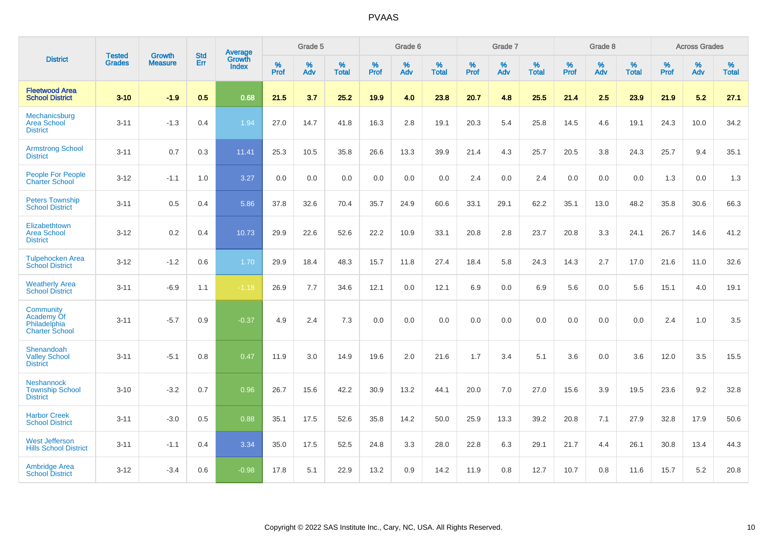# PVAAS

| District | Tested Grades | Growth Measure | Std Err | Average Growth Index | Grade 5 | | | Grade 6 | | | Grade 7 | | | Grade 8 | | | Across Grades | | |
|---|---|---|---|---|---|---|---|---|---|---|---|---|---|---|---|---|---|---|---|
| | | | | | % Prof | % Adv | % Total | % Prof | % Adv | % Total | % Prof | % Adv | % Total | % Prof | % Adv | % Total | % Prof | % Adv | % Total |
| **Fleetwood Area School District** | **3-10** | **-1.9** | **0.5** | **0.68** | **21.5** | **3.7** | **25.2** | **19.9** | **4.0** | **23.8** | **20.7** | **4.8** | **25.5** | **21.4** | **2.5** | **23.9** | **21.9** | **5.2** | **27.1** |
| Mechanicsburg Area School District | 3-11 | -1.3 | 0.4 | 1.94 | 27.0 | 14.7 | 41.8 | 16.3 | 2.8 | 19.1 | 20.3 | 5.4 | 25.8 | 14.5 | 4.6 | 19.1 | 24.3 | 10.0 | 34.2 |
| Armstrong School District | 3-11 | 0.7 | 0.3 | 11.41 | 25.3 | 10.5 | 35.8 | 26.6 | 13.3 | 39.9 | 21.4 | 4.3 | 25.7 | 20.5 | 3.8 | 24.3 | 25.7 | 9.4 | 35.1 |
| People For People Charter School | 3-12 | -1.1 | 1.0 | 3.27 | 0.0 | 0.0 | 0.0 | 0.0 | 0.0 | 0.0 | 2.4 | 0.0 | 2.4 | 0.0 | 0.0 | 0.0 | 1.3 | 0.0 | 1.3 |
| Peters Township School District | 3-11 | 0.5 | 0.4 | 5.86 | 37.8 | 32.6 | 70.4 | 35.7 | 24.9 | 60.6 | 33.1 | 29.1 | 62.2 | 35.1 | 13.0 | 48.2 | 35.8 | 30.6 | 66.3 |
| Elizabethtown Area School District | 3-12 | 0.2 | 0.4 | 10.73 | 29.9 | 22.6 | 52.6 | 22.2 | 10.9 | 33.1 | 20.8 | 2.8 | 23.7 | 20.8 | 3.3 | 24.1 | 26.7 | 14.6 | 41.2 |
| Tulpehocken Area School District | 3-12 | -1.2 | 0.6 | 1.70 | 29.9 | 18.4 | 48.3 | 15.7 | 11.8 | 27.4 | 18.4 | 5.8 | 24.3 | 14.3 | 2.7 | 17.0 | 21.6 | 11.0 | 32.6 |
| Weatherly Area School District | 3-11 | -6.9 | 1.1 | -1.18 | 26.9 | 7.7 | 34.6 | 12.1 | 0.0 | 12.1 | 6.9 | 0.0 | 6.9 | 5.6 | 0.0 | 5.6 | 15.1 | 4.0 | 19.1 |
| Community Academy Of Philadelphia Charter School | 3-11 | -5.7 | 0.9 | -0.37 | 4.9 | 2.4 | 7.3 | 0.0 | 0.0 | 0.0 | 0.0 | 0.0 | 0.0 | 0.0 | 0.0 | 0.0 | 2.4 | 1.0 | 3.5 |
| Shenandoah Valley School District | 3-11 | -5.1 | 0.8 | 0.47 | 11.9 | 3.0 | 14.9 | 19.6 | 2.0 | 21.6 | 1.7 | 3.4 | 5.1 | 3.6 | 0.0 | 3.6 | 12.0 | 3.5 | 15.5 |
| Neshannock Township School District | 3-10 | -3.2 | 0.7 | 0.96 | 26.7 | 15.6 | 42.2 | 30.9 | 13.2 | 44.1 | 20.0 | 7.0 | 27.0 | 15.6 | 3.9 | 19.5 | 23.6 | 9.2 | 32.8 |
| Harbor Creek School District | 3-11 | -3.0 | 0.5 | 0.88 | 35.1 | 17.5 | 52.6 | 35.8 | 14.2 | 50.0 | 25.9 | 13.3 | 39.2 | 20.8 | 7.1 | 27.9 | 32.8 | 17.9 | 50.6 |
| West Jefferson Hills School District | 3-11 | -1.1 | 0.4 | 3.34 | 35.0 | 17.5 | 52.5 | 24.8 | 3.3 | 28.0 | 22.8 | 6.3 | 29.1 | 21.7 | 4.4 | 26.1 | 30.8 | 13.4 | 44.3 |
| Ambridge Area School District | 3-12 | -3.4 | 0.6 | -0.98 | 17.8 | 5.1 | 22.9 | 13.2 | 0.9 | 14.2 | 11.9 | 0.8 | 12.7 | 10.7 | 0.8 | 11.6 | 15.7 | 5.2 | 20.8 |

Copyright © 2022 SAS Institute Inc., Cary, NC, USA. All Rights Reserved.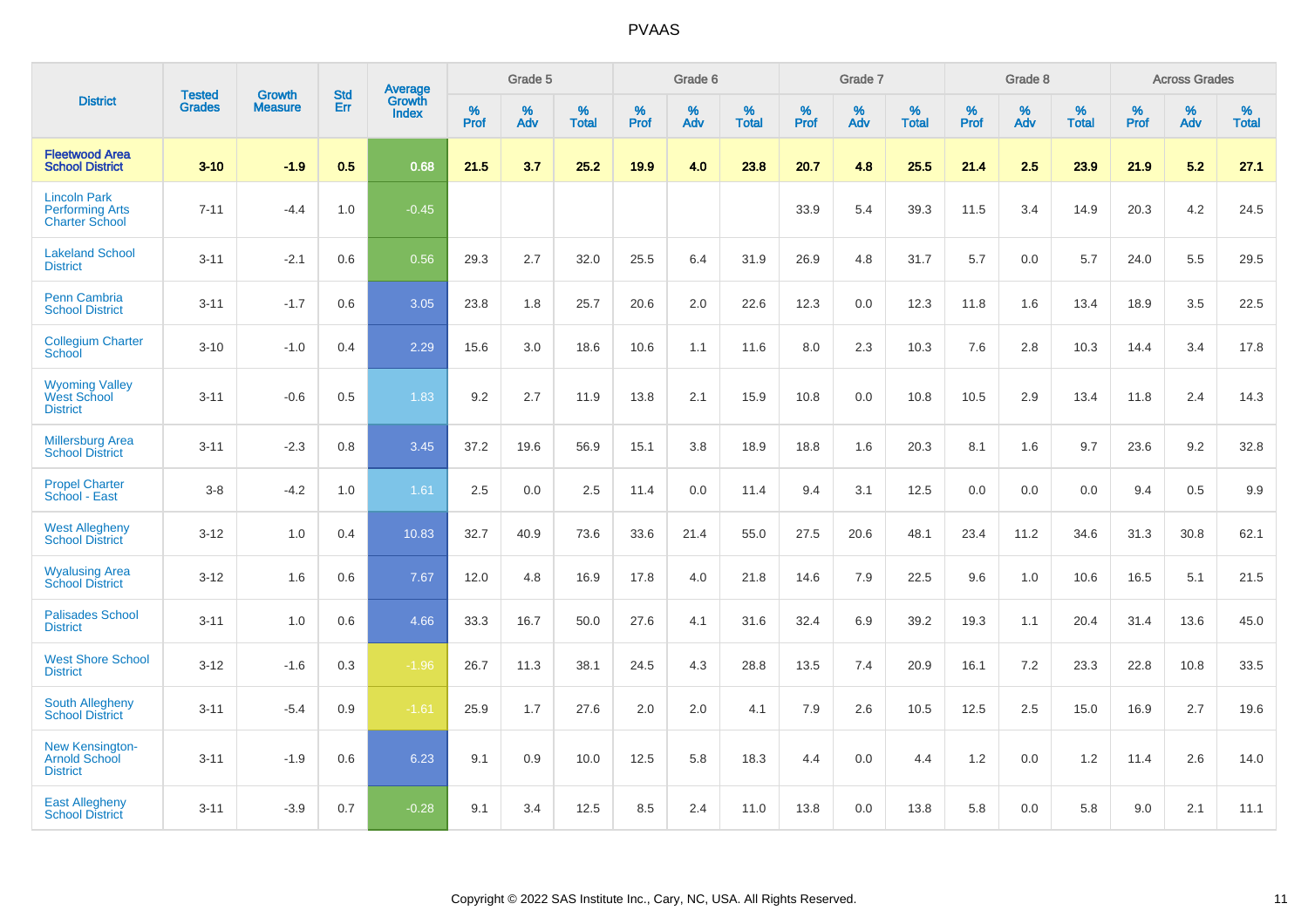# PVAAS

| District | Tested Grades | Growth Measure | Std Err | Average Growth Index | Grade 5 | | | Grade 6 | | | Grade 7 | | | Grade 8 | | | Across Grades | | |
|---|---|---|---|---|---|---|---|---|---|---|---|---|---|---|---|---|---|---|---|
| | | | | | % Prof | % Adv | % Total | % Prof | % Adv | % Total | % Prof | % Adv | % Total | % Prof | % Adv | % Total | % Prof | % Adv | % Total |
| **Fleetwood Area School District** | **3-10** | **-1.9** | **0.5** | **0.68** | **21.5** | **3.7** | **25.2** | **19.9** | **4.0** | **23.8** | **20.7** | **4.8** | **25.5** | **21.4** | **2.5** | **23.9** | **21.9** | **5.2** | **27.1** |
| Lincoln Park Performing Arts Charter School | 7-11 | -4.4 | 1.0 | -0.45 | | | | | | | 33.9 | 5.4 | 39.3 | 11.5 | 3.4 | 14.9 | 20.3 | 4.2 | 24.5 |
| Lakeland School District | 3-11 | -2.1 | 0.6 | 0.56 | 29.3 | 2.7 | 32.0 | 25.5 | 6.4 | 31.9 | 26.9 | 4.8 | 31.7 | 5.7 | 0.0 | 5.7 | 24.0 | 5.5 | 29.5 |
| Penn Cambria School District | 3-11 | -1.7 | 0.6 | 3.05 | 23.8 | 1.8 | 25.7 | 20.6 | 2.0 | 22.6 | 12.3 | 0.0 | 12.3 | 11.8 | 1.6 | 13.4 | 18.9 | 3.5 | 22.5 |
| Collegium Charter School | 3-10 | -1.0 | 0.4 | 2.29 | 15.6 | 3.0 | 18.6 | 10.6 | 1.1 | 11.6 | 8.0 | 2.3 | 10.3 | 7.6 | 2.8 | 10.3 | 14.4 | 3.4 | 17.8 |
| Wyoming Valley West School District | 3-11 | -0.6 | 0.5 | 1.83 | 9.2 | 2.7 | 11.9 | 13.8 | 2.1 | 15.9 | 10.8 | 0.0 | 10.8 | 10.5 | 2.9 | 13.4 | 11.8 | 2.4 | 14.3 |
| Millersburg Area School District | 3-11 | -2.3 | 0.8 | 3.45 | 37.2 | 19.6 | 56.9 | 15.1 | 3.8 | 18.9 | 18.8 | 1.6 | 20.3 | 8.1 | 1.6 | 9.7 | 23.6 | 9.2 | 32.8 |
| Propel Charter School - East | 3-8 | -4.2 | 1.0 | 1.61 | 2.5 | 0.0 | 2.5 | 11.4 | 0.0 | 11.4 | 9.4 | 3.1 | 12.5 | 0.0 | 0.0 | 0.0 | 9.4 | 0.5 | 9.9 |
| West Allegheny School District | 3-12 | 1.0 | 0.4 | 10.83 | 32.7 | 40.9 | 73.6 | 33.6 | 21.4 | 55.0 | 27.5 | 20.6 | 48.1 | 23.4 | 11.2 | 34.6 | 31.3 | 30.8 | 62.1 |
| Wyalusing Area School District | 3-12 | 1.6 | 0.6 | 7.67 | 12.0 | 4.8 | 16.9 | 17.8 | 4.0 | 21.8 | 14.6 | 7.9 | 22.5 | 9.6 | 1.0 | 10.6 | 16.5 | 5.1 | 21.5 |
| Palisades School District | 3-11 | 1.0 | 0.6 | 4.66 | 33.3 | 16.7 | 50.0 | 27.6 | 4.1 | 31.6 | 32.4 | 6.9 | 39.2 | 19.3 | 1.1 | 20.4 | 31.4 | 13.6 | 45.0 |
| West Shore School District | 3-12 | -1.6 | 0.3 | -1.96 | 26.7 | 11.3 | 38.1 | 24.5 | 4.3 | 28.8 | 13.5 | 7.4 | 20.9 | 16.1 | 7.2 | 23.3 | 22.8 | 10.8 | 33.5 |
| South Allegheny School District | 3-11 | -5.4 | 0.9 | -1.61 | 25.9 | 1.7 | 27.6 | 2.0 | 2.0 | 4.1 | 7.9 | 2.6 | 10.5 | 12.5 | 2.5 | 15.0 | 16.9 | 2.7 | 19.6 |
| New Kensington-Arnold School District | 3-11 | -1.9 | 0.6 | 6.23 | 9.1 | 0.9 | 10.0 | 12.5 | 5.8 | 18.3 | 4.4 | 0.0 | 4.4 | 1.2 | 0.0 | 1.2 | 11.4 | 2.6 | 14.0 |
| East Allegheny School District | 3-11 | -3.9 | 0.7 | -0.28 | 9.1 | 3.4 | 12.5 | 8.5 | 2.4 | 11.0 | 13.8 | 0.0 | 13.8 | 5.8 | 0.0 | 5.8 | 9.0 | 2.1 | 11.1 |

Copyright © 2022 SAS Institute Inc., Cary, NC, USA. All Rights Reserved.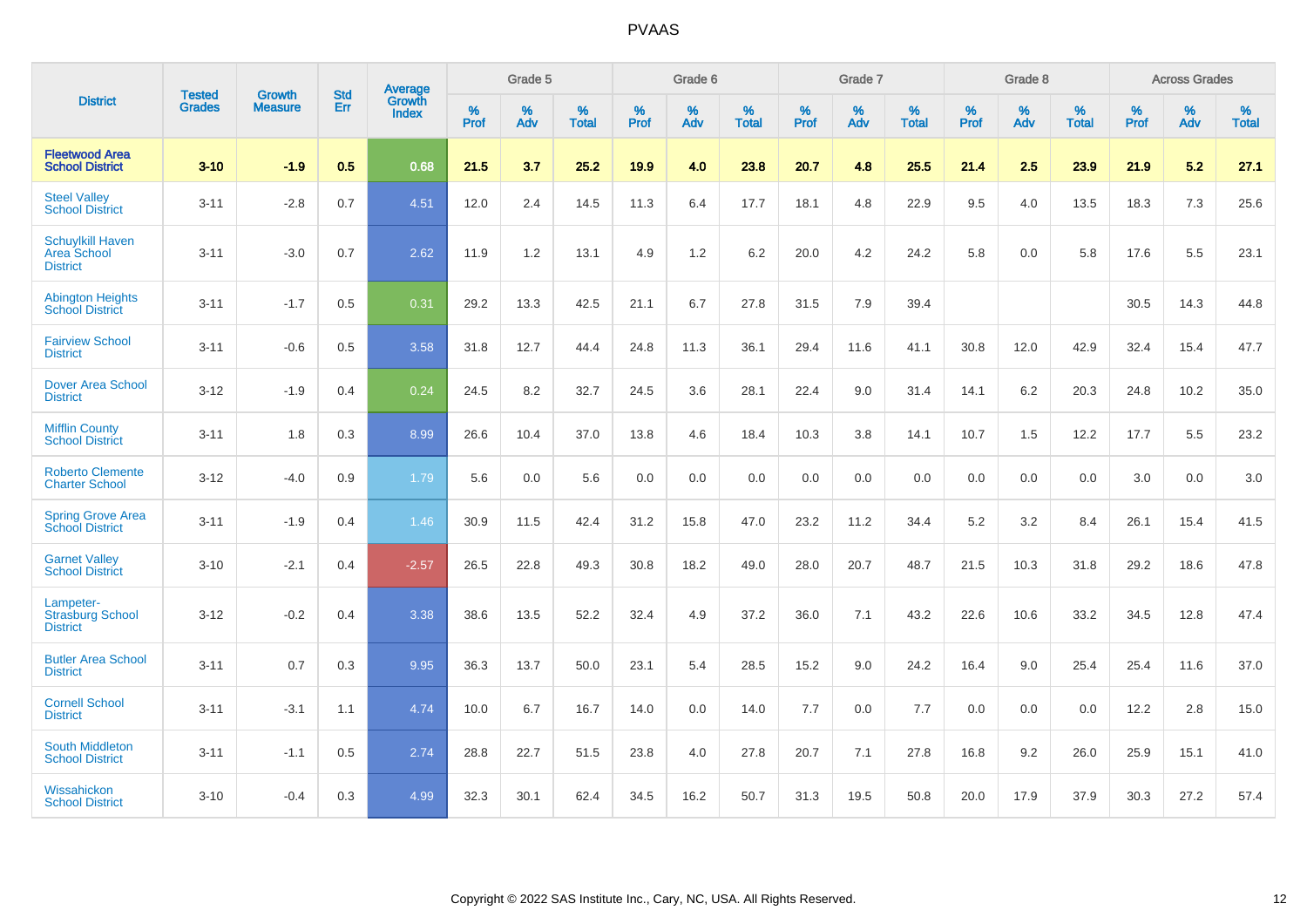# PVAAS

| District | Tested Grades | Growth Measure | Std Err | Average Growth Index | Grade 5 | | | Grade 6 | | | Grade 7 | | | Grade 8 | | | Across Grades | | |
|---|---|---|---|---|---|---|---|---|---|---|---|---|---|---|---|---|---|---|---|
| | | | | | % Prof | % Adv | % Total | % Prof | % Adv | % Total | % Prof | % Adv | % Total | % Prof | % Adv | % Total | % Prof | % Adv | % Total |
| **Fleetwood Area School District** | **3-10** | **-1.9** | **0.5** | **0.68** | **21.5** | **3.7** | **25.2** | **19.9** | **4.0** | **23.8** | **20.7** | **4.8** | **25.5** | **21.4** | **2.5** | **23.9** | **21.9** | **5.2** | **27.1** |
| Steel Valley School District | 3-11 | -2.8 | 0.7 | 4.51 | 12.0 | 2.4 | 14.5 | 11.3 | 6.4 | 17.7 | 18.1 | 4.8 | 22.9 | 9.5 | 4.0 | 13.5 | 18.3 | 7.3 | 25.6 |
| Schuylkill Haven Area School District | 3-11 | -3.0 | 0.7 | 2.62 | 11.9 | 1.2 | 13.1 | 4.9 | 1.2 | 6.2 | 20.0 | 4.2 | 24.2 | 5.8 | 0.0 | 5.8 | 17.6 | 5.5 | 23.1 |
| Abington Heights School District | 3-11 | -1.7 | 0.5 | 0.31 | 29.2 | 13.3 | 42.5 | 21.1 | 6.7 | 27.8 | 31.5 | 7.9 | 39.4 | | | | 30.5 | 14.3 | 44.8 |
| Fairview School District | 3-11 | -0.6 | 0.5 | 3.58 | 31.8 | 12.7 | 44.4 | 24.8 | 11.3 | 36.1 | 29.4 | 11.6 | 41.1 | 30.8 | 12.0 | 42.9 | 32.4 | 15.4 | 47.7 |
| Dover Area School District | 3-12 | -1.9 | 0.4 | 0.24 | 24.5 | 8.2 | 32.7 | 24.5 | 3.6 | 28.1 | 22.4 | 9.0 | 31.4 | 14.1 | 6.2 | 20.3 | 24.8 | 10.2 | 35.0 |
| Mifflin County School District | 3-11 | 1.8 | 0.3 | 8.99 | 26.6 | 10.4 | 37.0 | 13.8 | 4.6 | 18.4 | 10.3 | 3.8 | 14.1 | 10.7 | 1.5 | 12.2 | 17.7 | 5.5 | 23.2 |
| Roberto Clemente Charter School | 3-12 | -4.0 | 0.9 | 1.79 | 5.6 | 0.0 | 5.6 | 0.0 | 0.0 | 0.0 | 0.0 | 0.0 | 0.0 | 0.0 | 0.0 | 0.0 | 3.0 | 0.0 | 3.0 |
| Spring Grove Area School District | 3-11 | -1.9 | 0.4 | 1.46 | 30.9 | 11.5 | 42.4 | 31.2 | 15.8 | 47.0 | 23.2 | 11.2 | 34.4 | 5.2 | 3.2 | 8.4 | 26.1 | 15.4 | 41.5 |
| Garnet Valley School District | 3-10 | -2.1 | 0.4 | -2.57 | 26.5 | 22.8 | 49.3 | 30.8 | 18.2 | 49.0 | 28.0 | 20.7 | 48.7 | 21.5 | 10.3 | 31.8 | 29.2 | 18.6 | 47.8 |
| Lampeter-Strasburg School District | 3-12 | -0.2 | 0.4 | 3.38 | 38.6 | 13.5 | 52.2 | 32.4 | 4.9 | 37.2 | 36.0 | 7.1 | 43.2 | 22.6 | 10.6 | 33.2 | 34.5 | 12.8 | 47.4 |
| Butler Area School District | 3-11 | 0.7 | 0.3 | 9.95 | 36.3 | 13.7 | 50.0 | 23.1 | 5.4 | 28.5 | 15.2 | 9.0 | 24.2 | 16.4 | 9.0 | 25.4 | 25.4 | 11.6 | 37.0 |
| Cornell School District | 3-11 | -3.1 | 1.1 | 4.74 | 10.0 | 6.7 | 16.7 | 14.0 | 0.0 | 14.0 | 7.7 | 0.0 | 7.7 | 0.0 | 0.0 | 0.0 | 12.2 | 2.8 | 15.0 |
| South Middleton School District | 3-11 | -1.1 | 0.5 | 2.74 | 28.8 | 22.7 | 51.5 | 23.8 | 4.0 | 27.8 | 20.7 | 7.1 | 27.8 | 16.8 | 9.2 | 26.0 | 25.9 | 15.1 | 41.0 |
| Wissahickon School District | 3-10 | -0.4 | 0.3 | 4.99 | 32.3 | 30.1 | 62.4 | 34.5 | 16.2 | 50.7 | 31.3 | 19.5 | 50.8 | 20.0 | 17.9 | 37.9 | 30.3 | 27.2 | 57.4 |

Copyright © 2022 SAS Institute Inc., Cary, NC, USA. All Rights Reserved.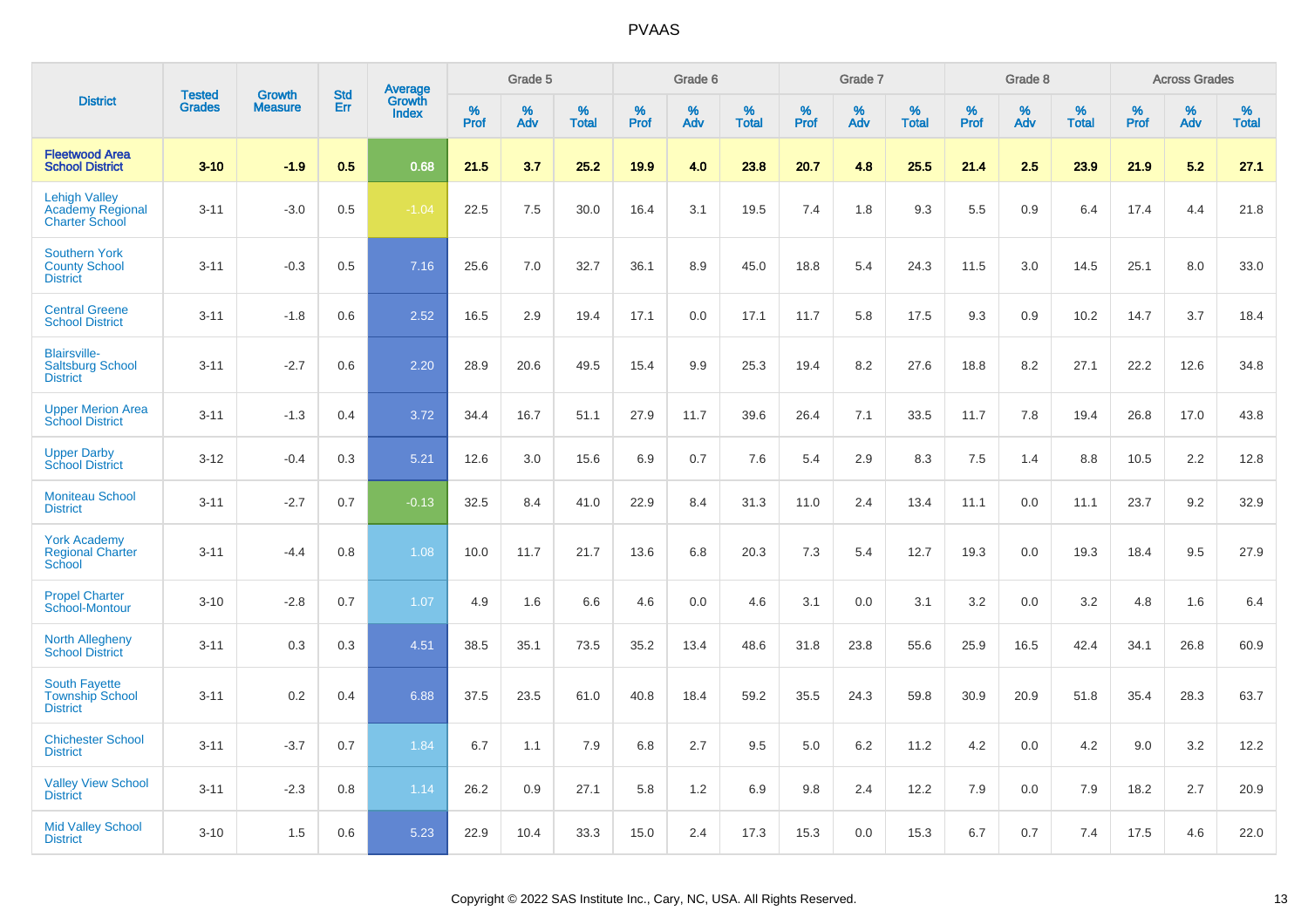| District | Tested Grades | Growth Measure | Std Err | Average Growth Index | Grade 5 | | | Grade 6 | | | Grade 7 | | | Grade 8 | | | Across Grades | | |
|---|---|---|---|---|---|---|---|---|---|---|---|---|---|---|---|---|---|---|---|
| | | | | | % Prof | % Adv | % Total | % Prof | % Adv | % Total | % Prof | % Adv | % Total | % Prof | % Adv | % Total | % Prof | % Adv | % Total |
| **Fleetwood Area School District** | **3-10** | **-1.9** | **0.5** | **0.68** | **21.5** | **3.7** | **25.2** | **19.9** | **4.0** | **23.8** | **20.7** | **4.8** | **25.5** | **21.4** | **2.5** | **23.9** | **21.9** | **5.2** | **27.1** |
| Lehigh Valley Academy Regional Charter School | 3-11 | -3.0 | 0.5 | -1.04 | 22.5 | 7.5 | 30.0 | 16.4 | 3.1 | 19.5 | 7.4 | 1.8 | 9.3 | 5.5 | 0.9 | 6.4 | 17.4 | 4.4 | 21.8 |
| Southern York County School District | 3-11 | -0.3 | 0.5 | 7.16 | 25.6 | 7.0 | 32.7 | 36.1 | 8.9 | 45.0 | 18.8 | 5.4 | 24.3 | 11.5 | 3.0 | 14.5 | 25.1 | 8.0 | 33.0 |
| Central Greene School District | 3-11 | -1.8 | 0.6 | 2.52 | 16.5 | 2.9 | 19.4 | 17.1 | 0.0 | 17.1 | 11.7 | 5.8 | 17.5 | 9.3 | 0.9 | 10.2 | 14.7 | 3.7 | 18.4 |
| Blairsville-Saltsburg School District | 3-11 | -2.7 | 0.6 | 2.20 | 28.9 | 20.6 | 49.5 | 15.4 | 9.9 | 25.3 | 19.4 | 8.2 | 27.6 | 18.8 | 8.2 | 27.1 | 22.2 | 12.6 | 34.8 |
| Upper Merion Area School District | 3-11 | -1.3 | 0.4 | 3.72 | 34.4 | 16.7 | 51.1 | 27.9 | 11.7 | 39.6 | 26.4 | 7.1 | 33.5 | 11.7 | 7.8 | 19.4 | 26.8 | 17.0 | 43.8 |
| Upper Darby School District | 3-12 | -0.4 | 0.3 | 5.21 | 12.6 | 3.0 | 15.6 | 6.9 | 0.7 | 7.6 | 5.4 | 2.9 | 8.3 | 7.5 | 1.4 | 8.8 | 10.5 | 2.2 | 12.8 |
| Moniteau School District | 3-11 | -2.7 | 0.7 | -0.13 | 32.5 | 8.4 | 41.0 | 22.9 | 8.4 | 31.3 | 11.0 | 2.4 | 13.4 | 11.1 | 0.0 | 11.1 | 23.7 | 9.2 | 32.9 |
| York Academy Regional Charter School | 3-11 | -4.4 | 0.8 | 1.08 | 10.0 | 11.7 | 21.7 | 13.6 | 6.8 | 20.3 | 7.3 | 5.4 | 12.7 | 19.3 | 0.0 | 19.3 | 18.4 | 9.5 | 27.9 |
| Propel Charter School-Montour | 3-10 | -2.8 | 0.7 | 1.07 | 4.9 | 1.6 | 6.6 | 4.6 | 0.0 | 4.6 | 3.1 | 0.0 | 3.1 | 3.2 | 0.0 | 3.2 | 4.8 | 1.6 | 6.4 |
| North Allegheny School District | 3-11 | 0.3 | 0.3 | 4.51 | 38.5 | 35.1 | 73.5 | 35.2 | 13.4 | 48.6 | 31.8 | 23.8 | 55.6 | 25.9 | 16.5 | 42.4 | 34.1 | 26.8 | 60.9 |
| South Fayette Township School District | 3-11 | 0.2 | 0.4 | 6.88 | 37.5 | 23.5 | 61.0 | 40.8 | 18.4 | 59.2 | 35.5 | 24.3 | 59.8 | 30.9 | 20.9 | 51.8 | 35.4 | 28.3 | 63.7 |
| Chichester School District | 3-11 | -3.7 | 0.7 | 1.84 | 6.7 | 1.1 | 7.9 | 6.8 | 2.7 | 9.5 | 5.0 | 6.2 | 11.2 | 4.2 | 0.0 | 4.2 | 9.0 | 3.2 | 12.2 |
| Valley View School District | 3-11 | -2.3 | 0.8 | 1.14 | 26.2 | 0.9 | 27.1 | 5.8 | 1.2 | 6.9 | 9.8 | 2.4 | 12.2 | 7.9 | 0.0 | 7.9 | 18.2 | 2.7 | 20.9 |
| Mid Valley School District | 3-10 | 1.5 | 0.6 | 5.23 | 22.9 | 10.4 | 33.3 | 15.0 | 2.4 | 17.3 | 15.3 | 0.0 | 15.3 | 6.7 | 0.7 | 7.4 | 17.5 | 4.6 | 22.0 |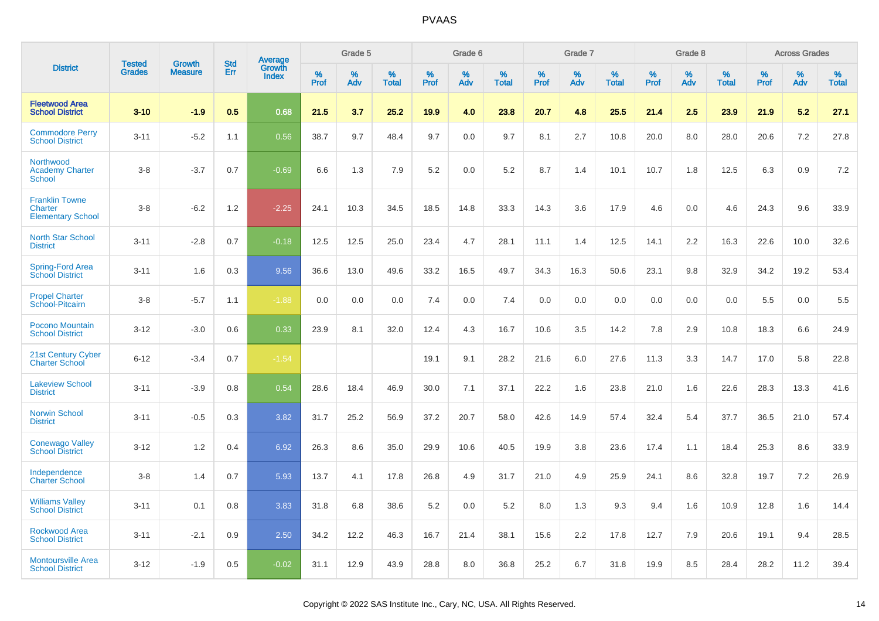| District | Tested Grades | Growth Measure | Std Err | Average Growth Index | Grade 5 | | | Grade 6 | | | Grade 7 | | | Grade 8 | | | Across Grades | | |
|---|---|---|---|---|---|---|---|---|---|---|---|---|---|---|---|---|---|---|---|
| | | | | | % Prof | % Adv | % Total | % Prof | % Adv | % Total | % Prof | % Adv | % Total | % Prof | % Adv | % Total | % Prof | % Adv | % Total |
| **Fleetwood Area School District** | **3-10** | **-1.9** | **0.5** | **0.68** | **21.5** | **3.7** | **25.2** | **19.9** | **4.0** | **23.8** | **20.7** | **4.8** | **25.5** | **21.4** | **2.5** | **23.9** | **21.9** | **5.2** | **27.1** |
| Commodore Perry School District | 3-11 | -5.2 | 1.1 | 0.56 | 38.7 | 9.7 | 48.4 | 9.7 | 0.0 | 9.7 | 8.1 | 2.7 | 10.8 | 20.0 | 8.0 | 28.0 | 20.6 | 7.2 | 27.8 |
| Northwood Academy Charter School | 3-8 | -3.7 | 0.7 | -0.69 | 6.6 | 1.3 | 7.9 | 5.2 | 0.0 | 5.2 | 8.7 | 1.4 | 10.1 | 10.7 | 1.8 | 12.5 | 6.3 | 0.9 | 7.2 |
| Franklin Towne Charter Elementary School | 3-8 | -6.2 | 1.2 | -2.25 | 24.1 | 10.3 | 34.5 | 18.5 | 14.8 | 33.3 | 14.3 | 3.6 | 17.9 | 4.6 | 0.0 | 4.6 | 24.3 | 9.6 | 33.9 |
| North Star School District | 3-11 | -2.8 | 0.7 | -0.18 | 12.5 | 12.5 | 25.0 | 23.4 | 4.7 | 28.1 | 11.1 | 1.4 | 12.5 | 14.1 | 2.2 | 16.3 | 22.6 | 10.0 | 32.6 |
| Spring-Ford Area School District | 3-11 | 1.6 | 0.3 | 9.56 | 36.6 | 13.0 | 49.6 | 33.2 | 16.5 | 49.7 | 34.3 | 16.3 | 50.6 | 23.1 | 9.8 | 32.9 | 34.2 | 19.2 | 53.4 |
| Propel Charter School-Pitcairn | 3-8 | -5.7 | 1.1 | -1.88 | 0.0 | 0.0 | 0.0 | 7.4 | 0.0 | 7.4 | 0.0 | 0.0 | 0.0 | 0.0 | 0.0 | 0.0 | 5.5 | 0.0 | 5.5 |
| Pocono Mountain School District | 3-12 | -3.0 | 0.6 | 0.33 | 23.9 | 8.1 | 32.0 | 12.4 | 4.3 | 16.7 | 10.6 | 3.5 | 14.2 | 7.8 | 2.9 | 10.8 | 18.3 | 6.6 | 24.9 |
| 21st Century Cyber Charter School | 6-12 | -3.4 | 0.7 | -1.54 | | | | 19.1 | 9.1 | 28.2 | 21.6 | 6.0 | 27.6 | 11.3 | 3.3 | 14.7 | 17.0 | 5.8 | 22.8 |
| Lakeview School District | 3-11 | -3.9 | 0.8 | 0.54 | 28.6 | 18.4 | 46.9 | 30.0 | 7.1 | 37.1 | 22.2 | 1.6 | 23.8 | 21.0 | 1.6 | 22.6 | 28.3 | 13.3 | 41.6 |
| Norwin School District | 3-11 | -0.5 | 0.3 | 3.82 | 31.7 | 25.2 | 56.9 | 37.2 | 20.7 | 58.0 | 42.6 | 14.9 | 57.4 | 32.4 | 5.4 | 37.7 | 36.5 | 21.0 | 57.4 |
| Conewago Valley School District | 3-12 | 1.2 | 0.4 | 6.92 | 26.3 | 8.6 | 35.0 | 29.9 | 10.6 | 40.5 | 19.9 | 3.8 | 23.6 | 17.4 | 1.1 | 18.4 | 25.3 | 8.6 | 33.9 |
| Independence Charter School | 3-8 | 1.4 | 0.7 | 5.93 | 13.7 | 4.1 | 17.8 | 26.8 | 4.9 | 31.7 | 21.0 | 4.9 | 25.9 | 24.1 | 8.6 | 32.8 | 19.7 | 7.2 | 26.9 |
| Williams Valley School District | 3-11 | 0.1 | 0.8 | 3.83 | 31.8 | 6.8 | 38.6 | 5.2 | 0.0 | 5.2 | 8.0 | 1.3 | 9.3 | 9.4 | 1.6 | 10.9 | 12.8 | 1.6 | 14.4 |
| Rockwood Area School District | 3-11 | -2.1 | 0.9 | 2.50 | 34.2 | 12.2 | 46.3 | 16.7 | 21.4 | 38.1 | 15.6 | 2.2 | 17.8 | 12.7 | 7.9 | 20.6 | 19.1 | 9.4 | 28.5 |
| Montoursville Area School District | 3-12 | -1.9 | 0.5 | -0.02 | 31.1 | 12.9 | 43.9 | 28.8 | 8.0 | 36.8 | 25.2 | 6.7 | 31.8 | 19.9 | 8.5 | 28.4 | 28.2 | 11.2 | 39.4 |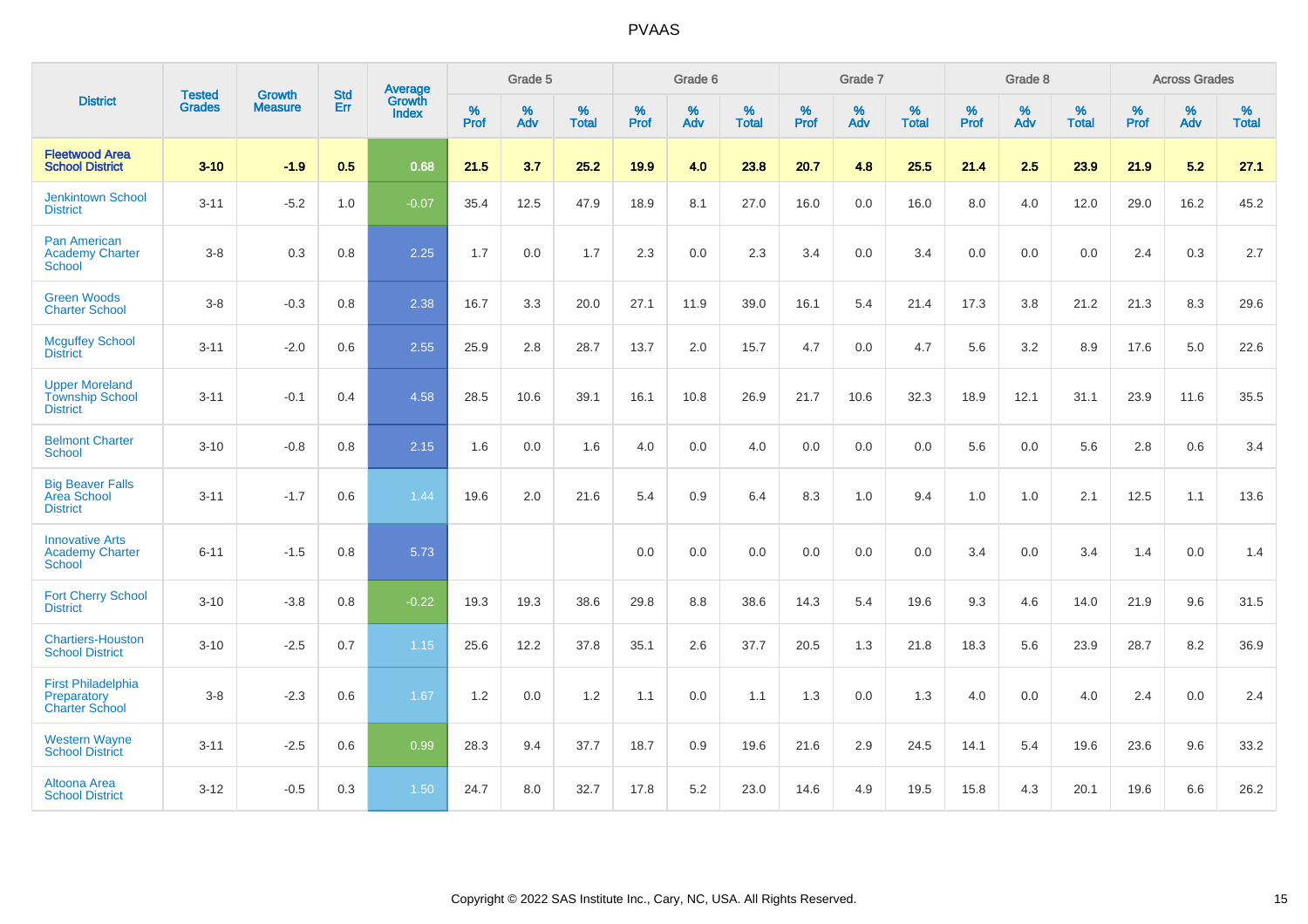# PVAAS

| District | Tested Grades | Growth Measure | Std Err | Average Growth Index | Grade 5 | | | Grade 6 | | | Grade 7 | | | Grade 8 | | | Across Grades | | |
|---|---|---|---|---|---|---|---|---|---|---|---|---|---|---|---|---|---|---|---|
| | | | | | % Prof | % Adv | % Total | % Prof | % Adv | % Total | % Prof | % Adv | % Total | % Prof | % Adv | % Total | % Prof | % Adv | % Total |
| **Fleetwood Area School District** | **3-10** | **-1.9** | **0.5** | **0.68** | **21.5** | **3.7** | **25.2** | **19.9** | **4.0** | **23.8** | **20.7** | **4.8** | **25.5** | **21.4** | **2.5** | **23.9** | **21.9** | **5.2** | **27.1** |
| Jenkintown School District | 3-11 | -5.2 | 1.0 | -0.07 | 35.4 | 12.5 | 47.9 | 18.9 | 8.1 | 27.0 | 16.0 | 0.0 | 16.0 | 8.0 | 4.0 | 12.0 | 29.0 | 16.2 | 45.2 |
| Pan American Academy Charter School | 3-8 | 0.3 | 0.8 | 2.25 | 1.7 | 0.0 | 1.7 | 2.3 | 0.0 | 2.3 | 3.4 | 0.0 | 3.4 | 0.0 | 0.0 | 0.0 | 2.4 | 0.3 | 2.7 |
| Green Woods Charter School | 3-8 | -0.3 | 0.8 | 2.38 | 16.7 | 3.3 | 20.0 | 27.1 | 11.9 | 39.0 | 16.1 | 5.4 | 21.4 | 17.3 | 3.8 | 21.2 | 21.3 | 8.3 | 29.6 |
| Mcguffey School District | 3-11 | -2.0 | 0.6 | 2.55 | 25.9 | 2.8 | 28.7 | 13.7 | 2.0 | 15.7 | 4.7 | 0.0 | 4.7 | 5.6 | 3.2 | 8.9 | 17.6 | 5.0 | 22.6 |
| Upper Moreland Township School District | 3-11 | -0.1 | 0.4 | 4.58 | 28.5 | 10.6 | 39.1 | 16.1 | 10.8 | 26.9 | 21.7 | 10.6 | 32.3 | 18.9 | 12.1 | 31.1 | 23.9 | 11.6 | 35.5 |
| Belmont Charter School | 3-10 | -0.8 | 0.8 | 2.15 | 1.6 | 0.0 | 1.6 | 4.0 | 0.0 | 4.0 | 0.0 | 0.0 | 0.0 | 5.6 | 0.0 | 5.6 | 2.8 | 0.6 | 3.4 |
| Big Beaver Falls Area School District | 3-11 | -1.7 | 0.6 | 1.44 | 19.6 | 2.0 | 21.6 | 5.4 | 0.9 | 6.4 | 8.3 | 1.0 | 9.4 | 1.0 | 1.0 | 2.1 | 12.5 | 1.1 | 13.6 |
| Innovative Arts Academy Charter School | 6-11 | -1.5 | 0.8 | 5.73 | | | | 0.0 | 0.0 | 0.0 | 0.0 | 0.0 | 0.0 | 3.4 | 0.0 | 3.4 | 1.4 | 0.0 | 1.4 |
| Fort Cherry School District | 3-10 | -3.8 | 0.8 | -0.22 | 19.3 | 19.3 | 38.6 | 29.8 | 8.8 | 38.6 | 14.3 | 5.4 | 19.6 | 9.3 | 4.6 | 14.0 | 21.9 | 9.6 | 31.5 |
| Chartiers-Houston School District | 3-10 | -2.5 | 0.7 | 1.15 | 25.6 | 12.2 | 37.8 | 35.1 | 2.6 | 37.7 | 20.5 | 1.3 | 21.8 | 18.3 | 5.6 | 23.9 | 28.7 | 8.2 | 36.9 |
| First Philadelphia Preparatory Charter School | 3-8 | -2.3 | 0.6 | 1.67 | 1.2 | 0.0 | 1.2 | 1.1 | 0.0 | 1.1 | 1.3 | 0.0 | 1.3 | 4.0 | 0.0 | 4.0 | 2.4 | 0.0 | 2.4 |
| Western Wayne School District | 3-11 | -2.5 | 0.6 | 0.99 | 28.3 | 9.4 | 37.7 | 18.7 | 0.9 | 19.6 | 21.6 | 2.9 | 24.5 | 14.1 | 5.4 | 19.6 | 23.6 | 9.6 | 33.2 |
| Altoona Area School District | 3-12 | -0.5 | 0.3 | 1.50 | 24.7 | 8.0 | 32.7 | 17.8 | 5.2 | 23.0 | 14.6 | 4.9 | 19.5 | 15.8 | 4.3 | 20.1 | 19.6 | 6.6 | 26.2 |

Copyright © 2022 SAS Institute Inc., Cary, NC, USA. All Rights Reserved.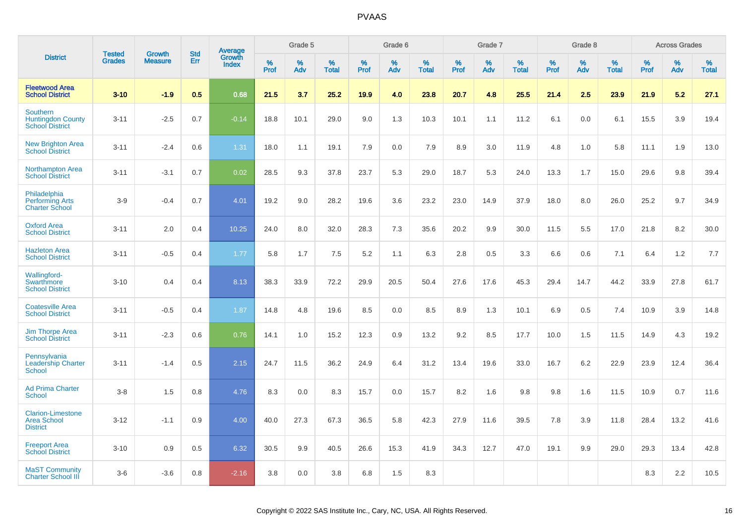# PVAAS

| District | Tested Grades | Growth Measure | Std Err | Average Growth Index | Grade 5 | | | Grade 6 | | | Grade 7 | | | Grade 8 | | | Across Grades | | |
|---|---|---|---|---|---|---|---|---|---|---|---|---|---|---|---|---|---|---|---|
| | | | | | % Prof | % Adv | % Total | % Prof | % Adv | % Total | % Prof | % Adv | % Total | % Prof | % Adv | % Total | % Prof | % Adv | % Total |
| **Fleetwood Area School District** | **3-10** | **-1.9** | **0.5** | **0.68** | **21.5** | **3.7** | **25.2** | **19.9** | **4.0** | **23.8** | **20.7** | **4.8** | **25.5** | **21.4** | **2.5** | **23.9** | **21.9** | **5.2** | **27.1** |
| Southern Huntingdon County School District | 3-11 | -2.5 | 0.7 | -0.14 | 18.8 | 10.1 | 29.0 | 9.0 | 1.3 | 10.3 | 10.1 | 1.1 | 11.2 | 6.1 | 0.0 | 6.1 | 15.5 | 3.9 | 19.4 |
| New Brighton Area School District | 3-11 | -2.4 | 0.6 | 1.31 | 18.0 | 1.1 | 19.1 | 7.9 | 0.0 | 7.9 | 8.9 | 3.0 | 11.9 | 4.8 | 1.0 | 5.8 | 11.1 | 1.9 | 13.0 |
| Northampton Area School District | 3-11 | -3.1 | 0.7 | 0.02 | 28.5 | 9.3 | 37.8 | 23.7 | 5.3 | 29.0 | 18.7 | 5.3 | 24.0 | 13.3 | 1.7 | 15.0 | 29.6 | 9.8 | 39.4 |
| Philadelphia Performing Arts Charter School | 3-9 | -0.4 | 0.7 | 4.01 | 19.2 | 9.0 | 28.2 | 19.6 | 3.6 | 23.2 | 23.0 | 14.9 | 37.9 | 18.0 | 8.0 | 26.0 | 25.2 | 9.7 | 34.9 |
| Oxford Area School District | 3-11 | 2.0 | 0.4 | 10.25 | 24.0 | 8.0 | 32.0 | 28.3 | 7.3 | 35.6 | 20.2 | 9.9 | 30.0 | 11.5 | 5.5 | 17.0 | 21.8 | 8.2 | 30.0 |
| Hazleton Area School District | 3-11 | -0.5 | 0.4 | 1.77 | 5.8 | 1.7 | 7.5 | 5.2 | 1.1 | 6.3 | 2.8 | 0.5 | 3.3 | 6.6 | 0.6 | 7.1 | 6.4 | 1.2 | 7.7 |
| Wallingford-Swarthmore School District | 3-10 | 0.4 | 0.4 | 8.13 | 38.3 | 33.9 | 72.2 | 29.9 | 20.5 | 50.4 | 27.6 | 17.6 | 45.3 | 29.4 | 14.7 | 44.2 | 33.9 | 27.8 | 61.7 |
| Coatesville Area School District | 3-11 | -0.5 | 0.4 | 1.87 | 14.8 | 4.8 | 19.6 | 8.5 | 0.0 | 8.5 | 8.9 | 1.3 | 10.1 | 6.9 | 0.5 | 7.4 | 10.9 | 3.9 | 14.8 |
| Jim Thorpe Area School District | 3-11 | -2.3 | 0.6 | 0.76 | 14.1 | 1.0 | 15.2 | 12.3 | 0.9 | 13.2 | 9.2 | 8.5 | 17.7 | 10.0 | 1.5 | 11.5 | 14.9 | 4.3 | 19.2 |
| Pennsylvania Leadership Charter School | 3-11 | -1.4 | 0.5 | 2.15 | 24.7 | 11.5 | 36.2 | 24.9 | 6.4 | 31.2 | 13.4 | 19.6 | 33.0 | 16.7 | 6.2 | 22.9 | 23.9 | 12.4 | 36.4 |
| Ad Prima Charter School | 3-8 | 1.5 | 0.8 | 4.76 | 8.3 | 0.0 | 8.3 | 15.7 | 0.0 | 15.7 | 8.2 | 1.6 | 9.8 | 9.8 | 1.6 | 11.5 | 10.9 | 0.7 | 11.6 |
| Clarion-Limestone Area School District | 3-12 | -1.1 | 0.9 | 4.00 | 40.0 | 27.3 | 67.3 | 36.5 | 5.8 | 42.3 | 27.9 | 11.6 | 39.5 | 7.8 | 3.9 | 11.8 | 28.4 | 13.2 | 41.6 |
| Freeport Area School District | 3-10 | 0.9 | 0.5 | 6.32 | 30.5 | 9.9 | 40.5 | 26.6 | 15.3 | 41.9 | 34.3 | 12.7 | 47.0 | 19.1 | 9.9 | 29.0 | 29.3 | 13.4 | 42.8 |
| MaST Community Charter School III | 3-6 | -3.6 | 0.8 | -2.16 | 3.8 | 0.0 | 3.8 | 6.8 | 1.5 | 8.3 | | | | | | | 8.3 | 2.2 | 10.5 |

Copyright © 2022 SAS Institute Inc., Cary, NC, USA. All Rights Reserved.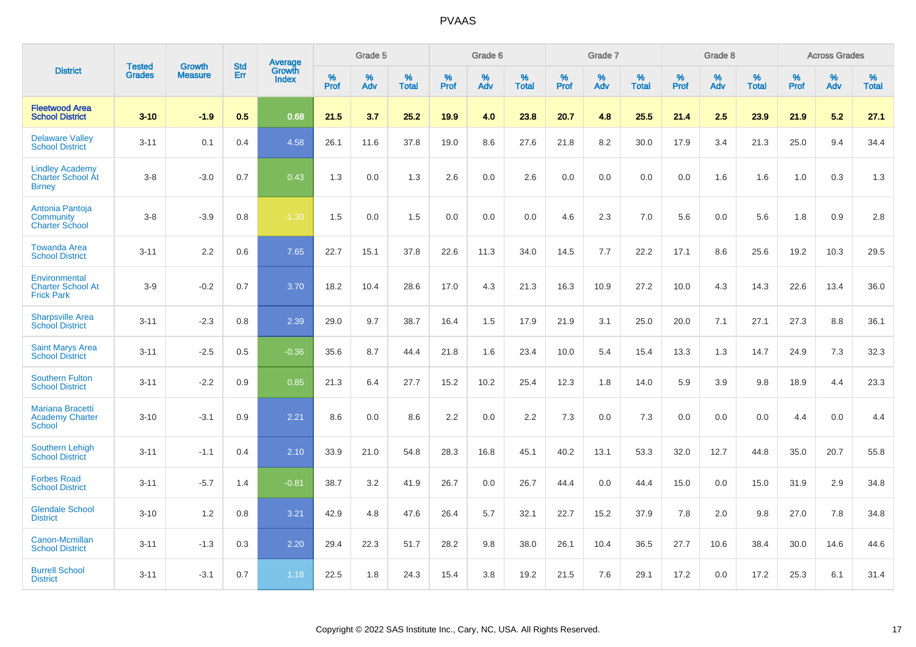# PVAAS

| District | Tested Grades | Growth Measure | Std Err | Average Growth Index | Grade 5 | | | Grade 6 | | | Grade 7 | | | Grade 8 | | | Across Grades | | |
|---|---|---|---|---|---|---|---|---|---|---|---|---|---|---|---|---|---|---|---|
| | | | | | % Prof | % Adv | % Total | % Prof | % Adv | % Total | % Prof | % Adv | % Total | % Prof | % Adv | % Total | % Prof | % Adv | % Total |
| **Fleetwood Area School District** | **3-10** | **-1.9** | **0.5** | **0.68** | **21.5** | **3.7** | **25.2** | **19.9** | **4.0** | **23.8** | **20.7** | **4.8** | **25.5** | **21.4** | **2.5** | **23.9** | **21.9** | **5.2** | **27.1** |
| Delaware Valley School District | 3-11 | 0.1 | 0.4 | 4.58 | 26.1 | 11.6 | 37.8 | 19.0 | 8.6 | 27.6 | 21.8 | 8.2 | 30.0 | 17.9 | 3.4 | 21.3 | 25.0 | 9.4 | 34.4 |
| Lindley Academy Charter School At Birney | 3-8 | -3.0 | 0.7 | 0.43 | 1.3 | 0.0 | 1.3 | 2.6 | 0.0 | 2.6 | 0.0 | 0.0 | 0.0 | 0.0 | 1.6 | 1.6 | 1.0 | 0.3 | 1.3 |
| Antonia Pantoja Community Charter School | 3-8 | -3.9 | 0.8 | -1.30 | 1.5 | 0.0 | 1.5 | 0.0 | 0.0 | 0.0 | 4.6 | 2.3 | 7.0 | 5.6 | 0.0 | 5.6 | 1.8 | 0.9 | 2.8 |
| Towanda Area School District | 3-11 | 2.2 | 0.6 | 7.65 | 22.7 | 15.1 | 37.8 | 22.6 | 11.3 | 34.0 | 14.5 | 7.7 | 22.2 | 17.1 | 8.6 | 25.6 | 19.2 | 10.3 | 29.5 |
| Environmental Charter School At Frick Park | 3-9 | -0.2 | 0.7 | 3.70 | 18.2 | 10.4 | 28.6 | 17.0 | 4.3 | 21.3 | 16.3 | 10.9 | 27.2 | 10.0 | 4.3 | 14.3 | 22.6 | 13.4 | 36.0 |
| Sharpsville Area School District | 3-11 | -2.3 | 0.8 | 2.39 | 29.0 | 9.7 | 38.7 | 16.4 | 1.5 | 17.9 | 21.9 | 3.1 | 25.0 | 20.0 | 7.1 | 27.1 | 27.3 | 8.8 | 36.1 |
| Saint Marys Area School District | 3-11 | -2.5 | 0.5 | -0.36 | 35.6 | 8.7 | 44.4 | 21.8 | 1.6 | 23.4 | 10.0 | 5.4 | 15.4 | 13.3 | 1.3 | 14.7 | 24.9 | 7.3 | 32.3 |
| Southern Fulton School District | 3-11 | -2.2 | 0.9 | 0.85 | 21.3 | 6.4 | 27.7 | 15.2 | 10.2 | 25.4 | 12.3 | 1.8 | 14.0 | 5.9 | 3.9 | 9.8 | 18.9 | 4.4 | 23.3 |
| Mariana Bracetti Academy Charter School | 3-10 | -3.1 | 0.9 | 2.21 | 8.6 | 0.0 | 8.6 | 2.2 | 0.0 | 2.2 | 7.3 | 0.0 | 7.3 | 0.0 | 0.0 | 0.0 | 4.4 | 0.0 | 4.4 |
| Southern Lehigh School District | 3-11 | -1.1 | 0.4 | 2.10 | 33.9 | 21.0 | 54.8 | 28.3 | 16.8 | 45.1 | 40.2 | 13.1 | 53.3 | 32.0 | 12.7 | 44.8 | 35.0 | 20.7 | 55.8 |
| Forbes Road School District | 3-11 | -5.7 | 1.4 | -0.81 | 38.7 | 3.2 | 41.9 | 26.7 | 0.0 | 26.7 | 44.4 | 0.0 | 44.4 | 15.0 | 0.0 | 15.0 | 31.9 | 2.9 | 34.8 |
| Glendale School District | 3-10 | 1.2 | 0.8 | 3.21 | 42.9 | 4.8 | 47.6 | 26.4 | 5.7 | 32.1 | 22.7 | 15.2 | 37.9 | 7.8 | 2.0 | 9.8 | 27.0 | 7.8 | 34.8 |
| Canon-Mcmillan School District | 3-11 | -1.3 | 0.3 | 2.20 | 29.4 | 22.3 | 51.7 | 28.2 | 9.8 | 38.0 | 26.1 | 10.4 | 36.5 | 27.7 | 10.6 | 38.4 | 30.0 | 14.6 | 44.6 |
| Burrell School District | 3-11 | -3.1 | 0.7 | 1.18 | 22.5 | 1.8 | 24.3 | 15.4 | 3.8 | 19.2 | 21.5 | 7.6 | 29.1 | 17.2 | 0.0 | 17.2 | 25.3 | 6.1 | 31.4 |

Copyright © 2022 SAS Institute Inc., Cary, NC, USA. All Rights Reserved.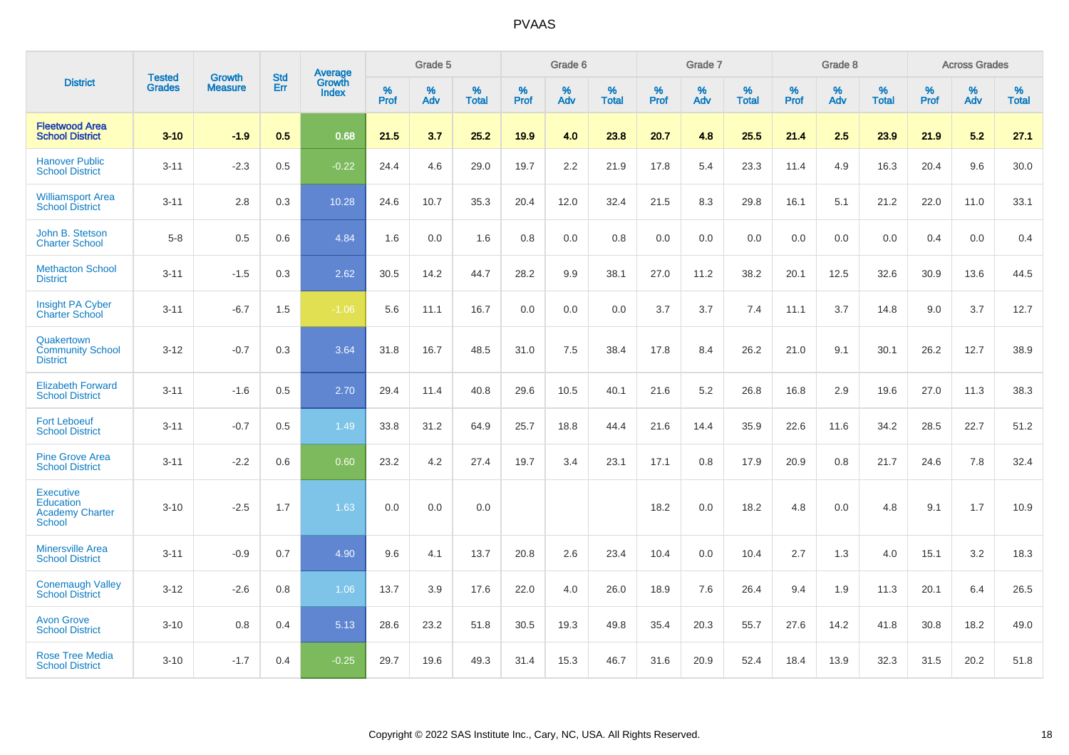# PVAAS

| District | Tested Grades | Growth Measure | Std Err | Average Growth Index | Grade 5 | | | Grade 6 | | | Grade 7 | | | Grade 8 | | | Across Grades | | |
|---|---|---|---|---|---|---|---|---|---|---|---|---|---|---|---|---|---|---|---|
| | | | | | % Prof | % Adv | % Total | % Prof | % Adv | % Total | % Prof | % Adv | % Total | % Prof | % Adv | % Total | % Prof | % Adv | % Total |
| **Fleetwood Area School District** | **3-10** | **-1.9** | **0.5** | **0.68** | **21.5** | **3.7** | **25.2** | **19.9** | **4.0** | **23.8** | **20.7** | **4.8** | **25.5** | **21.4** | **2.5** | **23.9** | **21.9** | **5.2** | **27.1** |
| Hanover Public School District | 3-11 | -2.3 | 0.5 | -0.22 | 24.4 | 4.6 | 29.0 | 19.7 | 2.2 | 21.9 | 17.8 | 5.4 | 23.3 | 11.4 | 4.9 | 16.3 | 20.4 | 9.6 | 30.0 |
| Williamsport Area School District | 3-11 | 2.8 | 0.3 | 10.28 | 24.6 | 10.7 | 35.3 | 20.4 | 12.0 | 32.4 | 21.5 | 8.3 | 29.8 | 16.1 | 5.1 | 21.2 | 22.0 | 11.0 | 33.1 |
| John B. Stetson Charter School | 5-8 | 0.5 | 0.6 | 4.84 | 1.6 | 0.0 | 1.6 | 0.8 | 0.0 | 0.8 | 0.0 | 0.0 | 0.0 | 0.0 | 0.0 | 0.0 | 0.4 | 0.0 | 0.4 |
| Methacton School District | 3-11 | -1.5 | 0.3 | 2.62 | 30.5 | 14.2 | 44.7 | 28.2 | 9.9 | 38.1 | 27.0 | 11.2 | 38.2 | 20.1 | 12.5 | 32.6 | 30.9 | 13.6 | 44.5 |
| Insight PA Cyber Charter School | 3-11 | -6.7 | 1.5 | -1.06 | 5.6 | 11.1 | 16.7 | 0.0 | 0.0 | 0.0 | 3.7 | 3.7 | 7.4 | 11.1 | 3.7 | 14.8 | 9.0 | 3.7 | 12.7 |
| Quakertown Community School District | 3-12 | -0.7 | 0.3 | 3.64 | 31.8 | 16.7 | 48.5 | 31.0 | 7.5 | 38.4 | 17.8 | 8.4 | 26.2 | 21.0 | 9.1 | 30.1 | 26.2 | 12.7 | 38.9 |
| Elizabeth Forward School District | 3-11 | -1.6 | 0.5 | 2.70 | 29.4 | 11.4 | 40.8 | 29.6 | 10.5 | 40.1 | 21.6 | 5.2 | 26.8 | 16.8 | 2.9 | 19.6 | 27.0 | 11.3 | 38.3 |
| Fort Leboeuf School District | 3-11 | -0.7 | 0.5 | 1.49 | 33.8 | 31.2 | 64.9 | 25.7 | 18.8 | 44.4 | 21.6 | 14.4 | 35.9 | 22.6 | 11.6 | 34.2 | 28.5 | 22.7 | 51.2 |
| Pine Grove Area School District | 3-11 | -2.2 | 0.6 | 0.60 | 23.2 | 4.2 | 27.4 | 19.7 | 3.4 | 23.1 | 17.1 | 0.8 | 17.9 | 20.9 | 0.8 | 21.7 | 24.6 | 7.8 | 32.4 |
| Executive Education Academy Charter School | 3-10 | -2.5 | 1.7 | 1.63 | 0.0 | 0.0 | 0.0 | | | | 18.2 | 0.0 | 18.2 | 4.8 | 0.0 | 4.8 | 9.1 | 1.7 | 10.9 |
| Minersville Area School District | 3-11 | -0.9 | 0.7 | 4.90 | 9.6 | 4.1 | 13.7 | 20.8 | 2.6 | 23.4 | 10.4 | 0.0 | 10.4 | 2.7 | 1.3 | 4.0 | 15.1 | 3.2 | 18.3 |
| Conemaugh Valley School District | 3-12 | -2.6 | 0.8 | 1.06 | 13.7 | 3.9 | 17.6 | 22.0 | 4.0 | 26.0 | 18.9 | 7.6 | 26.4 | 9.4 | 1.9 | 11.3 | 20.1 | 6.4 | 26.5 |
| Avon Grove School District | 3-10 | 0.8 | 0.4 | 5.13 | 28.6 | 23.2 | 51.8 | 30.5 | 19.3 | 49.8 | 35.4 | 20.3 | 55.7 | 27.6 | 14.2 | 41.8 | 30.8 | 18.2 | 49.0 |
| Rose Tree Media School District | 3-10 | -1.7 | 0.4 | -0.25 | 29.7 | 19.6 | 49.3 | 31.4 | 15.3 | 46.7 | 31.6 | 20.9 | 52.4 | 18.4 | 13.9 | 32.3 | 31.5 | 20.2 | 51.8 |

Copyright © 2022 SAS Institute Inc., Cary, NC, USA. All Rights Reserved.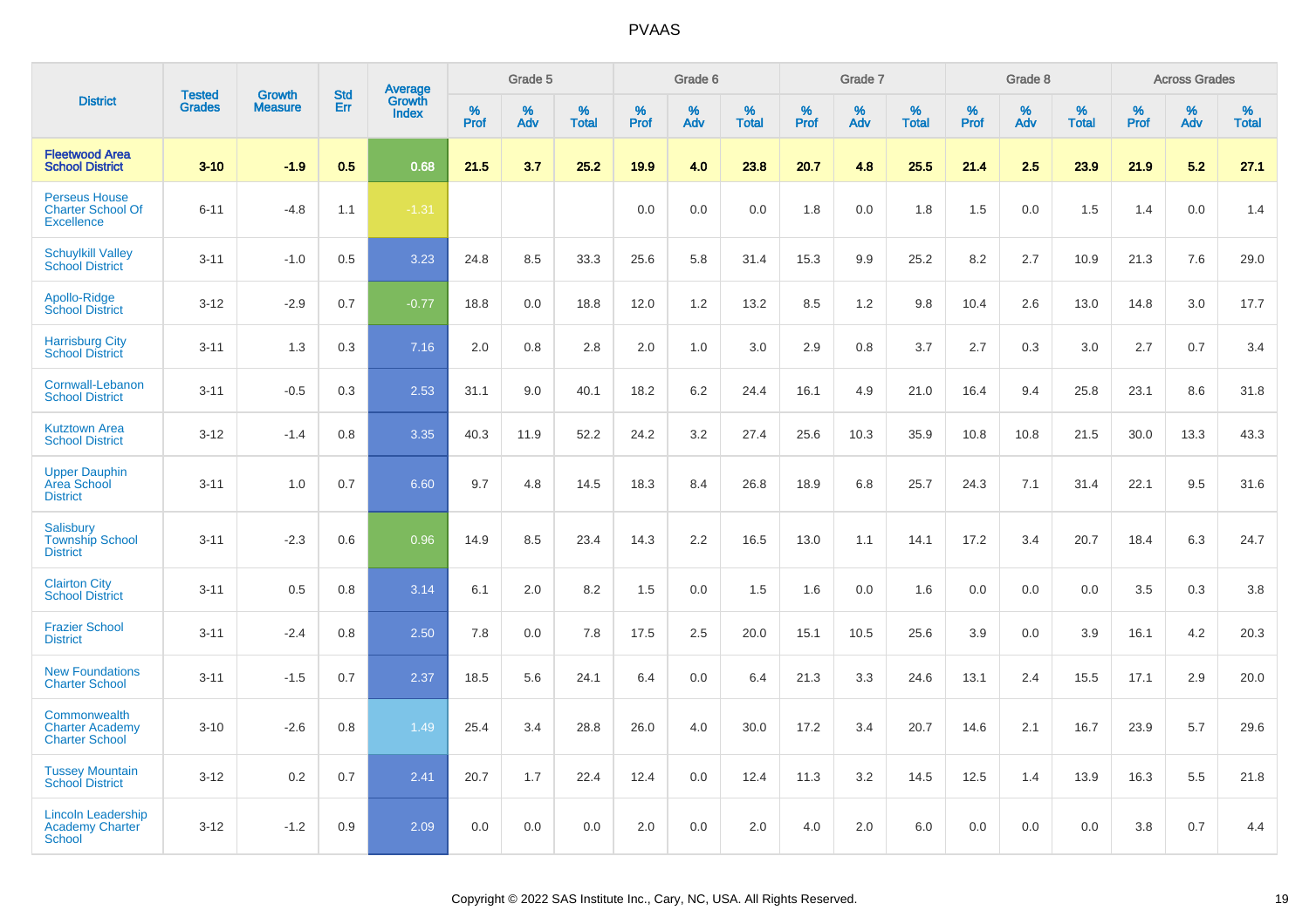# PVAAS

| District | Tested Grades | Growth Measure | Std Err | Average Growth Index | Grade 5 | | | Grade 6 | | | Grade 7 | | | Grade 8 | | | Across Grades | | |
|---|---|---|---|---|---|---|---|---|---|---|---|---|---|---|---|---|---|---|---|
| | | | | | % Prof | % Adv | % Total | % Prof | % Adv | % Total | % Prof | % Adv | % Total | % Prof | % Adv | % Total | % Prof | % Adv | % Total |
| **Fleetwood Area School District** | **3-10** | **-1.9** | **0.5** | **0.68** | **21.5** | **3.7** | **25.2** | **19.9** | **4.0** | **23.8** | **20.7** | **4.8** | **25.5** | **21.4** | **2.5** | **23.9** | **21.9** | **5.2** | **27.1** |
| Perseus House Charter School Of Excellence | 6-11 | -4.8 | 1.1 | -1.31 | | | | 0.0 | 0.0 | 0.0 | 1.8 | 0.0 | 1.8 | 1.5 | 0.0 | 1.5 | 1.4 | 0.0 | 1.4 |
| Schuylkill Valley School District | 3-11 | -1.0 | 0.5 | 3.23 | 24.8 | 8.5 | 33.3 | 25.6 | 5.8 | 31.4 | 15.3 | 9.9 | 25.2 | 8.2 | 2.7 | 10.9 | 21.3 | 7.6 | 29.0 |
| Apollo-Ridge School District | 3-12 | -2.9 | 0.7 | -0.77 | 18.8 | 0.0 | 18.8 | 12.0 | 1.2 | 13.2 | 8.5 | 1.2 | 9.8 | 10.4 | 2.6 | 13.0 | 14.8 | 3.0 | 17.7 |
| Harrisburg City School District | 3-11 | 1.3 | 0.3 | 7.16 | 2.0 | 0.8 | 2.8 | 2.0 | 1.0 | 3.0 | 2.9 | 0.8 | 3.7 | 2.7 | 0.3 | 3.0 | 2.7 | 0.7 | 3.4 |
| Cornwall-Lebanon School District | 3-11 | -0.5 | 0.3 | 2.53 | 31.1 | 9.0 | 40.1 | 18.2 | 6.2 | 24.4 | 16.1 | 4.9 | 21.0 | 16.4 | 9.4 | 25.8 | 23.1 | 8.6 | 31.8 |
| Kutztown Area School District | 3-12 | -1.4 | 0.8 | 3.35 | 40.3 | 11.9 | 52.2 | 24.2 | 3.2 | 27.4 | 25.6 | 10.3 | 35.9 | 10.8 | 10.8 | 21.5 | 30.0 | 13.3 | 43.3 |
| Upper Dauphin Area School District | 3-11 | 1.0 | 0.7 | 6.60 | 9.7 | 4.8 | 14.5 | 18.3 | 8.4 | 26.8 | 18.9 | 6.8 | 25.7 | 24.3 | 7.1 | 31.4 | 22.1 | 9.5 | 31.6 |
| Salisbury Township School District | 3-11 | -2.3 | 0.6 | 0.96 | 14.9 | 8.5 | 23.4 | 14.3 | 2.2 | 16.5 | 13.0 | 1.1 | 14.1 | 17.2 | 3.4 | 20.7 | 18.4 | 6.3 | 24.7 |
| Clairton City School District | 3-11 | 0.5 | 0.8 | 3.14 | 6.1 | 2.0 | 8.2 | 1.5 | 0.0 | 1.5 | 1.6 | 0.0 | 1.6 | 0.0 | 0.0 | 0.0 | 3.5 | 0.3 | 3.8 |
| Frazier School District | 3-11 | -2.4 | 0.8 | 2.50 | 7.8 | 0.0 | 7.8 | 17.5 | 2.5 | 20.0 | 15.1 | 10.5 | 25.6 | 3.9 | 0.0 | 3.9 | 16.1 | 4.2 | 20.3 |
| New Foundations Charter School | 3-11 | -1.5 | 0.7 | 2.37 | 18.5 | 5.6 | 24.1 | 6.4 | 0.0 | 6.4 | 21.3 | 3.3 | 24.6 | 13.1 | 2.4 | 15.5 | 17.1 | 2.9 | 20.0 |
| Commonwealth Charter Academy Charter School | 3-10 | -2.6 | 0.8 | 1.49 | 25.4 | 3.4 | 28.8 | 26.0 | 4.0 | 30.0 | 17.2 | 3.4 | 20.7 | 14.6 | 2.1 | 16.7 | 23.9 | 5.7 | 29.6 |
| Tussey Mountain School District | 3-12 | 0.2 | 0.7 | 2.41 | 20.7 | 1.7 | 22.4 | 12.4 | 0.0 | 12.4 | 11.3 | 3.2 | 14.5 | 12.5 | 1.4 | 13.9 | 16.3 | 5.5 | 21.8 |
| Lincoln Leadership Academy Charter School | 3-12 | -1.2 | 0.9 | 2.09 | 0.0 | 0.0 | 0.0 | 2.0 | 0.0 | 2.0 | 4.0 | 2.0 | 6.0 | 0.0 | 0.0 | 0.0 | 3.8 | 0.7 | 4.4 |

Copyright © 2022 SAS Institute Inc., Cary, NC, USA. All Rights Reserved.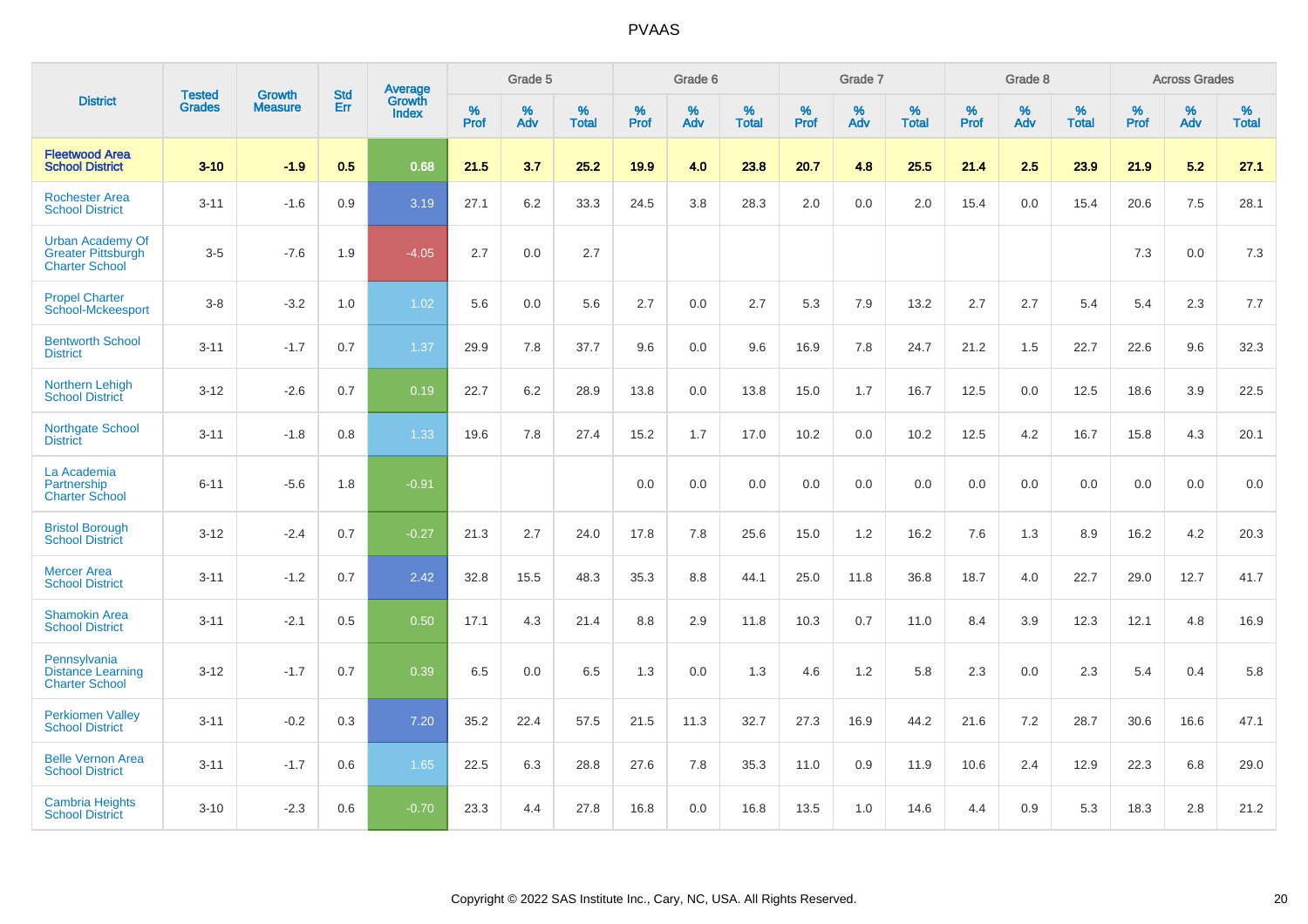# PVAAS

| District | Tested Grades | Growth Measure | Std Err | Average Growth Index | Grade 5 | | | Grade 6 | | | Grade 7 | | | Grade 8 | | | Across Grades | | |
|---|---|---|---|---|---|---|---|---|---|---|---|---|---|---|---|---|---|---|---|
| | | | | | % Prof | % Adv | % Total | % Prof | % Adv | % Total | % Prof | % Adv | % Total | % Prof | % Adv | % Total | % Prof | % Adv | % Total |
| **Fleetwood Area School District** | **3-10** | **-1.9** | **0.5** | **0.68** | **21.5** | **3.7** | **25.2** | **19.9** | **4.0** | **23.8** | **20.7** | **4.8** | **25.5** | **21.4** | **2.5** | **23.9** | **21.9** | **5.2** | **27.1** |
| Rochester Area School District | 3-11 | -1.6 | 0.9 | 3.19 | 27.1 | 6.2 | 33.3 | 24.5 | 3.8 | 28.3 | 2.0 | 0.0 | 2.0 | 15.4 | 0.0 | 15.4 | 20.6 | 7.5 | 28.1 |
| Urban Academy Of Greater Pittsburgh Charter School | 3-5 | -7.6 | 1.9 | -4.05 | 2.7 | 0.0 | 2.7 | | | | | | | | | | 7.3 | 0.0 | 7.3 |
| Propel Charter School-Mckeesport | 3-8 | -3.2 | 1.0 | 1.02 | 5.6 | 0.0 | 5.6 | 2.7 | 0.0 | 2.7 | 5.3 | 7.9 | 13.2 | 2.7 | 2.7 | 5.4 | 5.4 | 2.3 | 7.7 |
| Bentworth School District | 3-11 | -1.7 | 0.7 | 1.37 | 29.9 | 7.8 | 37.7 | 9.6 | 0.0 | 9.6 | 16.9 | 7.8 | 24.7 | 21.2 | 1.5 | 22.7 | 22.6 | 9.6 | 32.3 |
| Northern Lehigh School District | 3-12 | -2.6 | 0.7 | 0.19 | 22.7 | 6.2 | 28.9 | 13.8 | 0.0 | 13.8 | 15.0 | 1.7 | 16.7 | 12.5 | 0.0 | 12.5 | 18.6 | 3.9 | 22.5 |
| Northgate School District | 3-11 | -1.8 | 0.8 | 1.33 | 19.6 | 7.8 | 27.4 | 15.2 | 1.7 | 17.0 | 10.2 | 0.0 | 10.2 | 12.5 | 4.2 | 16.7 | 15.8 | 4.3 | 20.1 |
| La Academia Partnership Charter School | 6-11 | -5.6 | 1.8 | -0.91 | | | | 0.0 | 0.0 | 0.0 | 0.0 | 0.0 | 0.0 | 0.0 | 0.0 | 0.0 | 0.0 | 0.0 | 0.0 |
| Bristol Borough School District | 3-12 | -2.4 | 0.7 | -0.27 | 21.3 | 2.7 | 24.0 | 17.8 | 7.8 | 25.6 | 15.0 | 1.2 | 16.2 | 7.6 | 1.3 | 8.9 | 16.2 | 4.2 | 20.3 |
| Mercer Area School District | 3-11 | -1.2 | 0.7 | 2.42 | 32.8 | 15.5 | 48.3 | 35.3 | 8.8 | 44.1 | 25.0 | 11.8 | 36.8 | 18.7 | 4.0 | 22.7 | 29.0 | 12.7 | 41.7 |
| Shamokin Area School District | 3-11 | -2.1 | 0.5 | 0.50 | 17.1 | 4.3 | 21.4 | 8.8 | 2.9 | 11.8 | 10.3 | 0.7 | 11.0 | 8.4 | 3.9 | 12.3 | 12.1 | 4.8 | 16.9 |
| Pennsylvania Distance Learning Charter School | 3-12 | -1.7 | 0.7 | 0.39 | 6.5 | 0.0 | 6.5 | 1.3 | 0.0 | 1.3 | 4.6 | 1.2 | 5.8 | 2.3 | 0.0 | 2.3 | 5.4 | 0.4 | 5.8 |
| Perkiomen Valley School District | 3-11 | -0.2 | 0.3 | 7.20 | 35.2 | 22.4 | 57.5 | 21.5 | 11.3 | 32.7 | 27.3 | 16.9 | 44.2 | 21.6 | 7.2 | 28.7 | 30.6 | 16.6 | 47.1 |
| Belle Vernon Area School District | 3-11 | -1.7 | 0.6 | 1.65 | 22.5 | 6.3 | 28.8 | 27.6 | 7.8 | 35.3 | 11.0 | 0.9 | 11.9 | 10.6 | 2.4 | 12.9 | 22.3 | 6.8 | 29.0 |
| Cambria Heights School District | 3-10 | -2.3 | 0.6 | -0.70 | 23.3 | 4.4 | 27.8 | 16.8 | 0.0 | 16.8 | 13.5 | 1.0 | 14.6 | 4.4 | 0.9 | 5.3 | 18.3 | 2.8 | 21.2 |

Copyright © 2022 SAS Institute Inc., Cary, NC, USA. All Rights Reserved.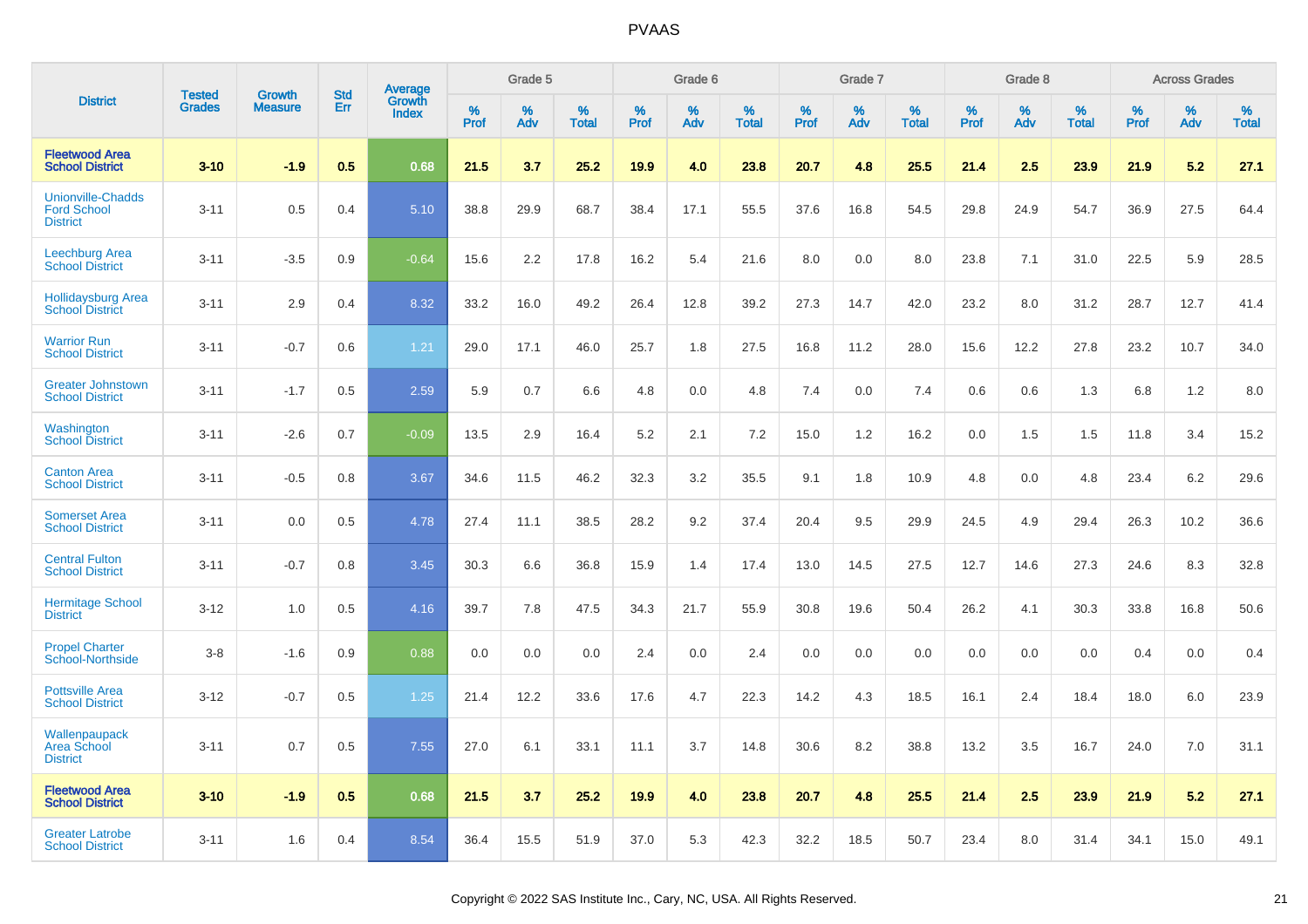# PVAAS

| District | Tested Grades | Growth Measure | Std Err | Average Growth Index | Grade 5 | | | Grade 6 | | | Grade 7 | | | Grade 8 | | | Across Grades | | |
|---|---|---|---|---|---|---|---|---|---|---|---|---|---|---|---|---|---|---|---|
| | | | | | % Prof | % Adv | % Total | % Prof | % Adv | % Total | % Prof | % Adv | % Total | % Prof | % Adv | % Total | % Prof | % Adv | % Total |
| **Fleetwood Area School District** | **3-10** | **-1.9** | **0.5** | **0.68** | **21.5** | **3.7** | **25.2** | **19.9** | **4.0** | **23.8** | **20.7** | **4.8** | **25.5** | **21.4** | **2.5** | **23.9** | **21.9** | **5.2** | **27.1** |
| Unionville-Chadds Ford School District | 3-11 | 0.5 | 0.4 | 5.10 | 38.8 | 29.9 | 68.7 | 38.4 | 17.1 | 55.5 | 37.6 | 16.8 | 54.5 | 29.8 | 24.9 | 54.7 | 36.9 | 27.5 | 64.4 |
| Leechburg Area School District | 3-11 | -3.5 | 0.9 | -0.64 | 15.6 | 2.2 | 17.8 | 16.2 | 5.4 | 21.6 | 8.0 | 0.0 | 8.0 | 23.8 | 7.1 | 31.0 | 22.5 | 5.9 | 28.5 |
| Hollidaysburg Area School District | 3-11 | 2.9 | 0.4 | 8.32 | 33.2 | 16.0 | 49.2 | 26.4 | 12.8 | 39.2 | 27.3 | 14.7 | 42.0 | 23.2 | 8.0 | 31.2 | 28.7 | 12.7 | 41.4 |
| Warrior Run School District | 3-11 | -0.7 | 0.6 | 1.21 | 29.0 | 17.1 | 46.0 | 25.7 | 1.8 | 27.5 | 16.8 | 11.2 | 28.0 | 15.6 | 12.2 | 27.8 | 23.2 | 10.7 | 34.0 |
| Greater Johnstown School District | 3-11 | -1.7 | 0.5 | 2.59 | 5.9 | 0.7 | 6.6 | 4.8 | 0.0 | 4.8 | 7.4 | 0.0 | 7.4 | 0.6 | 0.6 | 1.3 | 6.8 | 1.2 | 8.0 |
| Washington School District | 3-11 | -2.6 | 0.7 | -0.09 | 13.5 | 2.9 | 16.4 | 5.2 | 2.1 | 7.2 | 15.0 | 1.2 | 16.2 | 0.0 | 1.5 | 1.5 | 11.8 | 3.4 | 15.2 |
| Canton Area School District | 3-11 | -0.5 | 0.8 | 3.67 | 34.6 | 11.5 | 46.2 | 32.3 | 3.2 | 35.5 | 9.1 | 1.8 | 10.9 | 4.8 | 0.0 | 4.8 | 23.4 | 6.2 | 29.6 |
| Somerset Area School District | 3-11 | 0.0 | 0.5 | 4.78 | 27.4 | 11.1 | 38.5 | 28.2 | 9.2 | 37.4 | 20.4 | 9.5 | 29.9 | 24.5 | 4.9 | 29.4 | 26.3 | 10.2 | 36.6 |
| Central Fulton School District | 3-11 | -0.7 | 0.8 | 3.45 | 30.3 | 6.6 | 36.8 | 15.9 | 1.4 | 17.4 | 13.0 | 14.5 | 27.5 | 12.7 | 14.6 | 27.3 | 24.6 | 8.3 | 32.8 |
| Hermitage School District | 3-12 | 1.0 | 0.5 | 4.16 | 39.7 | 7.8 | 47.5 | 34.3 | 21.7 | 55.9 | 30.8 | 19.6 | 50.4 | 26.2 | 4.1 | 30.3 | 33.8 | 16.8 | 50.6 |
| Propel Charter School-Northside | 3-8 | -1.6 | 0.9 | 0.88 | 0.0 | 0.0 | 0.0 | 2.4 | 0.0 | 2.4 | 0.0 | 0.0 | 0.0 | 0.0 | 0.0 | 0.0 | 0.4 | 0.0 | 0.4 |
| Pottsville Area School District | 3-12 | -0.7 | 0.5 | 1.25 | 21.4 | 12.2 | 33.6 | 17.6 | 4.7 | 22.3 | 14.2 | 4.3 | 18.5 | 16.1 | 2.4 | 18.4 | 18.0 | 6.0 | 23.9 |
| Wallenpaupack Area School District | 3-11 | 0.7 | 0.5 | 7.55 | 27.0 | 6.1 | 33.1 | 11.1 | 3.7 | 14.8 | 30.6 | 8.2 | 38.8 | 13.2 | 3.5 | 16.7 | 24.0 | 7.0 | 31.1 |
| **Fleetwood Area School District** | **3-10** | **-1.9** | **0.5** | **0.68** | **21.5** | **3.7** | **25.2** | **19.9** | **4.0** | **23.8** | **20.7** | **4.8** | **25.5** | **21.4** | **2.5** | **23.9** | **21.9** | **5.2** | **27.1** |
| Greater Latrobe School District | 3-11 | 1.6 | 0.4 | 8.54 | 36.4 | 15.5 | 51.9 | 37.0 | 5.3 | 42.3 | 32.2 | 18.5 | 50.7 | 23.4 | 8.0 | 31.4 | 34.1 | 15.0 | 49.1 |

Copyright © 2022 SAS Institute Inc., Cary, NC, USA. All Rights Reserved.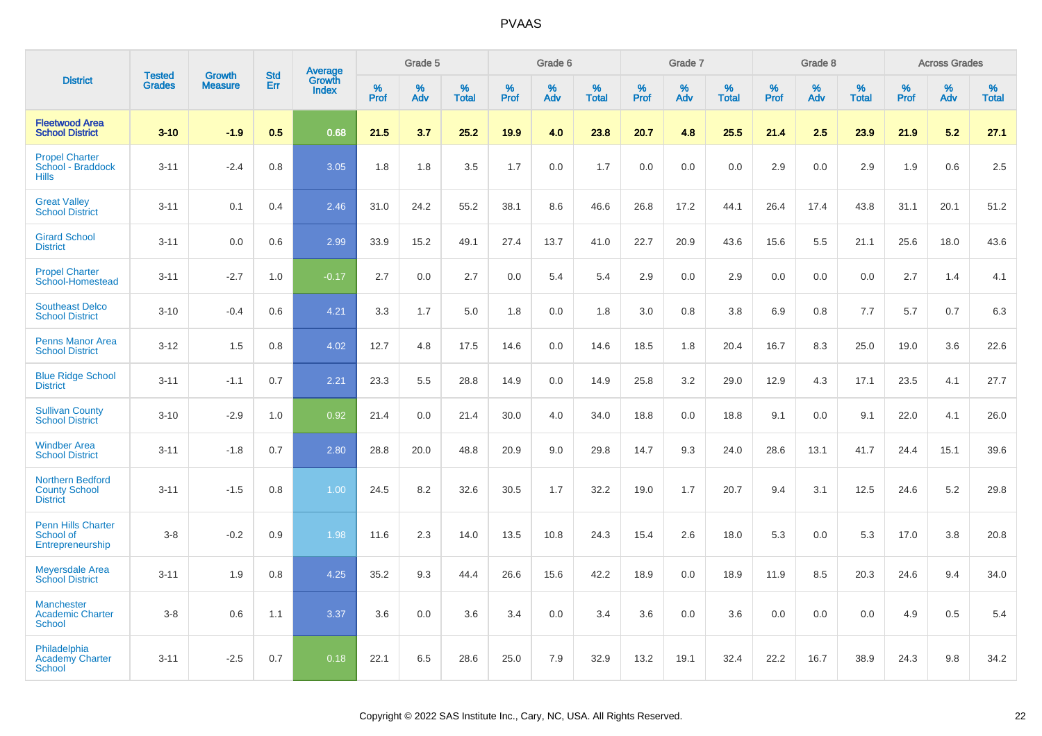# PVAAS

| District | Tested Grades | Growth Measure | Std Err | Average Growth Index | Grade 5 | | | Grade 6 | | | Grade 7 | | | Grade 8 | | | Across Grades | | |
|---|---|---|---|---|---|---|---|---|---|---|---|---|---|---|---|---|---|---|---|
| | | | | | % Prof | % Adv | % Total | % Prof | % Adv | % Total | % Prof | % Adv | % Total | % Prof | % Adv | % Total | % Prof | % Adv | % Total |
| **Fleetwood Area School District** | **3-10** | **-1.9** | **0.5** | **0.68** | **21.5** | **3.7** | **25.2** | **19.9** | **4.0** | **23.8** | **20.7** | **4.8** | **25.5** | **21.4** | **2.5** | **23.9** | **21.9** | **5.2** | **27.1** |
| Propel Charter School - Braddock Hills | 3-11 | -2.4 | 0.8 | 3.05 | 1.8 | 1.8 | 3.5 | 1.7 | 0.0 | 1.7 | 0.0 | 0.0 | 0.0 | 2.9 | 0.0 | 2.9 | 1.9 | 0.6 | 2.5 |
| Great Valley School District | 3-11 | 0.1 | 0.4 | 2.46 | 31.0 | 24.2 | 55.2 | 38.1 | 8.6 | 46.6 | 26.8 | 17.2 | 44.1 | 26.4 | 17.4 | 43.8 | 31.1 | 20.1 | 51.2 |
| Girard School District | 3-11 | 0.0 | 0.6 | 2.99 | 33.9 | 15.2 | 49.1 | 27.4 | 13.7 | 41.0 | 22.7 | 20.9 | 43.6 | 15.6 | 5.5 | 21.1 | 25.6 | 18.0 | 43.6 |
| Propel Charter School-Homestead | 3-11 | -2.7 | 1.0 | -0.17 | 2.7 | 0.0 | 2.7 | 0.0 | 5.4 | 5.4 | 2.9 | 0.0 | 2.9 | 0.0 | 0.0 | 0.0 | 2.7 | 1.4 | 4.1 |
| Southeast Delco School District | 3-10 | -0.4 | 0.6 | 4.21 | 3.3 | 1.7 | 5.0 | 1.8 | 0.0 | 1.8 | 3.0 | 0.8 | 3.8 | 6.9 | 0.8 | 7.7 | 5.7 | 0.7 | 6.3 |
| Penns Manor Area School District | 3-12 | 1.5 | 0.8 | 4.02 | 12.7 | 4.8 | 17.5 | 14.6 | 0.0 | 14.6 | 18.5 | 1.8 | 20.4 | 16.7 | 8.3 | 25.0 | 19.0 | 3.6 | 22.6 |
| Blue Ridge School District | 3-11 | -1.1 | 0.7 | 2.21 | 23.3 | 5.5 | 28.8 | 14.9 | 0.0 | 14.9 | 25.8 | 3.2 | 29.0 | 12.9 | 4.3 | 17.1 | 23.5 | 4.1 | 27.7 |
| Sullivan County School District | 3-10 | -2.9 | 1.0 | 0.92 | 21.4 | 0.0 | 21.4 | 30.0 | 4.0 | 34.0 | 18.8 | 0.0 | 18.8 | 9.1 | 0.0 | 9.1 | 22.0 | 4.1 | 26.0 |
| Windber Area School District | 3-11 | -1.8 | 0.7 | 2.80 | 28.8 | 20.0 | 48.8 | 20.9 | 9.0 | 29.8 | 14.7 | 9.3 | 24.0 | 28.6 | 13.1 | 41.7 | 24.4 | 15.1 | 39.6 |
| Northern Bedford County School District | 3-11 | -1.5 | 0.8 | 1.00 | 24.5 | 8.2 | 32.6 | 30.5 | 1.7 | 32.2 | 19.0 | 1.7 | 20.7 | 9.4 | 3.1 | 12.5 | 24.6 | 5.2 | 29.8 |
| Penn Hills Charter School of Entrepreneurship | 3-8 | -0.2 | 0.9 | 1.98 | 11.6 | 2.3 | 14.0 | 13.5 | 10.8 | 24.3 | 15.4 | 2.6 | 18.0 | 5.3 | 0.0 | 5.3 | 17.0 | 3.8 | 20.8 |
| Meyersdale Area School District | 3-11 | 1.9 | 0.8 | 4.25 | 35.2 | 9.3 | 44.4 | 26.6 | 15.6 | 42.2 | 18.9 | 0.0 | 18.9 | 11.9 | 8.5 | 20.3 | 24.6 | 9.4 | 34.0 |
| Manchester Academic Charter School | 3-8 | 0.6 | 1.1 | 3.37 | 3.6 | 0.0 | 3.6 | 3.4 | 0.0 | 3.4 | 3.6 | 0.0 | 3.6 | 0.0 | 0.0 | 0.0 | 4.9 | 0.5 | 5.4 |
| Philadelphia Academy Charter School | 3-11 | -2.5 | 0.7 | 0.18 | 22.1 | 6.5 | 28.6 | 25.0 | 7.9 | 32.9 | 13.2 | 19.1 | 32.4 | 22.2 | 16.7 | 38.9 | 24.3 | 9.8 | 34.2 |

Copyright © 2022 SAS Institute Inc., Cary, NC, USA. All Rights Reserved.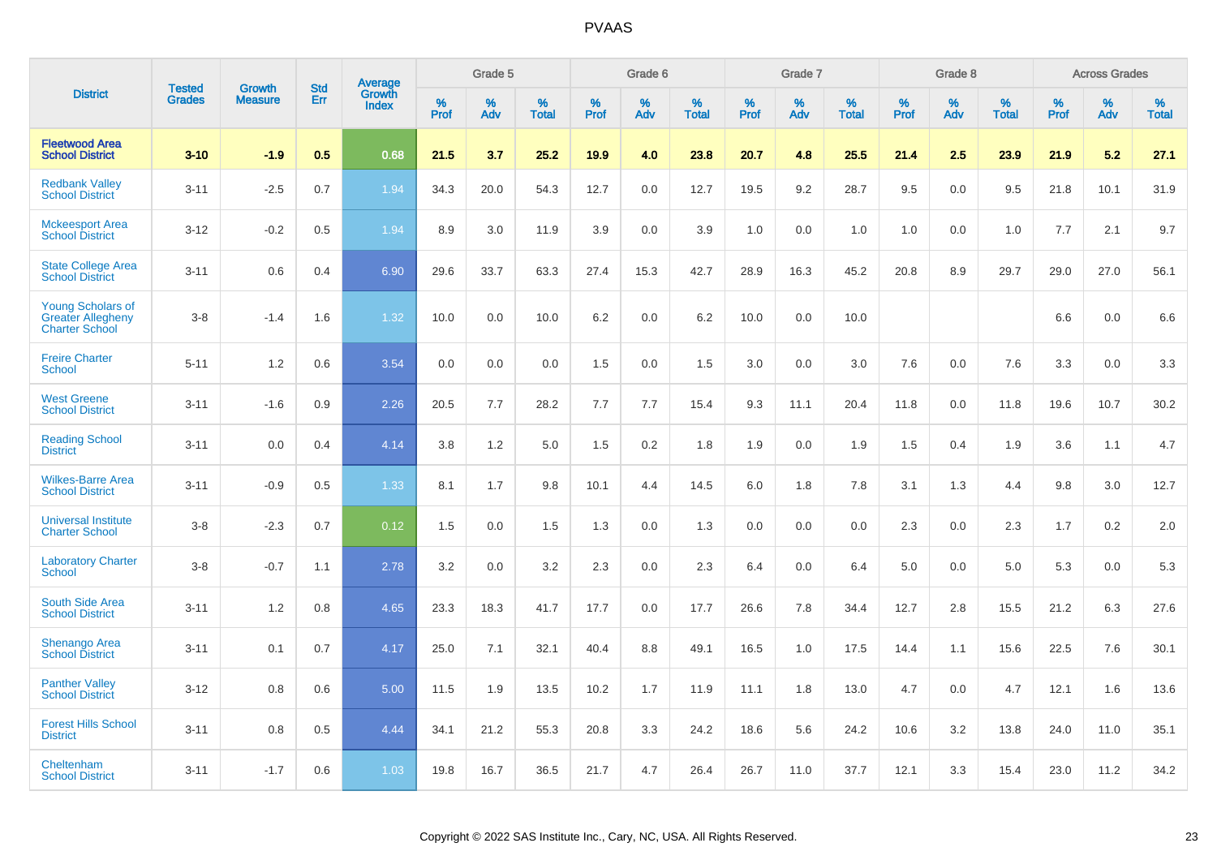# PVAAS

| District | Tested Grades | Growth Measure | Std Err | Average Growth Index | Grade 5 | | | Grade 6 | | | Grade 7 | | | Grade 8 | | | Across Grades | | |
|---|---|---|---|---|---|---|---|---|---|---|---|---|---|---|---|---|---|---|---|
| | | | | | % Prof | % Adv | % Total | % Prof | % Adv | % Total | % Prof | % Adv | % Total | % Prof | % Adv | % Total | % Prof | % Adv | % Total |
| **Fleetwood Area School District** | **3-10** | **-1.9** | **0.5** | **0.68** | **21.5** | **3.7** | **25.2** | **19.9** | **4.0** | **23.8** | **20.7** | **4.8** | **25.5** | **21.4** | **2.5** | **23.9** | **21.9** | **5.2** | **27.1** |
| Redbank Valley School District | 3-11 | -2.5 | 0.7 | 1.94 | 34.3 | 20.0 | 54.3 | 12.7 | 0.0 | 12.7 | 19.5 | 9.2 | 28.7 | 9.5 | 0.0 | 9.5 | 21.8 | 10.1 | 31.9 |
| Mckeesport Area School District | 3-12 | -0.2 | 0.5 | 1.94 | 8.9 | 3.0 | 11.9 | 3.9 | 0.0 | 3.9 | 1.0 | 0.0 | 1.0 | 1.0 | 0.0 | 1.0 | 7.7 | 2.1 | 9.7 |
| State College Area School District | 3-11 | 0.6 | 0.4 | 6.90 | 29.6 | 33.7 | 63.3 | 27.4 | 15.3 | 42.7 | 28.9 | 16.3 | 45.2 | 20.8 | 8.9 | 29.7 | 29.0 | 27.0 | 56.1 |
| Young Scholars of Greater Allegheny Charter School | 3-8 | -1.4 | 1.6 | 1.32 | 10.0 | 0.0 | 10.0 | 6.2 | 0.0 | 6.2 | 10.0 | 0.0 | 10.0 | | | | 6.6 | 0.0 | 6.6 |
| Freire Charter School | 5-11 | 1.2 | 0.6 | 3.54 | 0.0 | 0.0 | 0.0 | 1.5 | 0.0 | 1.5 | 3.0 | 0.0 | 3.0 | 7.6 | 0.0 | 7.6 | 3.3 | 0.0 | 3.3 |
| West Greene School District | 3-11 | -1.6 | 0.9 | 2.26 | 20.5 | 7.7 | 28.2 | 7.7 | 7.7 | 15.4 | 9.3 | 11.1 | 20.4 | 11.8 | 0.0 | 11.8 | 19.6 | 10.7 | 30.2 |
| Reading School District | 3-11 | 0.0 | 0.4 | 4.14 | 3.8 | 1.2 | 5.0 | 1.5 | 0.2 | 1.8 | 1.9 | 0.0 | 1.9 | 1.5 | 0.4 | 1.9 | 3.6 | 1.1 | 4.7 |
| Wilkes-Barre Area School District | 3-11 | -0.9 | 0.5 | 1.33 | 8.1 | 1.7 | 9.8 | 10.1 | 4.4 | 14.5 | 6.0 | 1.8 | 7.8 | 3.1 | 1.3 | 4.4 | 9.8 | 3.0 | 12.7 |
| Universal Institute Charter School | 3-8 | -2.3 | 0.7 | 0.12 | 1.5 | 0.0 | 1.5 | 1.3 | 0.0 | 1.3 | 0.0 | 0.0 | 0.0 | 2.3 | 0.0 | 2.3 | 1.7 | 0.2 | 2.0 |
| Laboratory Charter School | 3-8 | -0.7 | 1.1 | 2.78 | 3.2 | 0.0 | 3.2 | 2.3 | 0.0 | 2.3 | 6.4 | 0.0 | 6.4 | 5.0 | 0.0 | 5.0 | 5.3 | 0.0 | 5.3 |
| South Side Area School District | 3-11 | 1.2 | 0.8 | 4.65 | 23.3 | 18.3 | 41.7 | 17.7 | 0.0 | 17.7 | 26.6 | 7.8 | 34.4 | 12.7 | 2.8 | 15.5 | 21.2 | 6.3 | 27.6 |
| Shenango Area School District | 3-11 | 0.1 | 0.7 | 4.17 | 25.0 | 7.1 | 32.1 | 40.4 | 8.8 | 49.1 | 16.5 | 1.0 | 17.5 | 14.4 | 1.1 | 15.6 | 22.5 | 7.6 | 30.1 |
| Panther Valley School District | 3-12 | 0.8 | 0.6 | 5.00 | 11.5 | 1.9 | 13.5 | 10.2 | 1.7 | 11.9 | 11.1 | 1.8 | 13.0 | 4.7 | 0.0 | 4.7 | 12.1 | 1.6 | 13.6 |
| Forest Hills School District | 3-11 | 0.8 | 0.5 | 4.44 | 34.1 | 21.2 | 55.3 | 20.8 | 3.3 | 24.2 | 18.6 | 5.6 | 24.2 | 10.6 | 3.2 | 13.8 | 24.0 | 11.0 | 35.1 |
| Cheltenham School District | 3-11 | -1.7 | 0.6 | 1.03 | 19.8 | 16.7 | 36.5 | 21.7 | 4.7 | 26.4 | 26.7 | 11.0 | 37.7 | 12.1 | 3.3 | 15.4 | 23.0 | 11.2 | 34.2 |

Copyright © 2022 SAS Institute Inc., Cary, NC, USA. All Rights Reserved.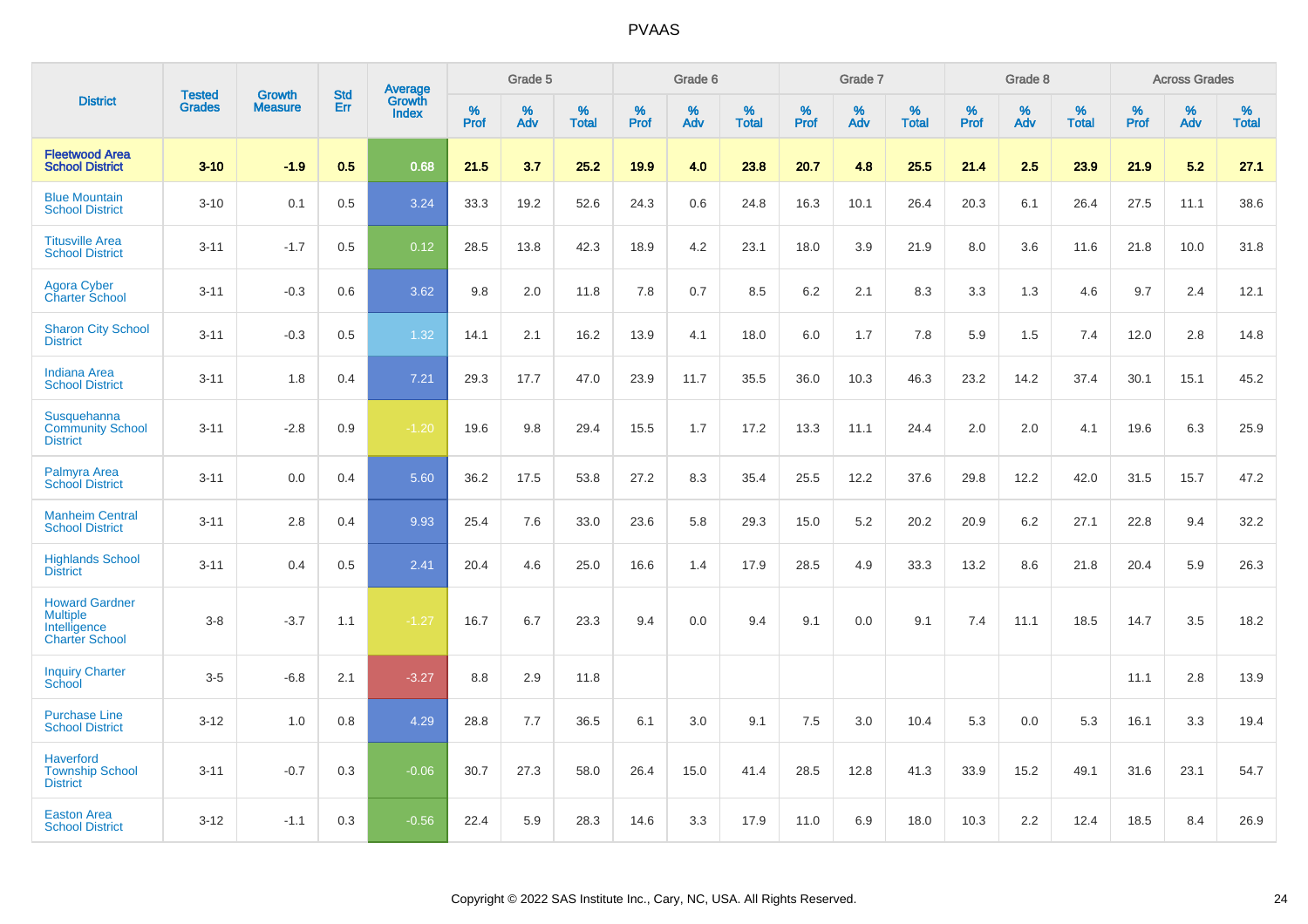# PVAAS

| District | Tested Grades | Growth Measure | Std Err | Average Growth Index | Grade 5 | | | Grade 6 | | | Grade 7 | | | Grade 8 | | | Across Grades | | |
|---|---|---|---|---|---|---|---|---|---|---|---|---|---|---|---|---|---|---|---|
| | | | | | % Prof | % Adv | % Total | % Prof | % Adv | % Total | % Prof | % Adv | % Total | % Prof | % Adv | % Total | % Prof | % Adv | % Total |
| **Fleetwood Area School District** | **3-10** | **-1.9** | **0.5** | **0.68** | **21.5** | **3.7** | **25.2** | **19.9** | **4.0** | **23.8** | **20.7** | **4.8** | **25.5** | **21.4** | **2.5** | **23.9** | **21.9** | **5.2** | **27.1** |
| Blue Mountain School District | 3-10 | 0.1 | 0.5 | 3.24 | 33.3 | 19.2 | 52.6 | 24.3 | 0.6 | 24.8 | 16.3 | 10.1 | 26.4 | 20.3 | 6.1 | 26.4 | 27.5 | 11.1 | 38.6 |
| Titusville Area School District | 3-11 | -1.7 | 0.5 | 0.12 | 28.5 | 13.8 | 42.3 | 18.9 | 4.2 | 23.1 | 18.0 | 3.9 | 21.9 | 8.0 | 3.6 | 11.6 | 21.8 | 10.0 | 31.8 |
| Agora Cyber Charter School | 3-11 | -0.3 | 0.6 | 3.62 | 9.8 | 2.0 | 11.8 | 7.8 | 0.7 | 8.5 | 6.2 | 2.1 | 8.3 | 3.3 | 1.3 | 4.6 | 9.7 | 2.4 | 12.1 |
| Sharon City School District | 3-11 | -0.3 | 0.5 | 1.32 | 14.1 | 2.1 | 16.2 | 13.9 | 4.1 | 18.0 | 6.0 | 1.7 | 7.8 | 5.9 | 1.5 | 7.4 | 12.0 | 2.8 | 14.8 |
| Indiana Area School District | 3-11 | 1.8 | 0.4 | 7.21 | 29.3 | 17.7 | 47.0 | 23.9 | 11.7 | 35.5 | 36.0 | 10.3 | 46.3 | 23.2 | 14.2 | 37.4 | 30.1 | 15.1 | 45.2 |
| Susquehanna Community School District | 3-11 | -2.8 | 0.9 | -1.20 | 19.6 | 9.8 | 29.4 | 15.5 | 1.7 | 17.2 | 13.3 | 11.1 | 24.4 | 2.0 | 2.0 | 4.1 | 19.6 | 6.3 | 25.9 |
| Palmyra Area School District | 3-11 | 0.0 | 0.4 | 5.60 | 36.2 | 17.5 | 53.8 | 27.2 | 8.3 | 35.4 | 25.5 | 12.2 | 37.6 | 29.8 | 12.2 | 42.0 | 31.5 | 15.7 | 47.2 |
| Manheim Central School District | 3-11 | 2.8 | 0.4 | 9.93 | 25.4 | 7.6 | 33.0 | 23.6 | 5.8 | 29.3 | 15.0 | 5.2 | 20.2 | 20.9 | 6.2 | 27.1 | 22.8 | 9.4 | 32.2 |
| Highlands School District | 3-11 | 0.4 | 0.5 | 2.41 | 20.4 | 4.6 | 25.0 | 16.6 | 1.4 | 17.9 | 28.5 | 4.9 | 33.3 | 13.2 | 8.6 | 21.8 | 20.4 | 5.9 | 26.3 |
| Howard Gardner Multiple Intelligence Charter School | 3-8 | -3.7 | 1.1 | -1.27 | 16.7 | 6.7 | 23.3 | 9.4 | 0.0 | 9.4 | 9.1 | 0.0 | 9.1 | 7.4 | 11.1 | 18.5 | 14.7 | 3.5 | 18.2 |
| Inquiry Charter School | 3-5 | -6.8 | 2.1 | -3.27 | 8.8 | 2.9 | 11.8 | | | | | | | | | | 11.1 | 2.8 | 13.9 |
| Purchase Line School District | 3-12 | 1.0 | 0.8 | 4.29 | 28.8 | 7.7 | 36.5 | 6.1 | 3.0 | 9.1 | 7.5 | 3.0 | 10.4 | 5.3 | 0.0 | 5.3 | 16.1 | 3.3 | 19.4 |
| Haverford Township School District | 3-11 | -0.7 | 0.3 | -0.06 | 30.7 | 27.3 | 58.0 | 26.4 | 15.0 | 41.4 | 28.5 | 12.8 | 41.3 | 33.9 | 15.2 | 49.1 | 31.6 | 23.1 | 54.7 |
| Easton Area School District | 3-12 | -1.1 | 0.3 | -0.56 | 22.4 | 5.9 | 28.3 | 14.6 | 3.3 | 17.9 | 11.0 | 6.9 | 18.0 | 10.3 | 2.2 | 12.4 | 18.5 | 8.4 | 26.9 |

Copyright © 2022 SAS Institute Inc., Cary, NC, USA. All Rights Reserved.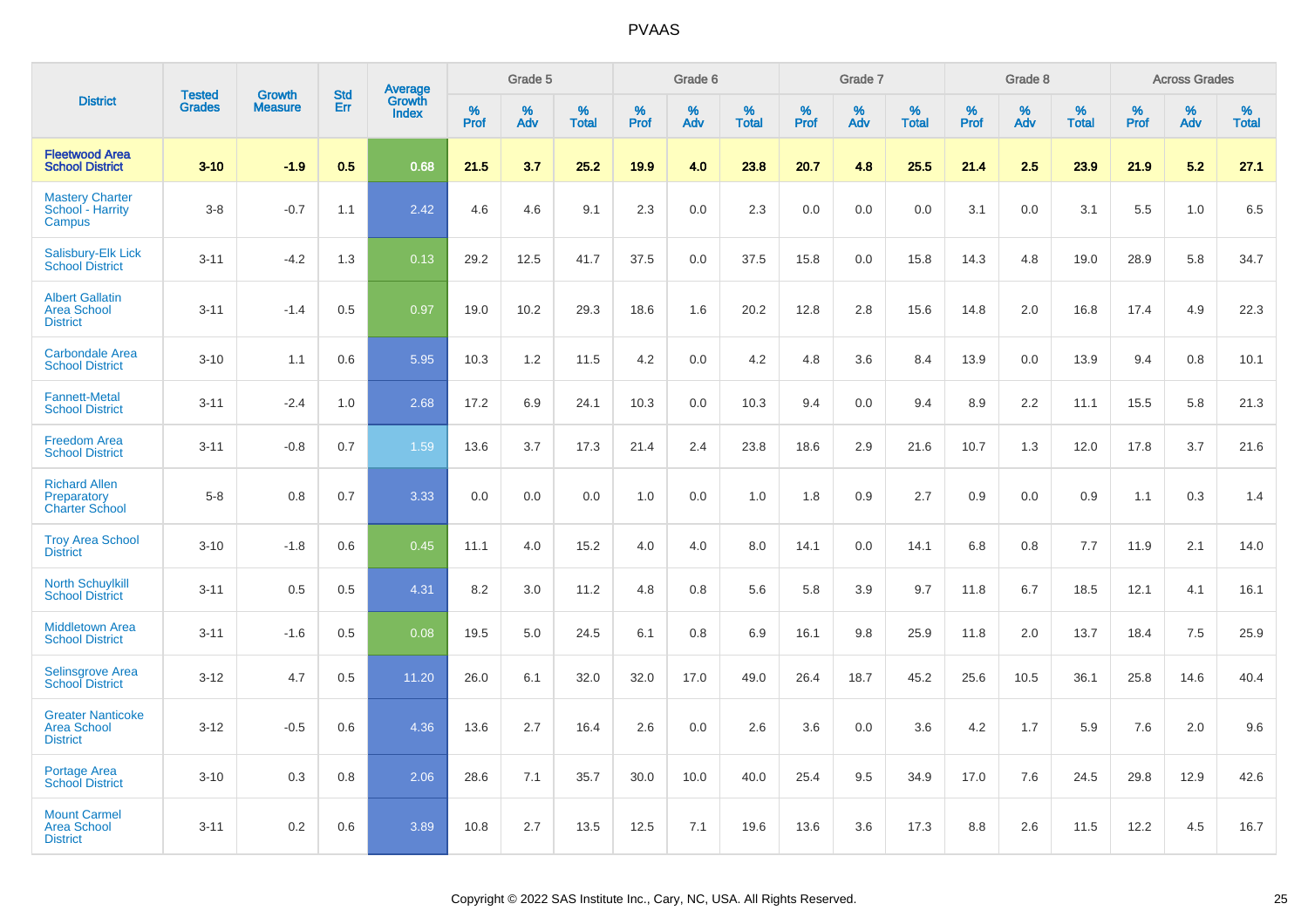# PVAAS

| District | Tested Grades | Growth Measure | Std Err | Average Growth Index | Grade 5 | | | Grade 6 | | | Grade 7 | | | Grade 8 | | | Across Grades | | |
|---|---|---|---|---|---|---|---|---|---|---|---|---|---|---|---|---|---|---|---|
| | | | | | % Prof | % Adv | % Total | % Prof | % Adv | % Total | % Prof | % Adv | % Total | % Prof | % Adv | % Total | % Prof | % Adv | % Total |
| **Fleetwood Area School District** | **3-10** | **-1.9** | **0.5** | **0.68** | **21.5** | **3.7** | **25.2** | **19.9** | **4.0** | **23.8** | **20.7** | **4.8** | **25.5** | **21.4** | **2.5** | **23.9** | **21.9** | **5.2** | **27.1** |
| Mastery Charter School - Harrity Campus | 3-8 | -0.7 | 1.1 | 2.42 | 4.6 | 4.6 | 9.1 | 2.3 | 0.0 | 2.3 | 0.0 | 0.0 | 0.0 | 3.1 | 0.0 | 3.1 | 5.5 | 1.0 | 6.5 |
| Salisbury-Elk Lick School District | 3-11 | -4.2 | 1.3 | 0.13 | 29.2 | 12.5 | 41.7 | 37.5 | 0.0 | 37.5 | 15.8 | 0.0 | 15.8 | 14.3 | 4.8 | 19.0 | 28.9 | 5.8 | 34.7 |
| Albert Gallatin Area School District | 3-11 | -1.4 | 0.5 | 0.97 | 19.0 | 10.2 | 29.3 | 18.6 | 1.6 | 20.2 | 12.8 | 2.8 | 15.6 | 14.8 | 2.0 | 16.8 | 17.4 | 4.9 | 22.3 |
| Carbondale Area School District | 3-10 | 1.1 | 0.6 | 5.95 | 10.3 | 1.2 | 11.5 | 4.2 | 0.0 | 4.2 | 4.8 | 3.6 | 8.4 | 13.9 | 0.0 | 13.9 | 9.4 | 0.8 | 10.1 |
| Fannett-Metal School District | 3-11 | -2.4 | 1.0 | 2.68 | 17.2 | 6.9 | 24.1 | 10.3 | 0.0 | 10.3 | 9.4 | 0.0 | 9.4 | 8.9 | 2.2 | 11.1 | 15.5 | 5.8 | 21.3 |
| Freedom Area School District | 3-11 | -0.8 | 0.7 | 1.59 | 13.6 | 3.7 | 17.3 | 21.4 | 2.4 | 23.8 | 18.6 | 2.9 | 21.6 | 10.7 | 1.3 | 12.0 | 17.8 | 3.7 | 21.6 |
| Richard Allen Preparatory Charter School | 5-8 | 0.8 | 0.7 | 3.33 | 0.0 | 0.0 | 0.0 | 1.0 | 0.0 | 1.0 | 1.8 | 0.9 | 2.7 | 0.9 | 0.0 | 0.9 | 1.1 | 0.3 | 1.4 |
| Troy Area School District | 3-10 | -1.8 | 0.6 | 0.45 | 11.1 | 4.0 | 15.2 | 4.0 | 4.0 | 8.0 | 14.1 | 0.0 | 14.1 | 6.8 | 0.8 | 7.7 | 11.9 | 2.1 | 14.0 |
| North Schuylkill School District | 3-11 | 0.5 | 0.5 | 4.31 | 8.2 | 3.0 | 11.2 | 4.8 | 0.8 | 5.6 | 5.8 | 3.9 | 9.7 | 11.8 | 6.7 | 18.5 | 12.1 | 4.1 | 16.1 |
| Middletown Area School District | 3-11 | -1.6 | 0.5 | 0.08 | 19.5 | 5.0 | 24.5 | 6.1 | 0.8 | 6.9 | 16.1 | 9.8 | 25.9 | 11.8 | 2.0 | 13.7 | 18.4 | 7.5 | 25.9 |
| Selinsgrove Area School District | 3-12 | 4.7 | 0.5 | 11.20 | 26.0 | 6.1 | 32.0 | 32.0 | 17.0 | 49.0 | 26.4 | 18.7 | 45.2 | 25.6 | 10.5 | 36.1 | 25.8 | 14.6 | 40.4 |
| Greater Nanticoke Area School District | 3-12 | -0.5 | 0.6 | 4.36 | 13.6 | 2.7 | 16.4 | 2.6 | 0.0 | 2.6 | 3.6 | 0.0 | 3.6 | 4.2 | 1.7 | 5.9 | 7.6 | 2.0 | 9.6 |
| Portage Area School District | 3-10 | 0.3 | 0.8 | 2.06 | 28.6 | 7.1 | 35.7 | 30.0 | 10.0 | 40.0 | 25.4 | 9.5 | 34.9 | 17.0 | 7.6 | 24.5 | 29.8 | 12.9 | 42.6 |
| Mount Carmel Area School District | 3-11 | 0.2 | 0.6 | 3.89 | 10.8 | 2.7 | 13.5 | 12.5 | 7.1 | 19.6 | 13.6 | 3.6 | 17.3 | 8.8 | 2.6 | 11.5 | 12.2 | 4.5 | 16.7 |

Copyright © 2022 SAS Institute Inc., Cary, NC, USA. All Rights Reserved.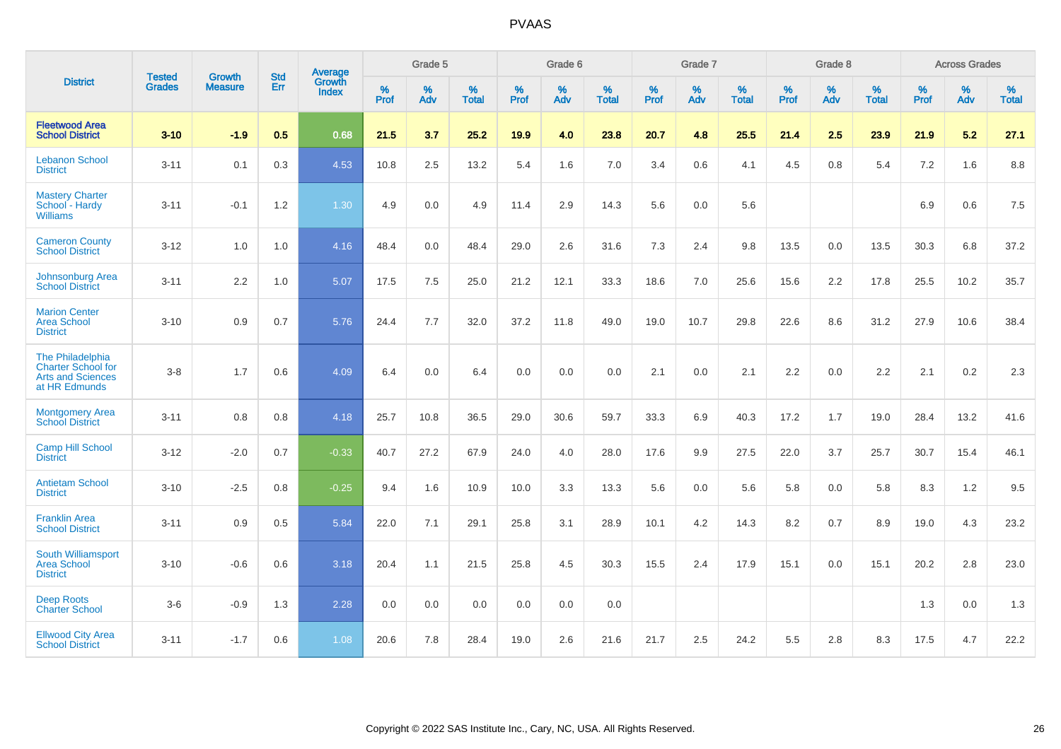# PVAAS

| District | Tested Grades | Growth Measure | Std Err | Average Growth Index | Grade 5 | | | Grade 6 | | | Grade 7 | | | Grade 8 | | | Across Grades | | |
|---|---|---|---|---|---|---|---|---|---|---|---|---|---|---|---|---|---|---|---|
| | | | | | % Prof | % Adv | % Total | % Prof | % Adv | % Total | % Prof | % Adv | % Total | % Prof | % Adv | % Total | % Prof | % Adv | % Total |
| **Fleetwood Area School District** | **3-10** | **-1.9** | **0.5** | **0.68** | **21.5** | **3.7** | **25.2** | **19.9** | **4.0** | **23.8** | **20.7** | **4.8** | **25.5** | **21.4** | **2.5** | **23.9** | **21.9** | **5.2** | **27.1** |
| Lebanon School District | 3-11 | 0.1 | 0.3 | 4.53 | 10.8 | 2.5 | 13.2 | 5.4 | 1.6 | 7.0 | 3.4 | 0.6 | 4.1 | 4.5 | 0.8 | 5.4 | 7.2 | 1.6 | 8.8 |
| Mastery Charter School - Hardy Williams | 3-11 | -0.1 | 1.2 | 1.30 | 4.9 | 0.0 | 4.9 | 11.4 | 2.9 | 14.3 | 5.6 | 0.0 | 5.6 | | | | 6.9 | 0.6 | 7.5 |
| Cameron County School District | 3-12 | 1.0 | 1.0 | 4.16 | 48.4 | 0.0 | 48.4 | 29.0 | 2.6 | 31.6 | 7.3 | 2.4 | 9.8 | 13.5 | 0.0 | 13.5 | 30.3 | 6.8 | 37.2 |
| Johnsonburg Area School District | 3-11 | 2.2 | 1.0 | 5.07 | 17.5 | 7.5 | 25.0 | 21.2 | 12.1 | 33.3 | 18.6 | 7.0 | 25.6 | 15.6 | 2.2 | 17.8 | 25.5 | 10.2 | 35.7 |
| Marion Center Area School District | 3-10 | 0.9 | 0.7 | 5.76 | 24.4 | 7.7 | 32.0 | 37.2 | 11.8 | 49.0 | 19.0 | 10.7 | 29.8 | 22.6 | 8.6 | 31.2 | 27.9 | 10.6 | 38.4 |
| The Philadelphia Charter School for Arts and Sciences at HR Edmunds | 3-8 | 1.7 | 0.6 | 4.09 | 6.4 | 0.0 | 6.4 | 0.0 | 0.0 | 0.0 | 2.1 | 0.0 | 2.1 | 2.2 | 0.0 | 2.2 | 2.1 | 0.2 | 2.3 |
| Montgomery Area School District | 3-11 | 0.8 | 0.8 | 4.18 | 25.7 | 10.8 | 36.5 | 29.0 | 30.6 | 59.7 | 33.3 | 6.9 | 40.3 | 17.2 | 1.7 | 19.0 | 28.4 | 13.2 | 41.6 |
| Camp Hill School District | 3-12 | -2.0 | 0.7 | -0.33 | 40.7 | 27.2 | 67.9 | 24.0 | 4.0 | 28.0 | 17.6 | 9.9 | 27.5 | 22.0 | 3.7 | 25.7 | 30.7 | 15.4 | 46.1 |
| Antietam School District | 3-10 | -2.5 | 0.8 | -0.25 | 9.4 | 1.6 | 10.9 | 10.0 | 3.3 | 13.3 | 5.6 | 0.0 | 5.6 | 5.8 | 0.0 | 5.8 | 8.3 | 1.2 | 9.5 |
| Franklin Area School District | 3-11 | 0.9 | 0.5 | 5.84 | 22.0 | 7.1 | 29.1 | 25.8 | 3.1 | 28.9 | 10.1 | 4.2 | 14.3 | 8.2 | 0.7 | 8.9 | 19.0 | 4.3 | 23.2 |
| South Williamsport Area School District | 3-10 | -0.6 | 0.6 | 3.18 | 20.4 | 1.1 | 21.5 | 25.8 | 4.5 | 30.3 | 15.5 | 2.4 | 17.9 | 15.1 | 0.0 | 15.1 | 20.2 | 2.8 | 23.0 |
| Deep Roots Charter School | 3-6 | -0.9 | 1.3 | 2.28 | 0.0 | 0.0 | 0.0 | 0.0 | 0.0 | 0.0 | | | | | | | 1.3 | 0.0 | 1.3 |
| Ellwood City Area School District | 3-11 | -1.7 | 0.6 | 1.08 | 20.6 | 7.8 | 28.4 | 19.0 | 2.6 | 21.6 | 21.7 | 2.5 | 24.2 | 5.5 | 2.8 | 8.3 | 17.5 | 4.7 | 22.2 |

Copyright © 2022 SAS Institute Inc., Cary, NC, USA. All Rights Reserved.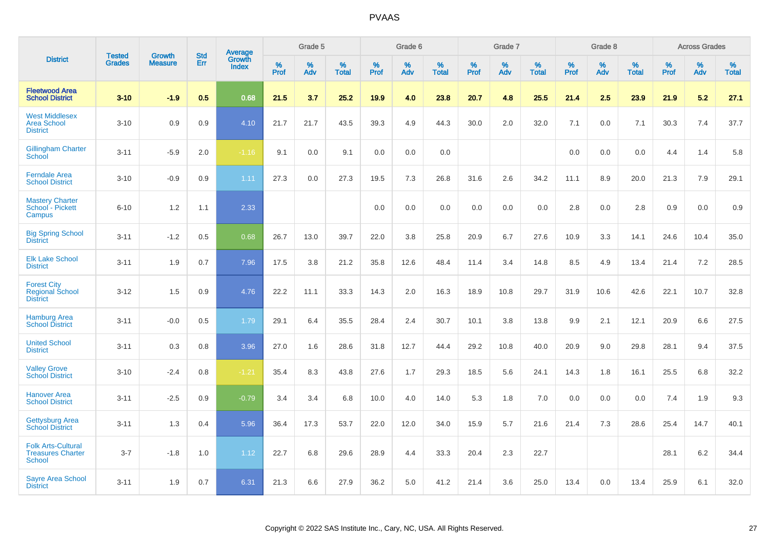# PVAAS

| District | Tested Grades | Growth Measure | Std Err | Average Growth Index | Grade 5 | | | Grade 6 | | | Grade 7 | | | Grade 8 | | | Across Grades | | |
|---|---|---|---|---|---|---|---|---|---|---|---|---|---|---|---|---|---|---|---|
| | | | | | % Prof | % Adv | % Total | % Prof | % Adv | % Total | % Prof | % Adv | % Total | % Prof | % Adv | % Total | % Prof | % Adv | % Total |
| **Fleetwood Area School District** | **3-10** | **-1.9** | **0.5** | **0.68** | **21.5** | **3.7** | **25.2** | **19.9** | **4.0** | **23.8** | **20.7** | **4.8** | **25.5** | **21.4** | **2.5** | **23.9** | **21.9** | **5.2** | **27.1** |
| West Middlesex Area School District | 3-10 | 0.9 | 0.9 | 4.10 | 21.7 | 21.7 | 43.5 | 39.3 | 4.9 | 44.3 | 30.0 | 2.0 | 32.0 | 7.1 | 0.0 | 7.1 | 30.3 | 7.4 | 37.7 |
| Gillingham Charter School | 3-11 | -5.9 | 2.0 | -1.16 | 9.1 | 0.0 | 9.1 | 0.0 | 0.0 | 0.0 | | | | 0.0 | 0.0 | 0.0 | 4.4 | 1.4 | 5.8 |
| Ferndale Area School District | 3-10 | -0.9 | 0.9 | 1.11 | 27.3 | 0.0 | 27.3 | 19.5 | 7.3 | 26.8 | 31.6 | 2.6 | 34.2 | 11.1 | 8.9 | 20.0 | 21.3 | 7.9 | 29.1 |
| Mastery Charter School - Pickett Campus | 6-10 | 1.2 | 1.1 | 2.33 | | | | 0.0 | 0.0 | 0.0 | 0.0 | 0.0 | 0.0 | 2.8 | 0.0 | 2.8 | 0.9 | 0.0 | 0.9 |
| Big Spring School District | 3-11 | -1.2 | 0.5 | 0.68 | 26.7 | 13.0 | 39.7 | 22.0 | 3.8 | 25.8 | 20.9 | 6.7 | 27.6 | 10.9 | 3.3 | 14.1 | 24.6 | 10.4 | 35.0 |
| Elk Lake School District | 3-11 | 1.9 | 0.7 | 7.96 | 17.5 | 3.8 | 21.2 | 35.8 | 12.6 | 48.4 | 11.4 | 3.4 | 14.8 | 8.5 | 4.9 | 13.4 | 21.4 | 7.2 | 28.5 |
| Forest City Regional School District | 3-12 | 1.5 | 0.9 | 4.76 | 22.2 | 11.1 | 33.3 | 14.3 | 2.0 | 16.3 | 18.9 | 10.8 | 29.7 | 31.9 | 10.6 | 42.6 | 22.1 | 10.7 | 32.8 |
| Hamburg Area School District | 3-11 | -0.0 | 0.5 | 1.79 | 29.1 | 6.4 | 35.5 | 28.4 | 2.4 | 30.7 | 10.1 | 3.8 | 13.8 | 9.9 | 2.1 | 12.1 | 20.9 | 6.6 | 27.5 |
| United School District | 3-11 | 0.3 | 0.8 | 3.96 | 27.0 | 1.6 | 28.6 | 31.8 | 12.7 | 44.4 | 29.2 | 10.8 | 40.0 | 20.9 | 9.0 | 29.8 | 28.1 | 9.4 | 37.5 |
| Valley Grove School District | 3-10 | -2.4 | 0.8 | -1.21 | 35.4 | 8.3 | 43.8 | 27.6 | 1.7 | 29.3 | 18.5 | 5.6 | 24.1 | 14.3 | 1.8 | 16.1 | 25.5 | 6.8 | 32.2 |
| Hanover Area School District | 3-11 | -2.5 | 0.9 | -0.79 | 3.4 | 3.4 | 6.8 | 10.0 | 4.0 | 14.0 | 5.3 | 1.8 | 7.0 | 0.0 | 0.0 | 0.0 | 7.4 | 1.9 | 9.3 |
| Gettysburg Area School District | 3-11 | 1.3 | 0.4 | 5.96 | 36.4 | 17.3 | 53.7 | 22.0 | 12.0 | 34.0 | 15.9 | 5.7 | 21.6 | 21.4 | 7.3 | 28.6 | 25.4 | 14.7 | 40.1 |
| Folk Arts-Cultural Treasures Charter School | 3-7 | -1.8 | 1.0 | 1.12 | 22.7 | 6.8 | 29.6 | 28.9 | 4.4 | 33.3 | 20.4 | 2.3 | 22.7 | | | | 28.1 | 6.2 | 34.4 |
| Sayre Area School District | 3-11 | 1.9 | 0.7 | 6.31 | 21.3 | 6.6 | 27.9 | 36.2 | 5.0 | 41.2 | 21.4 | 3.6 | 25.0 | 13.4 | 0.0 | 13.4 | 25.9 | 6.1 | 32.0 |

Copyright © 2022 SAS Institute Inc., Cary, NC, USA. All Rights Reserved.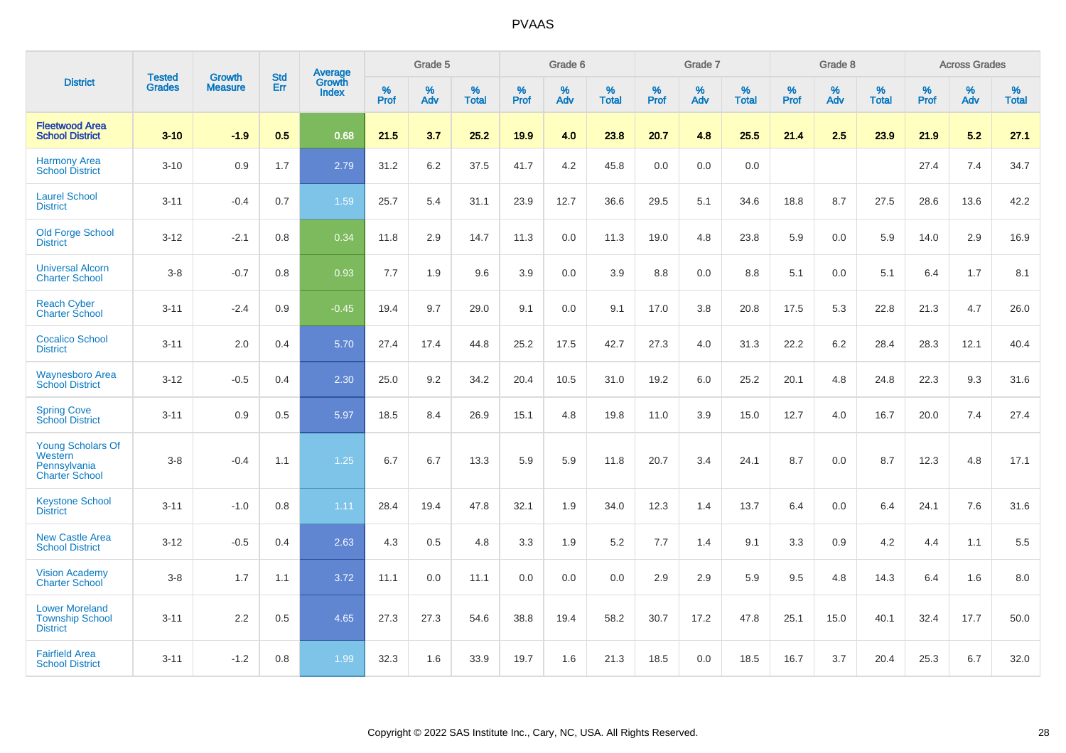# PVAAS

| District | Tested Grades | Growth Measure | Std Err | Average Growth Index | Grade 5 | | | Grade 6 | | | Grade 7 | | | Grade 8 | | | Across Grades | | |
|---|---|---|---|---|---|---|---|---|---|---|---|---|---|---|---|---|---|---|---|
| | | | | | % Prof | % Adv | % Total | % Prof | % Adv | % Total | % Prof | % Adv | % Total | % Prof | % Adv | % Total | % Prof | % Adv | % Total |
| **Fleetwood Area School District** | **3-10** | **-1.9** | **0.5** | **0.68** | **21.5** | **3.7** | **25.2** | **19.9** | **4.0** | **23.8** | **20.7** | **4.8** | **25.5** | **21.4** | **2.5** | **23.9** | **21.9** | **5.2** | **27.1** |
| Harmony Area School District | 3-10 | 0.9 | 1.7 | 2.79 | 31.2 | 6.2 | 37.5 | 41.7 | 4.2 | 45.8 | 0.0 | 0.0 | 0.0 | | | | 27.4 | 7.4 | 34.7 |
| Laurel School District | 3-11 | -0.4 | 0.7 | 1.59 | 25.7 | 5.4 | 31.1 | 23.9 | 12.7 | 36.6 | 29.5 | 5.1 | 34.6 | 18.8 | 8.7 | 27.5 | 28.6 | 13.6 | 42.2 |
| Old Forge School District | 3-12 | -2.1 | 0.8 | 0.34 | 11.8 | 2.9 | 14.7 | 11.3 | 0.0 | 11.3 | 19.0 | 4.8 | 23.8 | 5.9 | 0.0 | 5.9 | 14.0 | 2.9 | 16.9 |
| Universal Alcorn Charter School | 3-8 | -0.7 | 0.8 | 0.93 | 7.7 | 1.9 | 9.6 | 3.9 | 0.0 | 3.9 | 8.8 | 0.0 | 8.8 | 5.1 | 0.0 | 5.1 | 6.4 | 1.7 | 8.1 |
| Reach Cyber Charter School | 3-11 | -2.4 | 0.9 | -0.45 | 19.4 | 9.7 | 29.0 | 9.1 | 0.0 | 9.1 | 17.0 | 3.8 | 20.8 | 17.5 | 5.3 | 22.8 | 21.3 | 4.7 | 26.0 |
| Cocalico School District | 3-11 | 2.0 | 0.4 | 5.70 | 27.4 | 17.4 | 44.8 | 25.2 | 17.5 | 42.7 | 27.3 | 4.0 | 31.3 | 22.2 | 6.2 | 28.4 | 28.3 | 12.1 | 40.4 |
| Waynesboro Area School District | 3-12 | -0.5 | 0.4 | 2.30 | 25.0 | 9.2 | 34.2 | 20.4 | 10.5 | 31.0 | 19.2 | 6.0 | 25.2 | 20.1 | 4.8 | 24.8 | 22.3 | 9.3 | 31.6 |
| Spring Cove School District | 3-11 | 0.9 | 0.5 | 5.97 | 18.5 | 8.4 | 26.9 | 15.1 | 4.8 | 19.8 | 11.0 | 3.9 | 15.0 | 12.7 | 4.0 | 16.7 | 20.0 | 7.4 | 27.4 |
| Young Scholars Of Western Pennsylvania Charter School | 3-8 | -0.4 | 1.1 | 1.25 | 6.7 | 6.7 | 13.3 | 5.9 | 5.9 | 11.8 | 20.7 | 3.4 | 24.1 | 8.7 | 0.0 | 8.7 | 12.3 | 4.8 | 17.1 |
| Keystone School District | 3-11 | -1.0 | 0.8 | 1.11 | 28.4 | 19.4 | 47.8 | 32.1 | 1.9 | 34.0 | 12.3 | 1.4 | 13.7 | 6.4 | 0.0 | 6.4 | 24.1 | 7.6 | 31.6 |
| New Castle Area School District | 3-12 | -0.5 | 0.4 | 2.63 | 4.3 | 0.5 | 4.8 | 3.3 | 1.9 | 5.2 | 7.7 | 1.4 | 9.1 | 3.3 | 0.9 | 4.2 | 4.4 | 1.1 | 5.5 |
| Vision Academy Charter School | 3-8 | 1.7 | 1.1 | 3.72 | 11.1 | 0.0 | 11.1 | 0.0 | 0.0 | 0.0 | 2.9 | 2.9 | 5.9 | 9.5 | 4.8 | 14.3 | 6.4 | 1.6 | 8.0 |
| Lower Moreland Township School District | 3-11 | 2.2 | 0.5 | 4.65 | 27.3 | 27.3 | 54.6 | 38.8 | 19.4 | 58.2 | 30.7 | 17.2 | 47.8 | 25.1 | 15.0 | 40.1 | 32.4 | 17.7 | 50.0 |
| Fairfield Area School District | 3-11 | -1.2 | 0.8 | 1.99 | 32.3 | 1.6 | 33.9 | 19.7 | 1.6 | 21.3 | 18.5 | 0.0 | 18.5 | 16.7 | 3.7 | 20.4 | 25.3 | 6.7 | 32.0 |

Copyright © 2022 SAS Institute Inc., Cary, NC, USA. All Rights Reserved.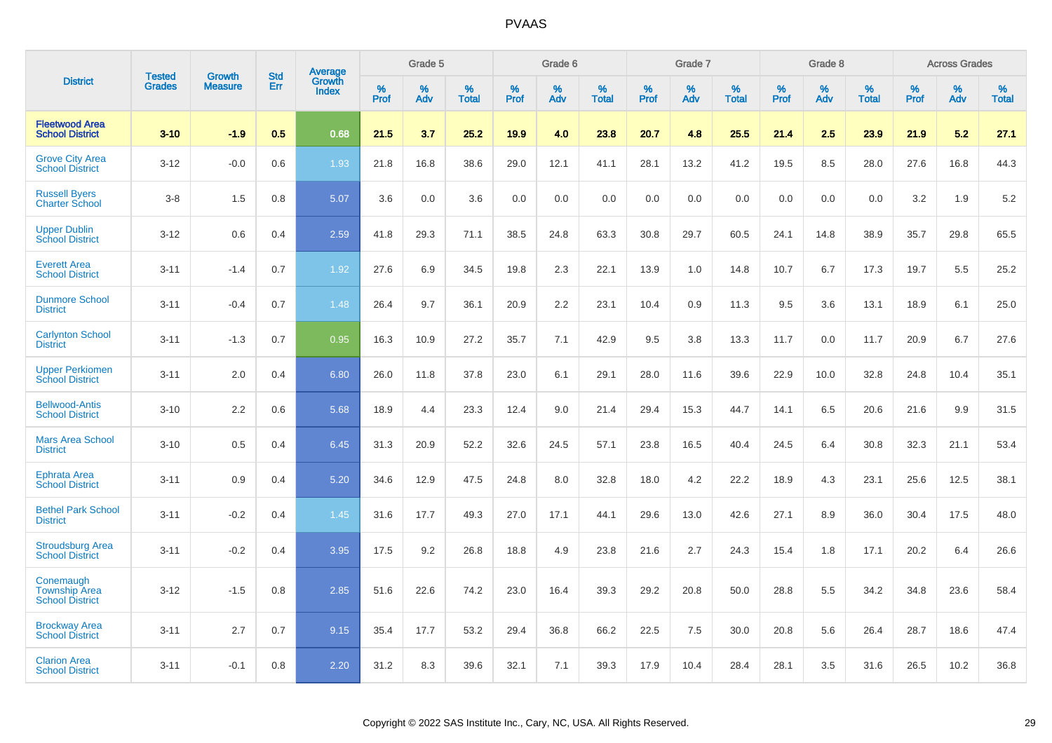# PVAAS

| District | Tested Grades | Growth Measure | Std Err | Average Growth Index | Grade 5 | | | Grade 6 | | | Grade 7 | | | Grade 8 | | | Across Grades | | |
|---|---|---|---|---|---|---|---|---|---|---|---|---|---|---|---|---|---|---|---|
| | | | | | % Prof | % Adv | % Total | % Prof | % Adv | % Total | % Prof | % Adv | % Total | % Prof | % Adv | % Total | % Prof | % Adv | % Total |
| **Fleetwood Area School District** | **3-10** | **-1.9** | **0.5** | **0.68** | **21.5** | **3.7** | **25.2** | **19.9** | **4.0** | **23.8** | **20.7** | **4.8** | **25.5** | **21.4** | **2.5** | **23.9** | **21.9** | **5.2** | **27.1** |
| Grove City Area School District | 3-12 | -0.0 | 0.6 | 1.93 | 21.8 | 16.8 | 38.6 | 29.0 | 12.1 | 41.1 | 28.1 | 13.2 | 41.2 | 19.5 | 8.5 | 28.0 | 27.6 | 16.8 | 44.3 |
| Russell Byers Charter School | 3-8 | 1.5 | 0.8 | 5.07 | 3.6 | 0.0 | 3.6 | 0.0 | 0.0 | 0.0 | 0.0 | 0.0 | 0.0 | 0.0 | 0.0 | 0.0 | 3.2 | 1.9 | 5.2 |
| Upper Dublin School District | 3-12 | 0.6 | 0.4 | 2.59 | 41.8 | 29.3 | 71.1 | 38.5 | 24.8 | 63.3 | 30.8 | 29.7 | 60.5 | 24.1 | 14.8 | 38.9 | 35.7 | 29.8 | 65.5 |
| Everett Area School District | 3-11 | -1.4 | 0.7 | 1.92 | 27.6 | 6.9 | 34.5 | 19.8 | 2.3 | 22.1 | 13.9 | 1.0 | 14.8 | 10.7 | 6.7 | 17.3 | 19.7 | 5.5 | 25.2 |
| Dunmore School District | 3-11 | -0.4 | 0.7 | 1.48 | 26.4 | 9.7 | 36.1 | 20.9 | 2.2 | 23.1 | 10.4 | 0.9 | 11.3 | 9.5 | 3.6 | 13.1 | 18.9 | 6.1 | 25.0 |
| Carlynton School District | 3-11 | -1.3 | 0.7 | 0.95 | 16.3 | 10.9 | 27.2 | 35.7 | 7.1 | 42.9 | 9.5 | 3.8 | 13.3 | 11.7 | 0.0 | 11.7 | 20.9 | 6.7 | 27.6 |
| Upper Perkiomen School District | 3-11 | 2.0 | 0.4 | 6.80 | 26.0 | 11.8 | 37.8 | 23.0 | 6.1 | 29.1 | 28.0 | 11.6 | 39.6 | 22.9 | 10.0 | 32.8 | 24.8 | 10.4 | 35.1 |
| Bellwood-Antis School District | 3-10 | 2.2 | 0.6 | 5.68 | 18.9 | 4.4 | 23.3 | 12.4 | 9.0 | 21.4 | 29.4 | 15.3 | 44.7 | 14.1 | 6.5 | 20.6 | 21.6 | 9.9 | 31.5 |
| Mars Area School District | 3-10 | 0.5 | 0.4 | 6.45 | 31.3 | 20.9 | 52.2 | 32.6 | 24.5 | 57.1 | 23.8 | 16.5 | 40.4 | 24.5 | 6.4 | 30.8 | 32.3 | 21.1 | 53.4 |
| Ephrata Area School District | 3-11 | 0.9 | 0.4 | 5.20 | 34.6 | 12.9 | 47.5 | 24.8 | 8.0 | 32.8 | 18.0 | 4.2 | 22.2 | 18.9 | 4.3 | 23.1 | 25.6 | 12.5 | 38.1 |
| Bethel Park School District | 3-11 | -0.2 | 0.4 | 1.45 | 31.6 | 17.7 | 49.3 | 27.0 | 17.1 | 44.1 | 29.6 | 13.0 | 42.6 | 27.1 | 8.9 | 36.0 | 30.4 | 17.5 | 48.0 |
| Stroudsburg Area School District | 3-11 | -0.2 | 0.4 | 3.95 | 17.5 | 9.2 | 26.8 | 18.8 | 4.9 | 23.8 | 21.6 | 2.7 | 24.3 | 15.4 | 1.8 | 17.1 | 20.2 | 6.4 | 26.6 |
| Conemaugh Township Area School District | 3-12 | -1.5 | 0.8 | 2.85 | 51.6 | 22.6 | 74.2 | 23.0 | 16.4 | 39.3 | 29.2 | 20.8 | 50.0 | 28.8 | 5.5 | 34.2 | 34.8 | 23.6 | 58.4 |
| Brockway Area School District | 3-11 | 2.7 | 0.7 | 9.15 | 35.4 | 17.7 | 53.2 | 29.4 | 36.8 | 66.2 | 22.5 | 7.5 | 30.0 | 20.8 | 5.6 | 26.4 | 28.7 | 18.6 | 47.4 |
| Clarion Area School District | 3-11 | -0.1 | 0.8 | 2.20 | 31.2 | 8.3 | 39.6 | 32.1 | 7.1 | 39.3 | 17.9 | 10.4 | 28.4 | 28.1 | 3.5 | 31.6 | 26.5 | 10.2 | 36.8 |

Copyright © 2022 SAS Institute Inc., Cary, NC, USA. All Rights Reserved.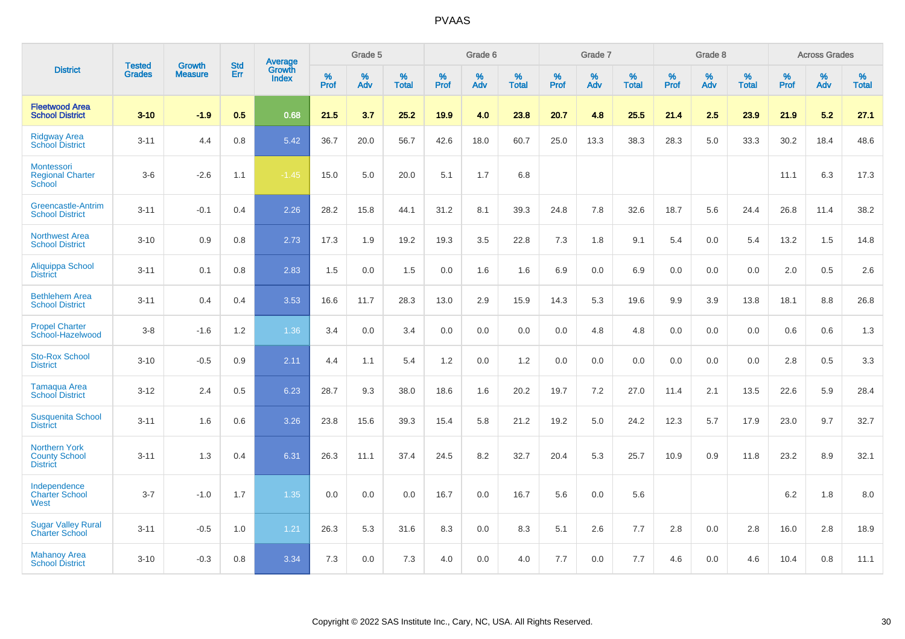# PVAAS

| District | Tested Grades | Growth Measure | Std Err | Average Growth Index | Grade 5 | | | Grade 6 | | | Grade 7 | | | Grade 8 | | | Across Grades | | |
|---|---|---|---|---|---|---|---|---|---|---|---|---|---|---|---|---|---|---|---|
| | | | | | % Prof | % Adv | % Total | % Prof | % Adv | % Total | % Prof | % Adv | % Total | % Prof | % Adv | % Total | % Prof | % Adv | % Total |
| **Fleetwood Area School District** | **3-10** | **-1.9** | **0.5** | **0.68** | **21.5** | **3.7** | **25.2** | **19.9** | **4.0** | **23.8** | **20.7** | **4.8** | **25.5** | **21.4** | **2.5** | **23.9** | **21.9** | **5.2** | **27.1** |
| Ridgway Area School District | 3-11 | 4.4 | 0.8 | 5.42 | 36.7 | 20.0 | 56.7 | 42.6 | 18.0 | 60.7 | 25.0 | 13.3 | 38.3 | 28.3 | 5.0 | 33.3 | 30.2 | 18.4 | 48.6 |
| Montessori Regional Charter School | 3-6 | -2.6 | 1.1 | -1.45 | 15.0 | 5.0 | 20.0 | 5.1 | 1.7 | 6.8 | | | | | | | 11.1 | 6.3 | 17.3 |
| Greencastle-Antrim School District | 3-11 | -0.1 | 0.4 | 2.26 | 28.2 | 15.8 | 44.1 | 31.2 | 8.1 | 39.3 | 24.8 | 7.8 | 32.6 | 18.7 | 5.6 | 24.4 | 26.8 | 11.4 | 38.2 |
| Northwest Area School District | 3-10 | 0.9 | 0.8 | 2.73 | 17.3 | 1.9 | 19.2 | 19.3 | 3.5 | 22.8 | 7.3 | 1.8 | 9.1 | 5.4 | 0.0 | 5.4 | 13.2 | 1.5 | 14.8 |
| Aliquippa School District | 3-11 | 0.1 | 0.8 | 2.83 | 1.5 | 0.0 | 1.5 | 0.0 | 1.6 | 1.6 | 6.9 | 0.0 | 6.9 | 0.0 | 0.0 | 0.0 | 2.0 | 0.5 | 2.6 |
| Bethlehem Area School District | 3-11 | 0.4 | 0.4 | 3.53 | 16.6 | 11.7 | 28.3 | 13.0 | 2.9 | 15.9 | 14.3 | 5.3 | 19.6 | 9.9 | 3.9 | 13.8 | 18.1 | 8.8 | 26.8 |
| Propel Charter School-Hazelwood | 3-8 | -1.6 | 1.2 | 1.36 | 3.4 | 0.0 | 3.4 | 0.0 | 0.0 | 0.0 | 0.0 | 4.8 | 4.8 | 0.0 | 0.0 | 0.0 | 0.6 | 0.6 | 1.3 |
| Sto-Rox School District | 3-10 | -0.5 | 0.9 | 2.11 | 4.4 | 1.1 | 5.4 | 1.2 | 0.0 | 1.2 | 0.0 | 0.0 | 0.0 | 0.0 | 0.0 | 0.0 | 2.8 | 0.5 | 3.3 |
| Tamaqua Area School District | 3-12 | 2.4 | 0.5 | 6.23 | 28.7 | 9.3 | 38.0 | 18.6 | 1.6 | 20.2 | 19.7 | 7.2 | 27.0 | 11.4 | 2.1 | 13.5 | 22.6 | 5.9 | 28.4 |
| Susquenita School District | 3-11 | 1.6 | 0.6 | 3.26 | 23.8 | 15.6 | 39.3 | 15.4 | 5.8 | 21.2 | 19.2 | 5.0 | 24.2 | 12.3 | 5.7 | 17.9 | 23.0 | 9.7 | 32.7 |
| Northern York County School District | 3-11 | 1.3 | 0.4 | 6.31 | 26.3 | 11.1 | 37.4 | 24.5 | 8.2 | 32.7 | 20.4 | 5.3 | 25.7 | 10.9 | 0.9 | 11.8 | 23.2 | 8.9 | 32.1 |
| Independence Charter School West | 3-7 | -1.0 | 1.7 | 1.35 | 0.0 | 0.0 | 0.0 | 16.7 | 0.0 | 16.7 | 5.6 | 0.0 | 5.6 | | | | 6.2 | 1.8 | 8.0 |
| Sugar Valley Rural Charter School | 3-11 | -0.5 | 1.0 | 1.21 | 26.3 | 5.3 | 31.6 | 8.3 | 0.0 | 8.3 | 5.1 | 2.6 | 7.7 | 2.8 | 0.0 | 2.8 | 16.0 | 2.8 | 18.9 |
| Mahanoy Area School District | 3-10 | -0.3 | 0.8 | 3.34 | 7.3 | 0.0 | 7.3 | 4.0 | 0.0 | 4.0 | 7.7 | 0.0 | 7.7 | 4.6 | 0.0 | 4.6 | 10.4 | 0.8 | 11.1 |

Copyright © 2022 SAS Institute Inc., Cary, NC, USA. All Rights Reserved.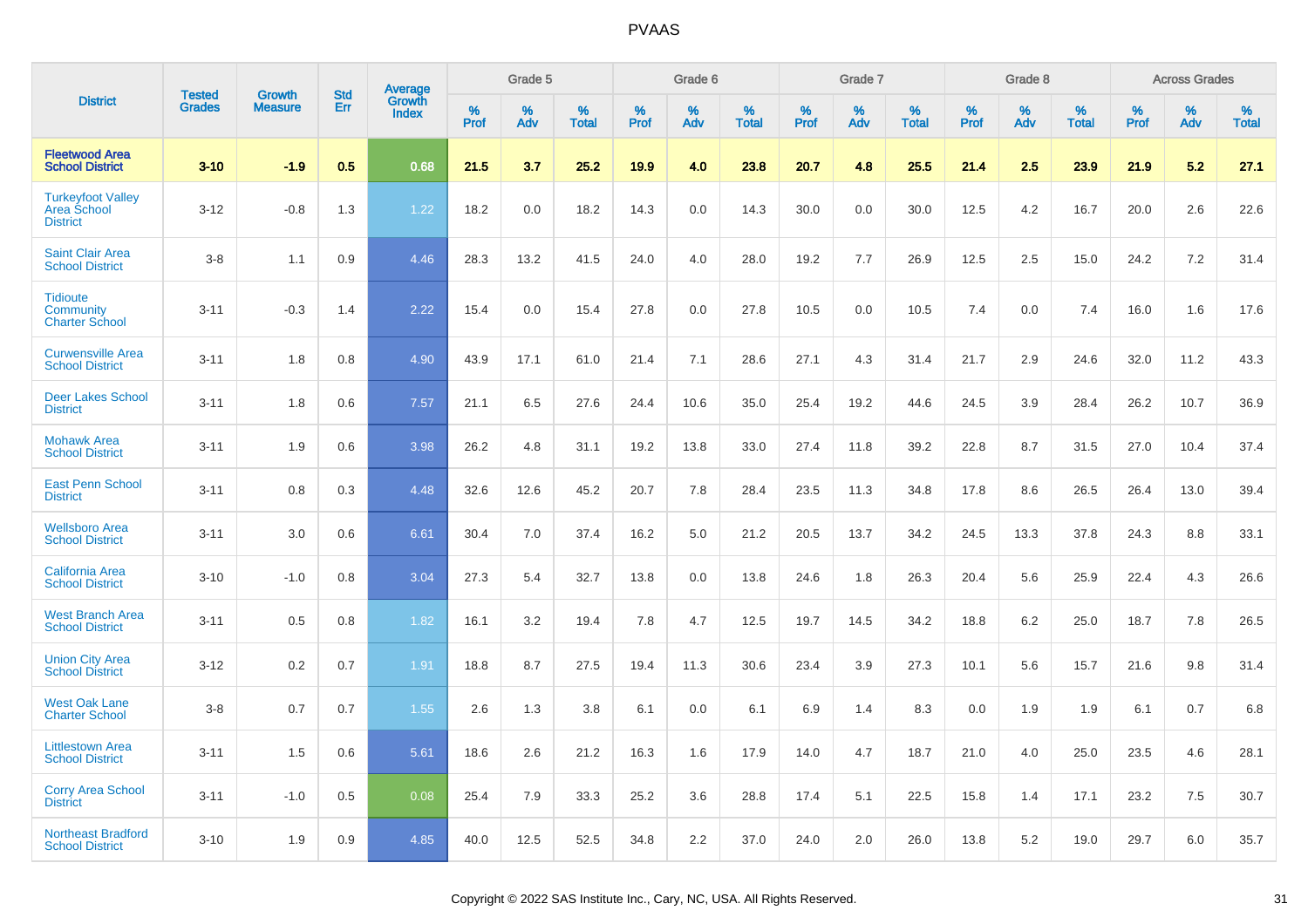# PVAAS

| District | Tested Grades | Growth Measure | Std Err | Average Growth Index | Grade 5 | | | Grade 6 | | | Grade 7 | | | Grade 8 | | | Across Grades | | |
|---|---|---|---|---|---|---|---|---|---|---|---|---|---|---|---|---|---|---|---|
| | | | | | % Prof | % Adv | % Total | % Prof | % Adv | % Total | % Prof | % Adv | % Total | % Prof | % Adv | % Total | % Prof | % Adv | % Total |
| **Fleetwood Area School District** | **3-10** | **-1.9** | **0.5** | **0.68** | **21.5** | **3.7** | **25.2** | **19.9** | **4.0** | **23.8** | **20.7** | **4.8** | **25.5** | **21.4** | **2.5** | **23.9** | **21.9** | **5.2** | **27.1** |
| Turkeyfoot Valley Area School District | 3-12 | -0.8 | 1.3 | 1.22 | 18.2 | 0.0 | 18.2 | 14.3 | 0.0 | 14.3 | 30.0 | 0.0 | 30.0 | 12.5 | 4.2 | 16.7 | 20.0 | 2.6 | 22.6 |
| Saint Clair Area School District | 3-8 | 1.1 | 0.9 | 4.46 | 28.3 | 13.2 | 41.5 | 24.0 | 4.0 | 28.0 | 19.2 | 7.7 | 26.9 | 12.5 | 2.5 | 15.0 | 24.2 | 7.2 | 31.4 |
| Tidioute Community Charter School | 3-11 | -0.3 | 1.4 | 2.22 | 15.4 | 0.0 | 15.4 | 27.8 | 0.0 | 27.8 | 10.5 | 0.0 | 10.5 | 7.4 | 0.0 | 7.4 | 16.0 | 1.6 | 17.6 |
| Curwensville Area School District | 3-11 | 1.8 | 0.8 | 4.90 | 43.9 | 17.1 | 61.0 | 21.4 | 7.1 | 28.6 | 27.1 | 4.3 | 31.4 | 21.7 | 2.9 | 24.6 | 32.0 | 11.2 | 43.3 |
| Deer Lakes School District | 3-11 | 1.8 | 0.6 | 7.57 | 21.1 | 6.5 | 27.6 | 24.4 | 10.6 | 35.0 | 25.4 | 19.2 | 44.6 | 24.5 | 3.9 | 28.4 | 26.2 | 10.7 | 36.9 |
| Mohawk Area School District | 3-11 | 1.9 | 0.6 | 3.98 | 26.2 | 4.8 | 31.1 | 19.2 | 13.8 | 33.0 | 27.4 | 11.8 | 39.2 | 22.8 | 8.7 | 31.5 | 27.0 | 10.4 | 37.4 |
| East Penn School District | 3-11 | 0.8 | 0.3 | 4.48 | 32.6 | 12.6 | 45.2 | 20.7 | 7.8 | 28.4 | 23.5 | 11.3 | 34.8 | 17.8 | 8.6 | 26.5 | 26.4 | 13.0 | 39.4 |
| Wellsboro Area School District | 3-11 | 3.0 | 0.6 | 6.61 | 30.4 | 7.0 | 37.4 | 16.2 | 5.0 | 21.2 | 20.5 | 13.7 | 34.2 | 24.5 | 13.3 | 37.8 | 24.3 | 8.8 | 33.1 |
| California Area School District | 3-10 | -1.0 | 0.8 | 3.04 | 27.3 | 5.4 | 32.7 | 13.8 | 0.0 | 13.8 | 24.6 | 1.8 | 26.3 | 20.4 | 5.6 | 25.9 | 22.4 | 4.3 | 26.6 |
| West Branch Area School District | 3-11 | 0.5 | 0.8 | 1.82 | 16.1 | 3.2 | 19.4 | 7.8 | 4.7 | 12.5 | 19.7 | 14.5 | 34.2 | 18.8 | 6.2 | 25.0 | 18.7 | 7.8 | 26.5 |
| Union City Area School District | 3-12 | 0.2 | 0.7 | 1.91 | 18.8 | 8.7 | 27.5 | 19.4 | 11.3 | 30.6 | 23.4 | 3.9 | 27.3 | 10.1 | 5.6 | 15.7 | 21.6 | 9.8 | 31.4 |
| West Oak Lane Charter School | 3-8 | 0.7 | 0.7 | 1.55 | 2.6 | 1.3 | 3.8 | 6.1 | 0.0 | 6.1 | 6.9 | 1.4 | 8.3 | 0.0 | 1.9 | 1.9 | 6.1 | 0.7 | 6.8 |
| Littlestown Area School District | 3-11 | 1.5 | 0.6 | 5.61 | 18.6 | 2.6 | 21.2 | 16.3 | 1.6 | 17.9 | 14.0 | 4.7 | 18.7 | 21.0 | 4.0 | 25.0 | 23.5 | 4.6 | 28.1 |
| Corry Area School District | 3-11 | -1.0 | 0.5 | 0.08 | 25.4 | 7.9 | 33.3 | 25.2 | 3.6 | 28.8 | 17.4 | 5.1 | 22.5 | 15.8 | 1.4 | 17.1 | 23.2 | 7.5 | 30.7 |
| Northeast Bradford School District | 3-10 | 1.9 | 0.9 | 4.85 | 40.0 | 12.5 | 52.5 | 34.8 | 2.2 | 37.0 | 24.0 | 2.0 | 26.0 | 13.8 | 5.2 | 19.0 | 29.7 | 6.0 | 35.7 |

Copyright © 2022 SAS Institute Inc., Cary, NC, USA. All Rights Reserved.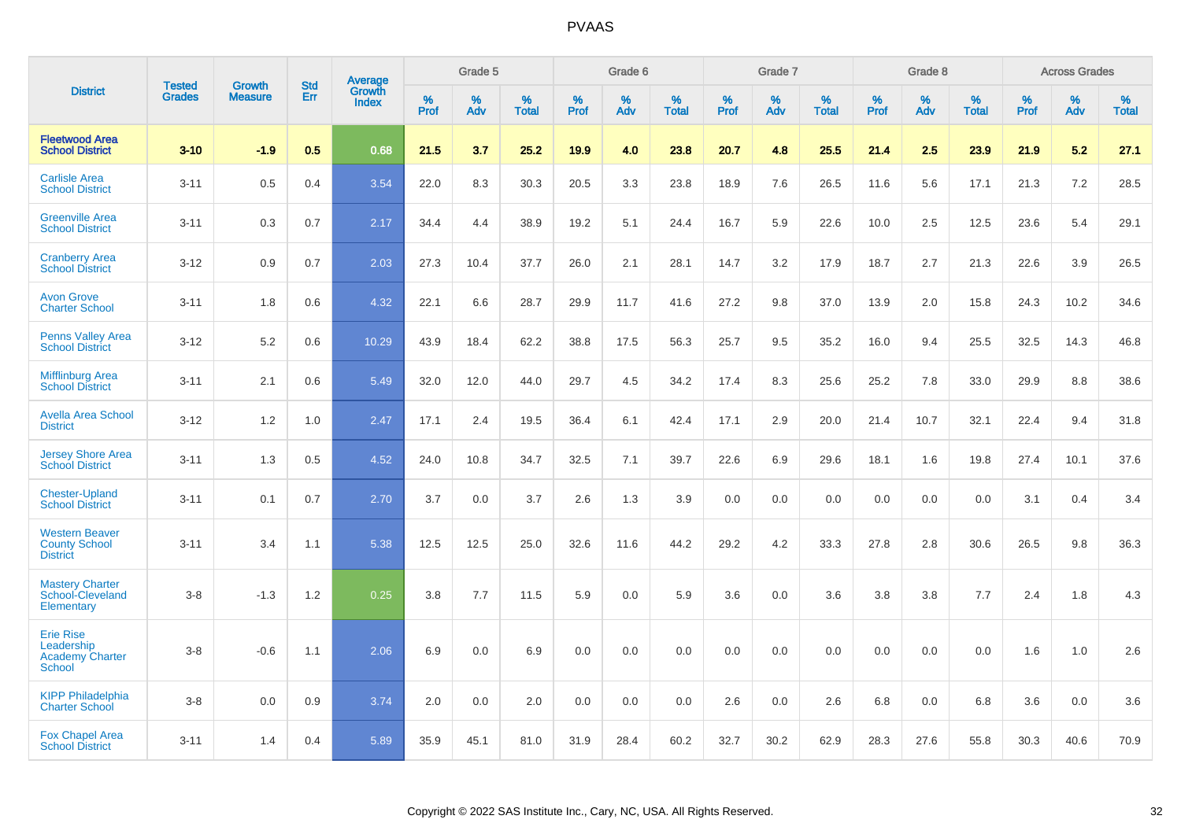# PVAAS

| District | Tested Grades | Growth Measure | Std Err | Average Growth Index | Grade 5 | | | Grade 6 | | | Grade 7 | | | Grade 8 | | | Across Grades | | |
|---|---|---|---|---|---|---|---|---|---|---|---|---|---|---|---|---|---|---|---|
| | | | | | % Prof | % Adv | % Total | % Prof | % Adv | % Total | % Prof | % Adv | % Total | % Prof | % Adv | % Total | % Prof | % Adv | % Total |
| **Fleetwood Area School District** | **3-10** | **-1.9** | **0.5** | **0.68** | **21.5** | **3.7** | **25.2** | **19.9** | **4.0** | **23.8** | **20.7** | **4.8** | **25.5** | **21.4** | **2.5** | **23.9** | **21.9** | **5.2** | **27.1** |
| Carlisle Area School District | 3-11 | 0.5 | 0.4 | 3.54 | 22.0 | 8.3 | 30.3 | 20.5 | 3.3 | 23.8 | 18.9 | 7.6 | 26.5 | 11.6 | 5.6 | 17.1 | 21.3 | 7.2 | 28.5 |
| Greenville Area School District | 3-11 | 0.3 | 0.7 | 2.17 | 34.4 | 4.4 | 38.9 | 19.2 | 5.1 | 24.4 | 16.7 | 5.9 | 22.6 | 10.0 | 2.5 | 12.5 | 23.6 | 5.4 | 29.1 |
| Cranberry Area School District | 3-12 | 0.9 | 0.7 | 2.03 | 27.3 | 10.4 | 37.7 | 26.0 | 2.1 | 28.1 | 14.7 | 3.2 | 17.9 | 18.7 | 2.7 | 21.3 | 22.6 | 3.9 | 26.5 |
| Avon Grove Charter School | 3-11 | 1.8 | 0.6 | 4.32 | 22.1 | 6.6 | 28.7 | 29.9 | 11.7 | 41.6 | 27.2 | 9.8 | 37.0 | 13.9 | 2.0 | 15.8 | 24.3 | 10.2 | 34.6 |
| Penns Valley Area School District | 3-12 | 5.2 | 0.6 | 10.29 | 43.9 | 18.4 | 62.2 | 38.8 | 17.5 | 56.3 | 25.7 | 9.5 | 35.2 | 16.0 | 9.4 | 25.5 | 32.5 | 14.3 | 46.8 |
| Mifflinburg Area School District | 3-11 | 2.1 | 0.6 | 5.49 | 32.0 | 12.0 | 44.0 | 29.7 | 4.5 | 34.2 | 17.4 | 8.3 | 25.6 | 25.2 | 7.8 | 33.0 | 29.9 | 8.8 | 38.6 |
| Avella Area School District | 3-12 | 1.2 | 1.0 | 2.47 | 17.1 | 2.4 | 19.5 | 36.4 | 6.1 | 42.4 | 17.1 | 2.9 | 20.0 | 21.4 | 10.7 | 32.1 | 22.4 | 9.4 | 31.8 |
| Jersey Shore Area School District | 3-11 | 1.3 | 0.5 | 4.52 | 24.0 | 10.8 | 34.7 | 32.5 | 7.1 | 39.7 | 22.6 | 6.9 | 29.6 | 18.1 | 1.6 | 19.8 | 27.4 | 10.1 | 37.6 |
| Chester-Upland School District | 3-11 | 0.1 | 0.7 | 2.70 | 3.7 | 0.0 | 3.7 | 2.6 | 1.3 | 3.9 | 0.0 | 0.0 | 0.0 | 0.0 | 0.0 | 0.0 | 3.1 | 0.4 | 3.4 |
| Western Beaver County School District | 3-11 | 3.4 | 1.1 | 5.38 | 12.5 | 12.5 | 25.0 | 32.6 | 11.6 | 44.2 | 29.2 | 4.2 | 33.3 | 27.8 | 2.8 | 30.6 | 26.5 | 9.8 | 36.3 |
| Mastery Charter School-Cleveland Elementary | 3-8 | -1.3 | 1.2 | 0.25 | 3.8 | 7.7 | 11.5 | 5.9 | 0.0 | 5.9 | 3.6 | 0.0 | 3.6 | 3.8 | 3.8 | 7.7 | 2.4 | 1.8 | 4.3 |
| Erie Rise Leadership Academy Charter School | 3-8 | -0.6 | 1.1 | 2.06 | 6.9 | 0.0 | 6.9 | 0.0 | 0.0 | 0.0 | 0.0 | 0.0 | 0.0 | 0.0 | 0.0 | 0.0 | 1.6 | 1.0 | 2.6 |
| KIPP Philadelphia Charter School | 3-8 | 0.0 | 0.9 | 3.74 | 2.0 | 0.0 | 2.0 | 0.0 | 0.0 | 0.0 | 2.6 | 0.0 | 2.6 | 6.8 | 0.0 | 6.8 | 3.6 | 0.0 | 3.6 |
| Fox Chapel Area School District | 3-11 | 1.4 | 0.4 | 5.89 | 35.9 | 45.1 | 81.0 | 31.9 | 28.4 | 60.2 | 32.7 | 30.2 | 62.9 | 28.3 | 27.6 | 55.8 | 30.3 | 40.6 | 70.9 |

Copyright © 2022 SAS Institute Inc., Cary, NC, USA. All Rights Reserved.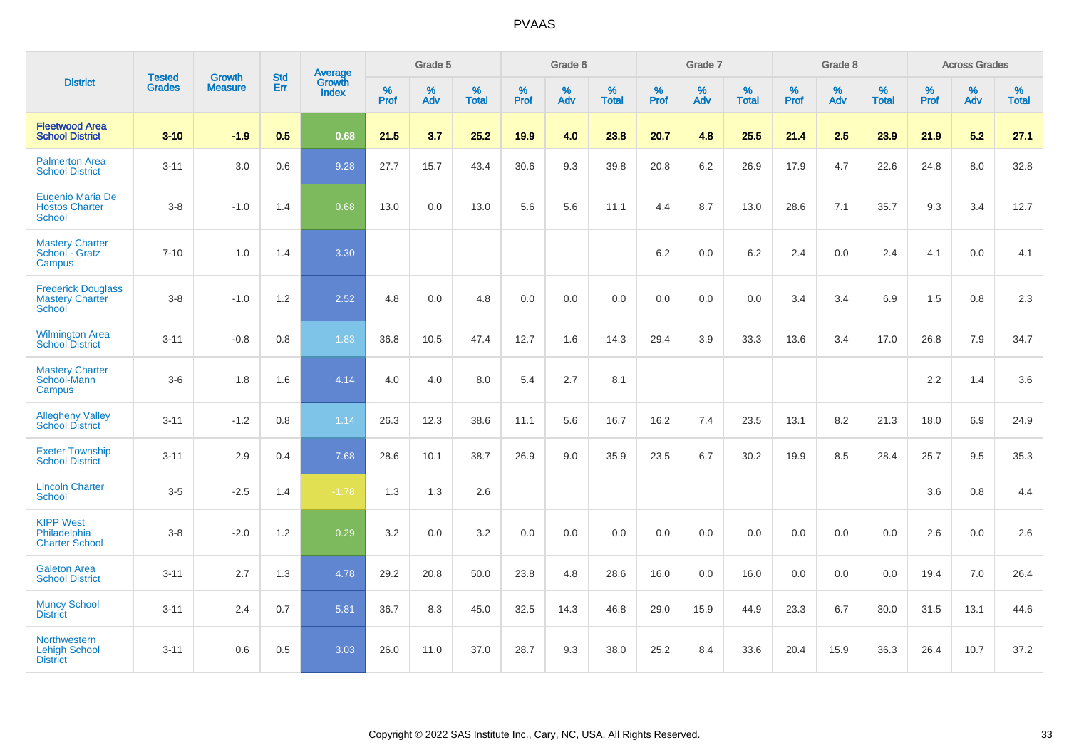# PVAAS

| District | Tested Grades | Growth Measure | Std Err | Average Growth Index | Grade 5 | | | Grade 6 | | | Grade 7 | | | Grade 8 | | | Across Grades | | |
|---|---|---|---|---|---|---|---|---|---|---|---|---|---|---|---|---|---|---|---|
| | | | | | % Prof | % Adv | % Total | % Prof | % Adv | % Total | % Prof | % Adv | % Total | % Prof | % Adv | % Total | % Prof | % Adv | % Total |
| **Fleetwood Area School District** | **3-10** | **-1.9** | **0.5** | **0.68** | **21.5** | **3.7** | **25.2** | **19.9** | **4.0** | **23.8** | **20.7** | **4.8** | **25.5** | **21.4** | **2.5** | **23.9** | **21.9** | **5.2** | **27.1** |
| Palmerton Area School District | 3-11 | 3.0 | 0.6 | 9.28 | 27.7 | 15.7 | 43.4 | 30.6 | 9.3 | 39.8 | 20.8 | 6.2 | 26.9 | 17.9 | 4.7 | 22.6 | 24.8 | 8.0 | 32.8 |
| Eugenio Maria De Hostos Charter School | 3-8 | -1.0 | 1.4 | 0.68 | 13.0 | 0.0 | 13.0 | 5.6 | 5.6 | 11.1 | 4.4 | 8.7 | 13.0 | 28.6 | 7.1 | 35.7 | 9.3 | 3.4 | 12.7 |
| Mastery Charter School - Gratz Campus | 7-10 | 1.0 | 1.4 | 3.30 | | | | | | | 6.2 | 0.0 | 6.2 | 2.4 | 0.0 | 2.4 | 4.1 | 0.0 | 4.1 |
| Frederick Douglass Mastery Charter School | 3-8 | -1.0 | 1.2 | 2.52 | 4.8 | 0.0 | 4.8 | 0.0 | 0.0 | 0.0 | 0.0 | 0.0 | 0.0 | 3.4 | 3.4 | 6.9 | 1.5 | 0.8 | 2.3 |
| Wilmington Area School District | 3-11 | -0.8 | 0.8 | 1.83 | 36.8 | 10.5 | 47.4 | 12.7 | 1.6 | 14.3 | 29.4 | 3.9 | 33.3 | 13.6 | 3.4 | 17.0 | 26.8 | 7.9 | 34.7 |
| Mastery Charter School-Mann Campus | 3-6 | 1.8 | 1.6 | 4.14 | 4.0 | 4.0 | 8.0 | 5.4 | 2.7 | 8.1 | | | | | | | 2.2 | 1.4 | 3.6 |
| Allegheny Valley School District | 3-11 | -1.2 | 0.8 | 1.14 | 26.3 | 12.3 | 38.6 | 11.1 | 5.6 | 16.7 | 16.2 | 7.4 | 23.5 | 13.1 | 8.2 | 21.3 | 18.0 | 6.9 | 24.9 |
| Exeter Township School District | 3-11 | 2.9 | 0.4 | 7.68 | 28.6 | 10.1 | 38.7 | 26.9 | 9.0 | 35.9 | 23.5 | 6.7 | 30.2 | 19.9 | 8.5 | 28.4 | 25.7 | 9.5 | 35.3 |
| Lincoln Charter School | 3-5 | -2.5 | 1.4 | -1.78 | 1.3 | 1.3 | 2.6 | | | | | | | | | | 3.6 | 0.8 | 4.4 |
| KIPP West Philadelphia Charter School | 3-8 | -2.0 | 1.2 | 0.29 | 3.2 | 0.0 | 3.2 | 0.0 | 0.0 | 0.0 | 0.0 | 0.0 | 0.0 | 0.0 | 0.0 | 0.0 | 2.6 | 0.0 | 2.6 |
| Galeton Area School District | 3-11 | 2.7 | 1.3 | 4.78 | 29.2 | 20.8 | 50.0 | 23.8 | 4.8 | 28.6 | 16.0 | 0.0 | 16.0 | 0.0 | 0.0 | 0.0 | 19.4 | 7.0 | 26.4 |
| Muncy School District | 3-11 | 2.4 | 0.7 | 5.81 | 36.7 | 8.3 | 45.0 | 32.5 | 14.3 | 46.8 | 29.0 | 15.9 | 44.9 | 23.3 | 6.7 | 30.0 | 31.5 | 13.1 | 44.6 |
| Northwestern Lehigh School District | 3-11 | 0.6 | 0.5 | 3.03 | 26.0 | 11.0 | 37.0 | 28.7 | 9.3 | 38.0 | 25.2 | 8.4 | 33.6 | 20.4 | 15.9 | 36.3 | 26.4 | 10.7 | 37.2 |

Copyright © 2022 SAS Institute Inc., Cary, NC, USA. All Rights Reserved.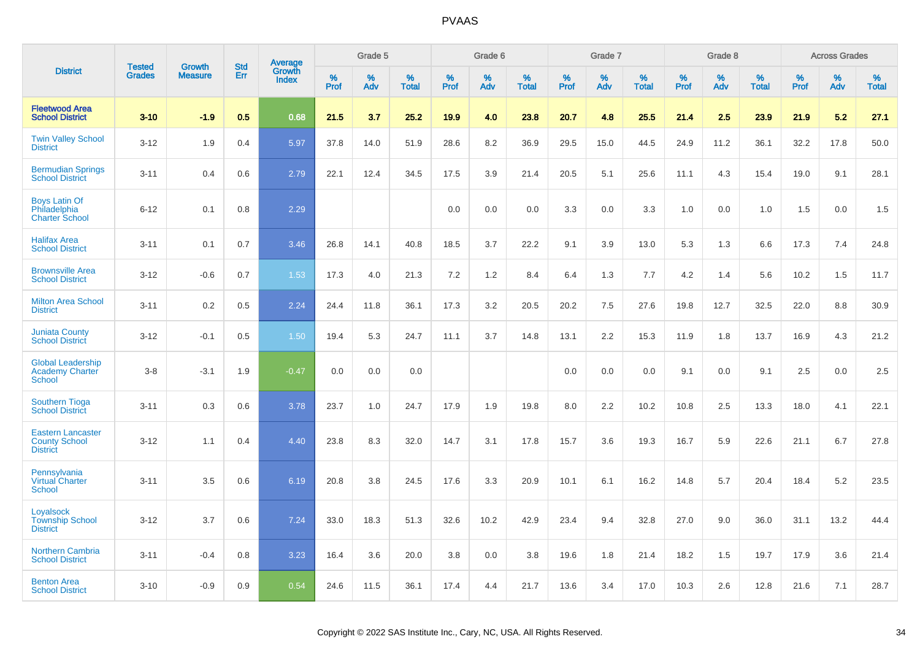# PVAAS

| District | Tested Grades | Growth Measure | Std Err | Average Growth Index | Grade 5 | | | Grade 6 | | | Grade 7 | | | Grade 8 | | | Across Grades | | |
|---|---|---|---|---|---|---|---|---|---|---|---|---|---|---|---|---|---|---|---|
| | | | | | % Prof | % Adv | % Total | % Prof | % Adv | % Total | % Prof | % Adv | % Total | % Prof | % Adv | % Total | % Prof | % Adv | % Total |
| **Fleetwood Area School District** | **3-10** | **-1.9** | **0.5** | **0.68** | **21.5** | **3.7** | **25.2** | **19.9** | **4.0** | **23.8** | **20.7** | **4.8** | **25.5** | **21.4** | **2.5** | **23.9** | **21.9** | **5.2** | **27.1** |
| Twin Valley School District | 3-12 | 1.9 | 0.4 | 5.97 | 37.8 | 14.0 | 51.9 | 28.6 | 8.2 | 36.9 | 29.5 | 15.0 | 44.5 | 24.9 | 11.2 | 36.1 | 32.2 | 17.8 | 50.0 |
| Bermudian Springs School District | 3-11 | 0.4 | 0.6 | 2.79 | 22.1 | 12.4 | 34.5 | 17.5 | 3.9 | 21.4 | 20.5 | 5.1 | 25.6 | 11.1 | 4.3 | 15.4 | 19.0 | 9.1 | 28.1 |
| Boys Latin Of Philadelphia Charter School | 6-12 | 0.1 | 0.8 | 2.29 | | | | 0.0 | 0.0 | 0.0 | 3.3 | 0.0 | 3.3 | 1.0 | 0.0 | 1.0 | 1.5 | 0.0 | 1.5 |
| Halifax Area School District | 3-11 | 0.1 | 0.7 | 3.46 | 26.8 | 14.1 | 40.8 | 18.5 | 3.7 | 22.2 | 9.1 | 3.9 | 13.0 | 5.3 | 1.3 | 6.6 | 17.3 | 7.4 | 24.8 |
| Brownsville Area School District | 3-12 | -0.6 | 0.7 | 1.53 | 17.3 | 4.0 | 21.3 | 7.2 | 1.2 | 8.4 | 6.4 | 1.3 | 7.7 | 4.2 | 1.4 | 5.6 | 10.2 | 1.5 | 11.7 |
| Milton Area School District | 3-11 | 0.2 | 0.5 | 2.24 | 24.4 | 11.8 | 36.1 | 17.3 | 3.2 | 20.5 | 20.2 | 7.5 | 27.6 | 19.8 | 12.7 | 32.5 | 22.0 | 8.8 | 30.9 |
| Juniata County School District | 3-12 | -0.1 | 0.5 | 1.50 | 19.4 | 5.3 | 24.7 | 11.1 | 3.7 | 14.8 | 13.1 | 2.2 | 15.3 | 11.9 | 1.8 | 13.7 | 16.9 | 4.3 | 21.2 |
| Global Leadership Academy Charter School | 3-8 | -3.1 | 1.9 | -0.47 | 0.0 | 0.0 | 0.0 | | | | 0.0 | 0.0 | 0.0 | 9.1 | 0.0 | 9.1 | 2.5 | 0.0 | 2.5 |
| Southern Tioga School District | 3-11 | 0.3 | 0.6 | 3.78 | 23.7 | 1.0 | 24.7 | 17.9 | 1.9 | 19.8 | 8.0 | 2.2 | 10.2 | 10.8 | 2.5 | 13.3 | 18.0 | 4.1 | 22.1 |
| Eastern Lancaster County School District | 3-12 | 1.1 | 0.4 | 4.40 | 23.8 | 8.3 | 32.0 | 14.7 | 3.1 | 17.8 | 15.7 | 3.6 | 19.3 | 16.7 | 5.9 | 22.6 | 21.1 | 6.7 | 27.8 |
| Pennsylvania Virtual Charter School | 3-11 | 3.5 | 0.6 | 6.19 | 20.8 | 3.8 | 24.5 | 17.6 | 3.3 | 20.9 | 10.1 | 6.1 | 16.2 | 14.8 | 5.7 | 20.4 | 18.4 | 5.2 | 23.5 |
| Loyalsock Township School District | 3-12 | 3.7 | 0.6 | 7.24 | 33.0 | 18.3 | 51.3 | 32.6 | 10.2 | 42.9 | 23.4 | 9.4 | 32.8 | 27.0 | 9.0 | 36.0 | 31.1 | 13.2 | 44.4 |
| Northern Cambria School District | 3-11 | -0.4 | 0.8 | 3.23 | 16.4 | 3.6 | 20.0 | 3.8 | 0.0 | 3.8 | 19.6 | 1.8 | 21.4 | 18.2 | 1.5 | 19.7 | 17.9 | 3.6 | 21.4 |
| Benton Area School District | 3-10 | -0.9 | 0.9 | 0.54 | 24.6 | 11.5 | 36.1 | 17.4 | 4.4 | 21.7 | 13.6 | 3.4 | 17.0 | 10.3 | 2.6 | 12.8 | 21.6 | 7.1 | 28.7 |

Copyright © 2022 SAS Institute Inc., Cary, NC, USA. All Rights Reserved.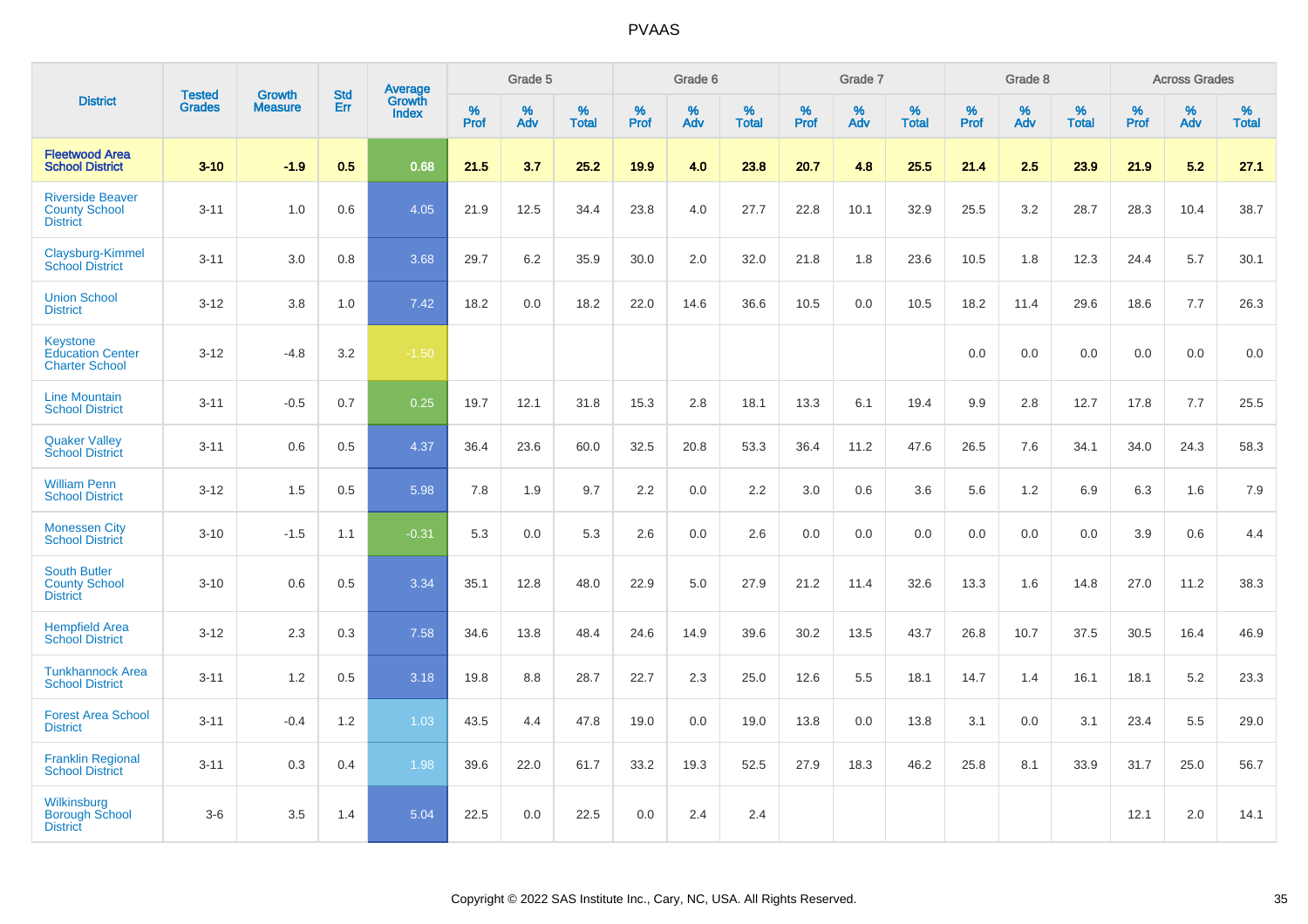# PVAAS

| District | Tested Grades | Growth Measure | Std Err | Average Growth Index | Grade 5 | | | Grade 6 | | | Grade 7 | | | Grade 8 | | | Across Grades | | |
|---|---|---|---|---|---|---|---|---|---|---|---|---|---|---|---|---|---|---|---|
| | | | | | % Prof | % Adv | % Total | % Prof | % Adv | % Total | % Prof | % Adv | % Total | % Prof | % Adv | % Total | % Prof | % Adv | % Total |
| **Fleetwood Area School District** | **3-10** | **-1.9** | **0.5** | **0.68** | **21.5** | **3.7** | **25.2** | **19.9** | **4.0** | **23.8** | **20.7** | **4.8** | **25.5** | **21.4** | **2.5** | **23.9** | **21.9** | **5.2** | **27.1** |
| Riverside Beaver County School District | 3-11 | 1.0 | 0.6 | 4.05 | 21.9 | 12.5 | 34.4 | 23.8 | 4.0 | 27.7 | 22.8 | 10.1 | 32.9 | 25.5 | 3.2 | 28.7 | 28.3 | 10.4 | 38.7 |
| Claysburg-Kimmel School District | 3-11 | 3.0 | 0.8 | 3.68 | 29.7 | 6.2 | 35.9 | 30.0 | 2.0 | 32.0 | 21.8 | 1.8 | 23.6 | 10.5 | 1.8 | 12.3 | 24.4 | 5.7 | 30.1 |
| Union School District | 3-12 | 3.8 | 1.0 | 7.42 | 18.2 | 0.0 | 18.2 | 22.0 | 14.6 | 36.6 | 10.5 | 0.0 | 10.5 | 18.2 | 11.4 | 29.6 | 18.6 | 7.7 | 26.3 |
| Keystone Education Center Charter School | 3-12 | -4.8 | 3.2 | -1.50 | | | | | | | | | | 0.0 | 0.0 | 0.0 | 0.0 | 0.0 | 0.0 |
| Line Mountain School District | 3-11 | -0.5 | 0.7 | 0.25 | 19.7 | 12.1 | 31.8 | 15.3 | 2.8 | 18.1 | 13.3 | 6.1 | 19.4 | 9.9 | 2.8 | 12.7 | 17.8 | 7.7 | 25.5 |
| Quaker Valley School District | 3-11 | 0.6 | 0.5 | 4.37 | 36.4 | 23.6 | 60.0 | 32.5 | 20.8 | 53.3 | 36.4 | 11.2 | 47.6 | 26.5 | 7.6 | 34.1 | 34.0 | 24.3 | 58.3 |
| William Penn School District | 3-12 | 1.5 | 0.5 | 5.98 | 7.8 | 1.9 | 9.7 | 2.2 | 0.0 | 2.2 | 3.0 | 0.6 | 3.6 | 5.6 | 1.2 | 6.9 | 6.3 | 1.6 | 7.9 |
| Monessen City School District | 3-10 | -1.5 | 1.1 | -0.31 | 5.3 | 0.0 | 5.3 | 2.6 | 0.0 | 2.6 | 0.0 | 0.0 | 0.0 | 0.0 | 0.0 | 0.0 | 3.9 | 0.6 | 4.4 |
| South Butler County School District | 3-10 | 0.6 | 0.5 | 3.34 | 35.1 | 12.8 | 48.0 | 22.9 | 5.0 | 27.9 | 21.2 | 11.4 | 32.6 | 13.3 | 1.6 | 14.8 | 27.0 | 11.2 | 38.3 |
| Hempfield Area School District | 3-12 | 2.3 | 0.3 | 7.58 | 34.6 | 13.8 | 48.4 | 24.6 | 14.9 | 39.6 | 30.2 | 13.5 | 43.7 | 26.8 | 10.7 | 37.5 | 30.5 | 16.4 | 46.9 |
| Tunkhannock Area School District | 3-11 | 1.2 | 0.5 | 3.18 | 19.8 | 8.8 | 28.7 | 22.7 | 2.3 | 25.0 | 12.6 | 5.5 | 18.1 | 14.7 | 1.4 | 16.1 | 18.1 | 5.2 | 23.3 |
| Forest Area School District | 3-11 | -0.4 | 1.2 | 1.03 | 43.5 | 4.4 | 47.8 | 19.0 | 0.0 | 19.0 | 13.8 | 0.0 | 13.8 | 3.1 | 0.0 | 3.1 | 23.4 | 5.5 | 29.0 |
| Franklin Regional School District | 3-11 | 0.3 | 0.4 | 1.98 | 39.6 | 22.0 | 61.7 | 33.2 | 19.3 | 52.5 | 27.9 | 18.3 | 46.2 | 25.8 | 8.1 | 33.9 | 31.7 | 25.0 | 56.7 |
| Wilkinsburg Borough School District | 3-6 | 3.5 | 1.4 | 5.04 | 22.5 | 0.0 | 22.5 | 0.0 | 2.4 | 2.4 | | | | | | | 12.1 | 2.0 | 14.1 |

Copyright © 2022 SAS Institute Inc., Cary, NC, USA. All Rights Reserved.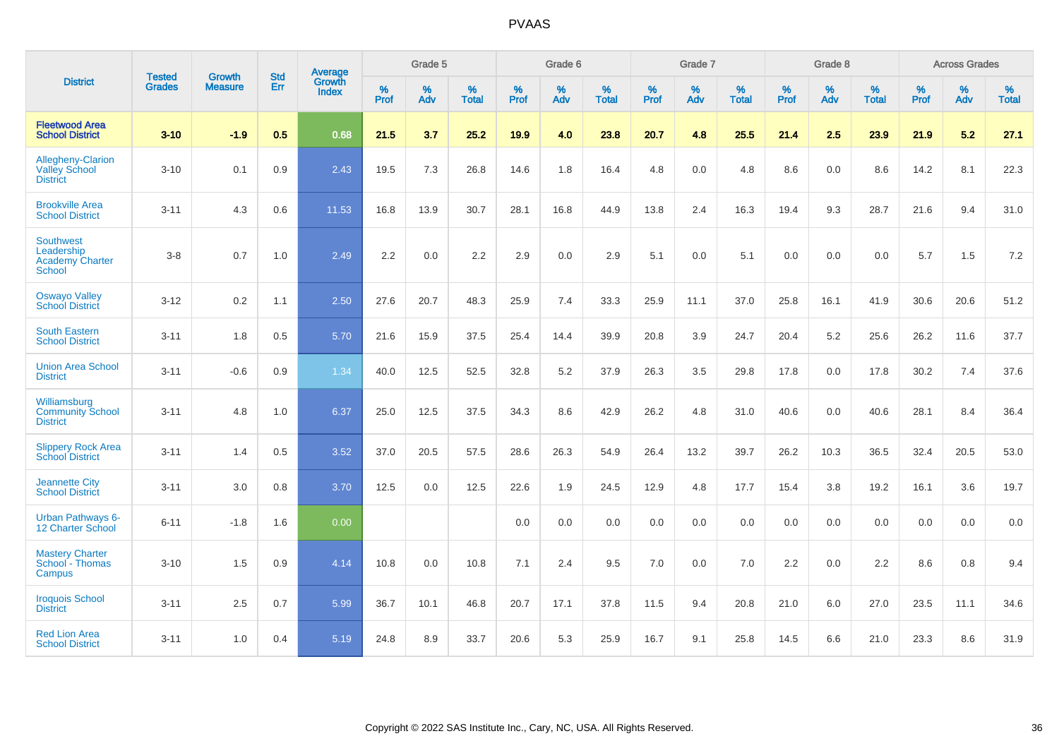# PVAAS

| District | Tested Grades | Growth Measure | Std Err | Average Growth Index | Grade 5 | | | Grade 6 | | | Grade 7 | | | Grade 8 | | | Across Grades | | |
|---|---|---|---|---|---|---|---|---|---|---|---|---|---|---|---|---|---|---|---|
| | | | | | % Prof | % Adv | % Total | % Prof | % Adv | % Total | % Prof | % Adv | % Total | % Prof | % Adv | % Total | % Prof | % Adv | % Total |
| **Fleetwood Area School District** | **3-10** | **-1.9** | **0.5** | **0.68** | **21.5** | **3.7** | **25.2** | **19.9** | **4.0** | **23.8** | **20.7** | **4.8** | **25.5** | **21.4** | **2.5** | **23.9** | **21.9** | **5.2** | **27.1** |
| Allegheny-Clarion Valley School District | 3-10 | 0.1 | 0.9 | 2.43 | 19.5 | 7.3 | 26.8 | 14.6 | 1.8 | 16.4 | 4.8 | 0.0 | 4.8 | 8.6 | 0.0 | 8.6 | 14.2 | 8.1 | 22.3 |
| Brookville Area School District | 3-11 | 4.3 | 0.6 | 11.53 | 16.8 | 13.9 | 30.7 | 28.1 | 16.8 | 44.9 | 13.8 | 2.4 | 16.3 | 19.4 | 9.3 | 28.7 | 21.6 | 9.4 | 31.0 |
| Southwest Leadership Academy Charter School | 3-8 | 0.7 | 1.0 | 2.49 | 2.2 | 0.0 | 2.2 | 2.9 | 0.0 | 2.9 | 5.1 | 0.0 | 5.1 | 0.0 | 0.0 | 0.0 | 5.7 | 1.5 | 7.2 |
| Oswayo Valley School District | 3-12 | 0.2 | 1.1 | 2.50 | 27.6 | 20.7 | 48.3 | 25.9 | 7.4 | 33.3 | 25.9 | 11.1 | 37.0 | 25.8 | 16.1 | 41.9 | 30.6 | 20.6 | 51.2 |
| South Eastern School District | 3-11 | 1.8 | 0.5 | 5.70 | 21.6 | 15.9 | 37.5 | 25.4 | 14.4 | 39.9 | 20.8 | 3.9 | 24.7 | 20.4 | 5.2 | 25.6 | 26.2 | 11.6 | 37.7 |
| Union Area School District | 3-11 | -0.6 | 0.9 | 1.34 | 40.0 | 12.5 | 52.5 | 32.8 | 5.2 | 37.9 | 26.3 | 3.5 | 29.8 | 17.8 | 0.0 | 17.8 | 30.2 | 7.4 | 37.6 |
| Williamsburg Community School District | 3-11 | 4.8 | 1.0 | 6.37 | 25.0 | 12.5 | 37.5 | 34.3 | 8.6 | 42.9 | 26.2 | 4.8 | 31.0 | 40.6 | 0.0 | 40.6 | 28.1 | 8.4 | 36.4 |
| Slippery Rock Area School District | 3-11 | 1.4 | 0.5 | 3.52 | 37.0 | 20.5 | 57.5 | 28.6 | 26.3 | 54.9 | 26.4 | 13.2 | 39.7 | 26.2 | 10.3 | 36.5 | 32.4 | 20.5 | 53.0 |
| Jeannette City School District | 3-11 | 3.0 | 0.8 | 3.70 | 12.5 | 0.0 | 12.5 | 22.6 | 1.9 | 24.5 | 12.9 | 4.8 | 17.7 | 15.4 | 3.8 | 19.2 | 16.1 | 3.6 | 19.7 |
| Urban Pathways 6-12 Charter School | 6-11 | -1.8 | 1.6 | 0.00 | | | | 0.0 | 0.0 | 0.0 | 0.0 | 0.0 | 0.0 | 0.0 | 0.0 | 0.0 | 0.0 | 0.0 | 0.0 |
| Mastery Charter School - Thomas Campus | 3-10 | 1.5 | 0.9 | 4.14 | 10.8 | 0.0 | 10.8 | 7.1 | 2.4 | 9.5 | 7.0 | 0.0 | 7.0 | 2.2 | 0.0 | 2.2 | 8.6 | 0.8 | 9.4 |
| Iroquois School District | 3-11 | 2.5 | 0.7 | 5.99 | 36.7 | 10.1 | 46.8 | 20.7 | 17.1 | 37.8 | 11.5 | 9.4 | 20.8 | 21.0 | 6.0 | 27.0 | 23.5 | 11.1 | 34.6 |
| Red Lion Area School District | 3-11 | 1.0 | 0.4 | 5.19 | 24.8 | 8.9 | 33.7 | 20.6 | 5.3 | 25.9 | 16.7 | 9.1 | 25.8 | 14.5 | 6.6 | 21.0 | 23.3 | 8.6 | 31.9 |

Copyright © 2022 SAS Institute Inc., Cary, NC, USA. All Rights Reserved.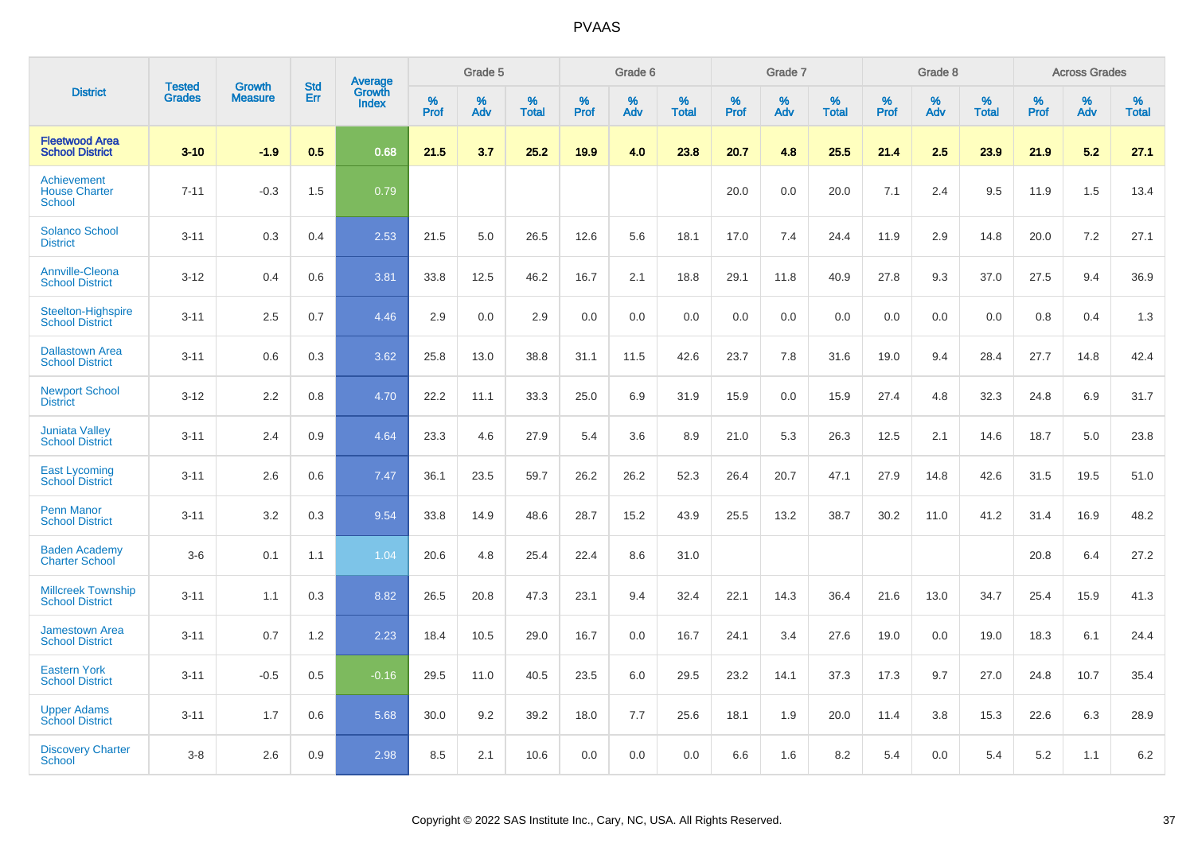# PVAAS

| District | Tested Grades | Growth Measure | Std Err | Average Growth Index | Grade 5 | | | Grade 6 | | | Grade 7 | | | Grade 8 | | | Across Grades | | |
|---|---|---|---|---|---|---|---|---|---|---|---|---|---|---|---|---|---|---|---|
| | | | | | % Prof | % Adv | % Total | % Prof | % Adv | % Total | % Prof | % Adv | % Total | % Prof | % Adv | % Total | % Prof | % Adv | % Total |
| **Fleetwood Area School District** | **3-10** | **-1.9** | **0.5** | **0.68** | **21.5** | **3.7** | **25.2** | **19.9** | **4.0** | **23.8** | **20.7** | **4.8** | **25.5** | **21.4** | **2.5** | **23.9** | **21.9** | **5.2** | **27.1** |
| Achievement House Charter School | 7-11 | -0.3 | 1.5 | 0.79 | | | | | | | 20.0 | 0.0 | 20.0 | 7.1 | 2.4 | 9.5 | 11.9 | 1.5 | 13.4 |
| Solanco School District | 3-11 | 0.3 | 0.4 | 2.53 | 21.5 | 5.0 | 26.5 | 12.6 | 5.6 | 18.1 | 17.0 | 7.4 | 24.4 | 11.9 | 2.9 | 14.8 | 20.0 | 7.2 | 27.1 |
| Annville-Cleona School District | 3-12 | 0.4 | 0.6 | 3.81 | 33.8 | 12.5 | 46.2 | 16.7 | 2.1 | 18.8 | 29.1 | 11.8 | 40.9 | 27.8 | 9.3 | 37.0 | 27.5 | 9.4 | 36.9 |
| Steelton-Highspire School District | 3-11 | 2.5 | 0.7 | 4.46 | 2.9 | 0.0 | 2.9 | 0.0 | 0.0 | 0.0 | 0.0 | 0.0 | 0.0 | 0.0 | 0.0 | 0.0 | 0.8 | 0.4 | 1.3 |
| Dallastown Area School District | 3-11 | 0.6 | 0.3 | 3.62 | 25.8 | 13.0 | 38.8 | 31.1 | 11.5 | 42.6 | 23.7 | 7.8 | 31.6 | 19.0 | 9.4 | 28.4 | 27.7 | 14.8 | 42.4 |
| Newport School District | 3-12 | 2.2 | 0.8 | 4.70 | 22.2 | 11.1 | 33.3 | 25.0 | 6.9 | 31.9 | 15.9 | 0.0 | 15.9 | 27.4 | 4.8 | 32.3 | 24.8 | 6.9 | 31.7 |
| Juniata Valley School District | 3-11 | 2.4 | 0.9 | 4.64 | 23.3 | 4.6 | 27.9 | 5.4 | 3.6 | 8.9 | 21.0 | 5.3 | 26.3 | 12.5 | 2.1 | 14.6 | 18.7 | 5.0 | 23.8 |
| East Lycoming School District | 3-11 | 2.6 | 0.6 | 7.47 | 36.1 | 23.5 | 59.7 | 26.2 | 26.2 | 52.3 | 26.4 | 20.7 | 47.1 | 27.9 | 14.8 | 42.6 | 31.5 | 19.5 | 51.0 |
| Penn Manor School District | 3-11 | 3.2 | 0.3 | 9.54 | 33.8 | 14.9 | 48.6 | 28.7 | 15.2 | 43.9 | 25.5 | 13.2 | 38.7 | 30.2 | 11.0 | 41.2 | 31.4 | 16.9 | 48.2 |
| Baden Academy Charter School | 3-6 | 0.1 | 1.1 | 1.04 | 20.6 | 4.8 | 25.4 | 22.4 | 8.6 | 31.0 | | | | | | | 20.8 | 6.4 | 27.2 |
| Millcreek Township School District | 3-11 | 1.1 | 0.3 | 8.82 | 26.5 | 20.8 | 47.3 | 23.1 | 9.4 | 32.4 | 22.1 | 14.3 | 36.4 | 21.6 | 13.0 | 34.7 | 25.4 | 15.9 | 41.3 |
| Jamestown Area School District | 3-11 | 0.7 | 1.2 | 2.23 | 18.4 | 10.5 | 29.0 | 16.7 | 0.0 | 16.7 | 24.1 | 3.4 | 27.6 | 19.0 | 0.0 | 19.0 | 18.3 | 6.1 | 24.4 |
| Eastern York School District | 3-11 | -0.5 | 0.5 | -0.16 | 29.5 | 11.0 | 40.5 | 23.5 | 6.0 | 29.5 | 23.2 | 14.1 | 37.3 | 17.3 | 9.7 | 27.0 | 24.8 | 10.7 | 35.4 |
| Upper Adams School District | 3-11 | 1.7 | 0.6 | 5.68 | 30.0 | 9.2 | 39.2 | 18.0 | 7.7 | 25.6 | 18.1 | 1.9 | 20.0 | 11.4 | 3.8 | 15.3 | 22.6 | 6.3 | 28.9 |
| Discovery Charter School | 3-8 | 2.6 | 0.9 | 2.98 | 8.5 | 2.1 | 10.6 | 0.0 | 0.0 | 0.0 | 6.6 | 1.6 | 8.2 | 5.4 | 0.0 | 5.4 | 5.2 | 1.1 | 6.2 |

Copyright © 2022 SAS Institute Inc., Cary, NC, USA. All Rights Reserved.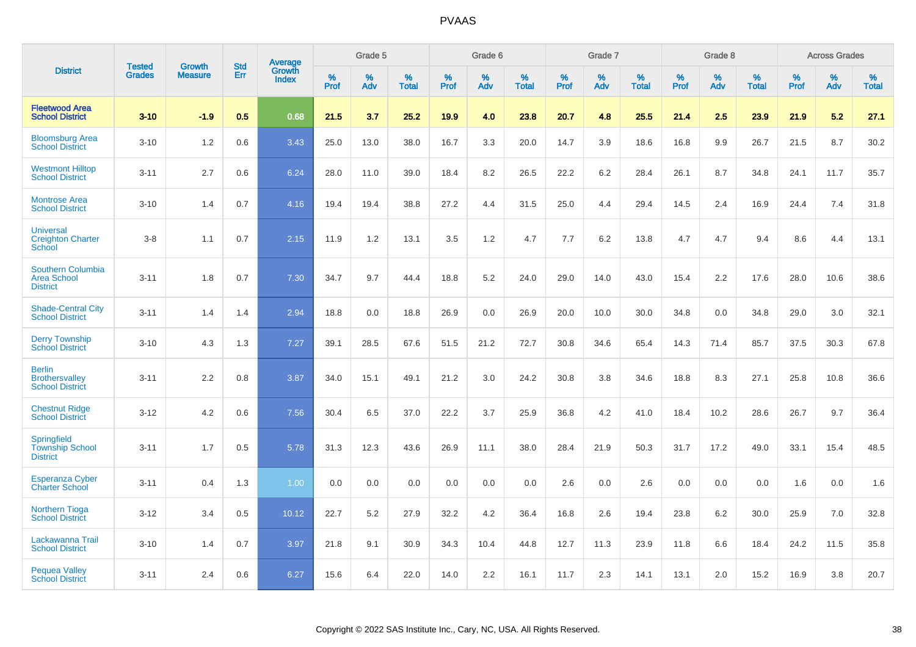# PVAAS

| District | Tested Grades | Growth Measure | Std Err | Average Growth Index | Grade 5 | | | Grade 6 | | | Grade 7 | | | Grade 8 | | | Across Grades | | |
|---|---|---|---|---|---|---|---|---|---|---|---|---|---|---|---|---|---|---|---|
| | | | | | % Prof | % Adv | % Total | % Prof | % Adv | % Total | % Prof | % Adv | % Total | % Prof | % Adv | % Total | % Prof | % Adv | % Total |
| **Fleetwood Area School District** | **3-10** | **-1.9** | **0.5** | **0.68** | **21.5** | **3.7** | **25.2** | **19.9** | **4.0** | **23.8** | **20.7** | **4.8** | **25.5** | **21.4** | **2.5** | **23.9** | **21.9** | **5.2** | **27.1** |
| Bloomsburg Area School District | 3-10 | 1.2 | 0.6 | 3.43 | 25.0 | 13.0 | 38.0 | 16.7 | 3.3 | 20.0 | 14.7 | 3.9 | 18.6 | 16.8 | 9.9 | 26.7 | 21.5 | 8.7 | 30.2 |
| Westmont Hilltop School District | 3-11 | 2.7 | 0.6 | 6.24 | 28.0 | 11.0 | 39.0 | 18.4 | 8.2 | 26.5 | 22.2 | 6.2 | 28.4 | 26.1 | 8.7 | 34.8 | 24.1 | 11.7 | 35.7 |
| Montrose Area School District | 3-10 | 1.4 | 0.7 | 4.16 | 19.4 | 19.4 | 38.8 | 27.2 | 4.4 | 31.5 | 25.0 | 4.4 | 29.4 | 14.5 | 2.4 | 16.9 | 24.4 | 7.4 | 31.8 |
| Universal Creighton Charter School | 3-8 | 1.1 | 0.7 | 2.15 | 11.9 | 1.2 | 13.1 | 3.5 | 1.2 | 4.7 | 7.7 | 6.2 | 13.8 | 4.7 | 4.7 | 9.4 | 8.6 | 4.4 | 13.1 |
| Southern Columbia Area School District | 3-11 | 1.8 | 0.7 | 7.30 | 34.7 | 9.7 | 44.4 | 18.8 | 5.2 | 24.0 | 29.0 | 14.0 | 43.0 | 15.4 | 2.2 | 17.6 | 28.0 | 10.6 | 38.6 |
| Shade-Central City School District | 3-11 | 1.4 | 1.4 | 2.94 | 18.8 | 0.0 | 18.8 | 26.9 | 0.0 | 26.9 | 20.0 | 10.0 | 30.0 | 34.8 | 0.0 | 34.8 | 29.0 | 3.0 | 32.1 |
| Derry Township School District | 3-10 | 4.3 | 1.3 | 7.27 | 39.1 | 28.5 | 67.6 | 51.5 | 21.2 | 72.7 | 30.8 | 34.6 | 65.4 | 14.3 | 71.4 | 85.7 | 37.5 | 30.3 | 67.8 |
| Berlin Brothersvalley School District | 3-11 | 2.2 | 0.8 | 3.87 | 34.0 | 15.1 | 49.1 | 21.2 | 3.0 | 24.2 | 30.8 | 3.8 | 34.6 | 18.8 | 8.3 | 27.1 | 25.8 | 10.8 | 36.6 |
| Chestnut Ridge School District | 3-12 | 4.2 | 0.6 | 7.56 | 30.4 | 6.5 | 37.0 | 22.2 | 3.7 | 25.9 | 36.8 | 4.2 | 41.0 | 18.4 | 10.2 | 28.6 | 26.7 | 9.7 | 36.4 |
| Springfield Township School District | 3-11 | 1.7 | 0.5 | 5.78 | 31.3 | 12.3 | 43.6 | 26.9 | 11.1 | 38.0 | 28.4 | 21.9 | 50.3 | 31.7 | 17.2 | 49.0 | 33.1 | 15.4 | 48.5 |
| Esperanza Cyber Charter School | 3-11 | 0.4 | 1.3 | 1.00 | 0.0 | 0.0 | 0.0 | 0.0 | 0.0 | 0.0 | 2.6 | 0.0 | 2.6 | 0.0 | 0.0 | 0.0 | 1.6 | 0.0 | 1.6 |
| Northern Tioga School District | 3-12 | 3.4 | 0.5 | 10.12 | 22.7 | 5.2 | 27.9 | 32.2 | 4.2 | 36.4 | 16.8 | 2.6 | 19.4 | 23.8 | 6.2 | 30.0 | 25.9 | 7.0 | 32.8 |
| Lackawanna Trail School District | 3-10 | 1.4 | 0.7 | 3.97 | 21.8 | 9.1 | 30.9 | 34.3 | 10.4 | 44.8 | 12.7 | 11.3 | 23.9 | 11.8 | 6.6 | 18.4 | 24.2 | 11.5 | 35.8 |
| Pequea Valley School District | 3-11 | 2.4 | 0.6 | 6.27 | 15.6 | 6.4 | 22.0 | 14.0 | 2.2 | 16.1 | 11.7 | 2.3 | 14.1 | 13.1 | 2.0 | 15.2 | 16.9 | 3.8 | 20.7 |

Copyright © 2022 SAS Institute Inc., Cary, NC, USA. All Rights Reserved.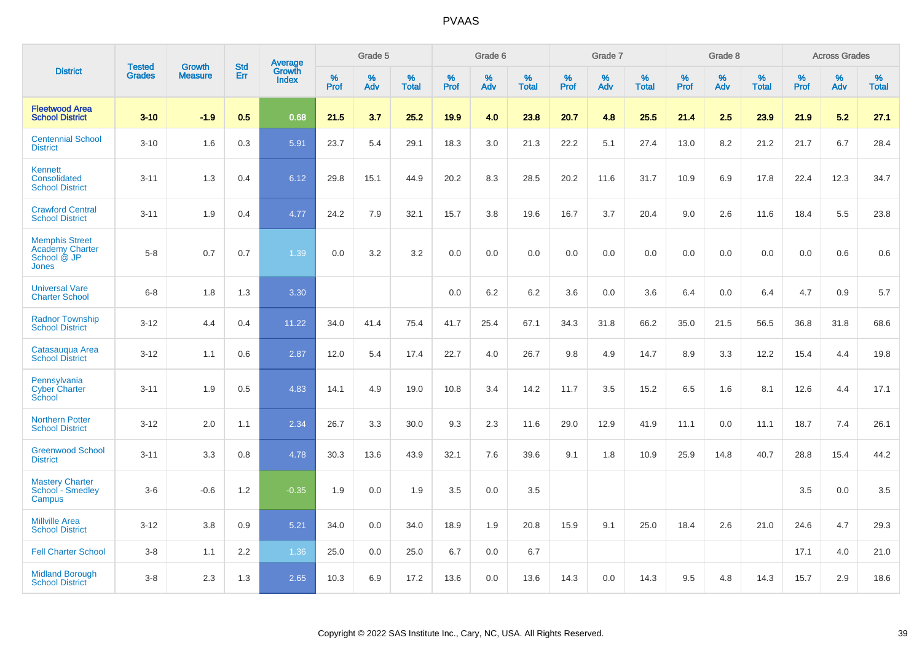# PVAAS

| District | Tested Grades | Growth Measure | Std Err | Average Growth Index | Grade 5 | | | Grade 6 | | | Grade 7 | | | Grade 8 | | | Across Grades | | |
|---|---|---|---|---|---|---|---|---|---|---|---|---|---|---|---|---|---|---|---|
| | | | | | % Prof | % Adv | % Total | % Prof | % Adv | % Total | % Prof | % Adv | % Total | % Prof | % Adv | % Total | % Prof | % Adv | % Total |
| **Fleetwood Area School District** | **3-10** | **-1.9** | **0.5** | **0.68** | **21.5** | **3.7** | **25.2** | **19.9** | **4.0** | **23.8** | **20.7** | **4.8** | **25.5** | **21.4** | **2.5** | **23.9** | **21.9** | **5.2** | **27.1** |
| Centennial School District | 3-10 | 1.6 | 0.3 | 5.91 | 23.7 | 5.4 | 29.1 | 18.3 | 3.0 | 21.3 | 22.2 | 5.1 | 27.4 | 13.0 | 8.2 | 21.2 | 21.7 | 6.7 | 28.4 |
| Kennett Consolidated School District | 3-11 | 1.3 | 0.4 | 6.12 | 29.8 | 15.1 | 44.9 | 20.2 | 8.3 | 28.5 | 20.2 | 11.6 | 31.7 | 10.9 | 6.9 | 17.8 | 22.4 | 12.3 | 34.7 |
| Crawford Central School District | 3-11 | 1.9 | 0.4 | 4.77 | 24.2 | 7.9 | 32.1 | 15.7 | 3.8 | 19.6 | 16.7 | 3.7 | 20.4 | 9.0 | 2.6 | 11.6 | 18.4 | 5.5 | 23.8 |
| Memphis Street Academy Charter School @ JP Jones | 5-8 | 0.7 | 0.7 | 1.39 | 0.0 | 3.2 | 3.2 | 0.0 | 0.0 | 0.0 | 0.0 | 0.0 | 0.0 | 0.0 | 0.0 | 0.0 | 0.0 | 0.6 | 0.6 |
| Universal Vare Charter School | 6-8 | 1.8 | 1.3 | 3.30 | | | | 0.0 | 6.2 | 6.2 | 3.6 | 0.0 | 3.6 | 6.4 | 0.0 | 6.4 | 4.7 | 0.9 | 5.7 |
| Radnor Township School District | 3-12 | 4.4 | 0.4 | 11.22 | 34.0 | 41.4 | 75.4 | 41.7 | 25.4 | 67.1 | 34.3 | 31.8 | 66.2 | 35.0 | 21.5 | 56.5 | 36.8 | 31.8 | 68.6 |
| Catasauqua Area School District | 3-12 | 1.1 | 0.6 | 2.87 | 12.0 | 5.4 | 17.4 | 22.7 | 4.0 | 26.7 | 9.8 | 4.9 | 14.7 | 8.9 | 3.3 | 12.2 | 15.4 | 4.4 | 19.8 |
| Pennsylvania Cyber Charter School | 3-11 | 1.9 | 0.5 | 4.83 | 14.1 | 4.9 | 19.0 | 10.8 | 3.4 | 14.2 | 11.7 | 3.5 | 15.2 | 6.5 | 1.6 | 8.1 | 12.6 | 4.4 | 17.1 |
| Northern Potter School District | 3-12 | 2.0 | 1.1 | 2.34 | 26.7 | 3.3 | 30.0 | 9.3 | 2.3 | 11.6 | 29.0 | 12.9 | 41.9 | 11.1 | 0.0 | 11.1 | 18.7 | 7.4 | 26.1 |
| Greenwood School District | 3-11 | 3.3 | 0.8 | 4.78 | 30.3 | 13.6 | 43.9 | 32.1 | 7.6 | 39.6 | 9.1 | 1.8 | 10.9 | 25.9 | 14.8 | 40.7 | 28.8 | 15.4 | 44.2 |
| Mastery Charter School - Smedley Campus | 3-6 | -0.6 | 1.2 | -0.35 | 1.9 | 0.0 | 1.9 | 3.5 | 0.0 | 3.5 | | | | | | | 3.5 | 0.0 | 3.5 |
| Millville Area School District | 3-12 | 3.8 | 0.9 | 5.21 | 34.0 | 0.0 | 34.0 | 18.9 | 1.9 | 20.8 | 15.9 | 9.1 | 25.0 | 18.4 | 2.6 | 21.0 | 24.6 | 4.7 | 29.3 |
| Fell Charter School | 3-8 | 1.1 | 2.2 | 1.36 | 25.0 | 0.0 | 25.0 | 6.7 | 0.0 | 6.7 | | | | | | | 17.1 | 4.0 | 21.0 |
| Midland Borough School District | 3-8 | 2.3 | 1.3 | 2.65 | 10.3 | 6.9 | 17.2 | 13.6 | 0.0 | 13.6 | 14.3 | 0.0 | 14.3 | 9.5 | 4.8 | 14.3 | 15.7 | 2.9 | 18.6 |

Copyright © 2022 SAS Institute Inc., Cary, NC, USA. All Rights Reserved.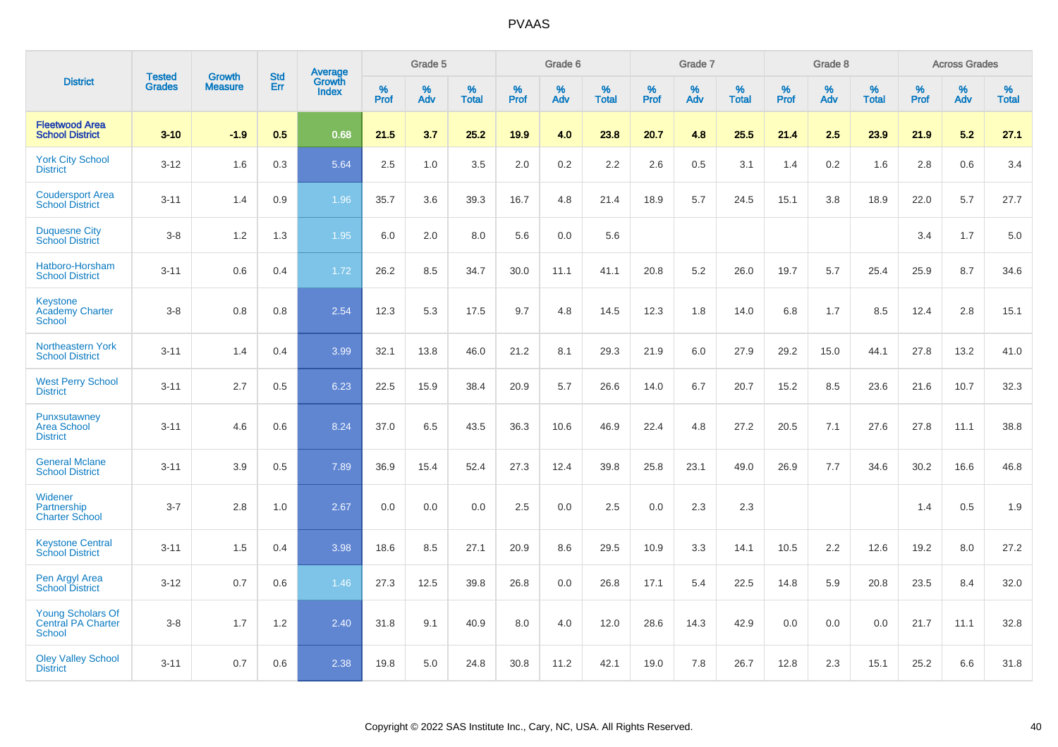# PVAAS

| District | Tested Grades | Growth Measure | Std Err | Average Growth Index | Grade 5 | | | Grade 6 | | | Grade 7 | | | Grade 8 | | | Across Grades | | |
|---|---|---|---|---|---|---|---|---|---|---|---|---|---|---|---|---|---|---|---|
| | | | | | % Prof | % Adv | % Total | % Prof | % Adv | % Total | % Prof | % Adv | % Total | % Prof | % Adv | % Total | % Prof | % Adv | % Total |
| **Fleetwood Area School District** | **3-10** | **-1.9** | **0.5** | **0.68** | **21.5** | **3.7** | **25.2** | **19.9** | **4.0** | **23.8** | **20.7** | **4.8** | **25.5** | **21.4** | **2.5** | **23.9** | **21.9** | **5.2** | **27.1** |
| York City School District | 3-12 | 1.6 | 0.3 | 5.64 | 2.5 | 1.0 | 3.5 | 2.0 | 0.2 | 2.2 | 2.6 | 0.5 | 3.1 | 1.4 | 0.2 | 1.6 | 2.8 | 0.6 | 3.4 |
| Coudersport Area School District | 3-11 | 1.4 | 0.9 | 1.96 | 35.7 | 3.6 | 39.3 | 16.7 | 4.8 | 21.4 | 18.9 | 5.7 | 24.5 | 15.1 | 3.8 | 18.9 | 22.0 | 5.7 | 27.7 |
| Duquesne City School District | 3-8 | 1.2 | 1.3 | 1.95 | 6.0 | 2.0 | 8.0 | 5.6 | 0.0 | 5.6 | | | | | | | 3.4 | 1.7 | 5.0 |
| Hatboro-Horsham School District | 3-11 | 0.6 | 0.4 | 1.72 | 26.2 | 8.5 | 34.7 | 30.0 | 11.1 | 41.1 | 20.8 | 5.2 | 26.0 | 19.7 | 5.7 | 25.4 | 25.9 | 8.7 | 34.6 |
| Keystone Academy Charter School | 3-8 | 0.8 | 0.8 | 2.54 | 12.3 | 5.3 | 17.5 | 9.7 | 4.8 | 14.5 | 12.3 | 1.8 | 14.0 | 6.8 | 1.7 | 8.5 | 12.4 | 2.8 | 15.1 |
| Northeastern York School District | 3-11 | 1.4 | 0.4 | 3.99 | 32.1 | 13.8 | 46.0 | 21.2 | 8.1 | 29.3 | 21.9 | 6.0 | 27.9 | 29.2 | 15.0 | 44.1 | 27.8 | 13.2 | 41.0 |
| West Perry School District | 3-11 | 2.7 | 0.5 | 6.23 | 22.5 | 15.9 | 38.4 | 20.9 | 5.7 | 26.6 | 14.0 | 6.7 | 20.7 | 15.2 | 8.5 | 23.6 | 21.6 | 10.7 | 32.3 |
| Punxsutawney Area School District | 3-11 | 4.6 | 0.6 | 8.24 | 37.0 | 6.5 | 43.5 | 36.3 | 10.6 | 46.9 | 22.4 | 4.8 | 27.2 | 20.5 | 7.1 | 27.6 | 27.8 | 11.1 | 38.8 |
| General Mclane School District | 3-11 | 3.9 | 0.5 | 7.89 | 36.9 | 15.4 | 52.4 | 27.3 | 12.4 | 39.8 | 25.8 | 23.1 | 49.0 | 26.9 | 7.7 | 34.6 | 30.2 | 16.6 | 46.8 |
| Widener Partnership Charter School | 3-7 | 2.8 | 1.0 | 2.67 | 0.0 | 0.0 | 0.0 | 2.5 | 0.0 | 2.5 | 0.0 | 2.3 | 2.3 | | | | 1.4 | 0.5 | 1.9 |
| Keystone Central School District | 3-11 | 1.5 | 0.4 | 3.98 | 18.6 | 8.5 | 27.1 | 20.9 | 8.6 | 29.5 | 10.9 | 3.3 | 14.1 | 10.5 | 2.2 | 12.6 | 19.2 | 8.0 | 27.2 |
| Pen Argyl Area School District | 3-12 | 0.7 | 0.6 | 1.46 | 27.3 | 12.5 | 39.8 | 26.8 | 0.0 | 26.8 | 17.1 | 5.4 | 22.5 | 14.8 | 5.9 | 20.8 | 23.5 | 8.4 | 32.0 |
| Young Scholars Of Central PA Charter School | 3-8 | 1.7 | 1.2 | 2.40 | 31.8 | 9.1 | 40.9 | 8.0 | 4.0 | 12.0 | 28.6 | 14.3 | 42.9 | 0.0 | 0.0 | 0.0 | 21.7 | 11.1 | 32.8 |
| Oley Valley School District | 3-11 | 0.7 | 0.6 | 2.38 | 19.8 | 5.0 | 24.8 | 30.8 | 11.2 | 42.1 | 19.0 | 7.8 | 26.7 | 12.8 | 2.3 | 15.1 | 25.2 | 6.6 | 31.8 |

Copyright © 2022 SAS Institute Inc., Cary, NC, USA. All Rights Reserved.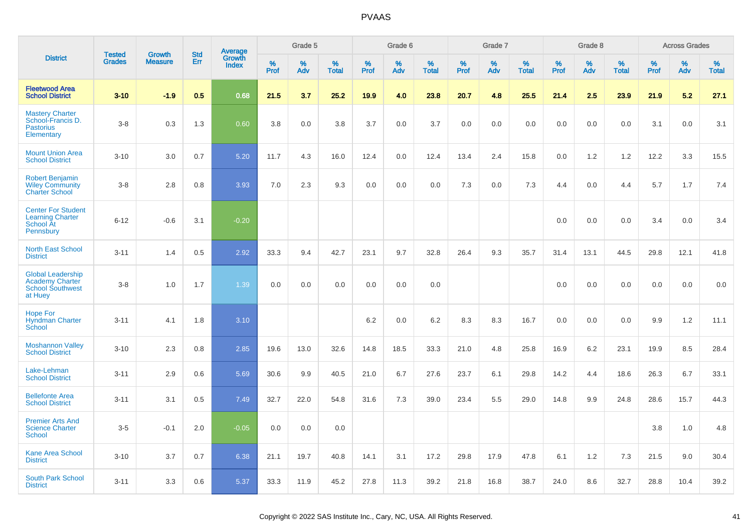# PVAAS

| District | Tested Grades | Growth Measure | Std Err | Average Growth Index | Grade 5 | | | Grade 6 | | | Grade 7 | | | Grade 8 | | | Across Grades | | |
|---|---|---|---|---|---|---|---|---|---|---|---|---|---|---|---|---|---|---|---|
| | | | | | % Prof | % Adv | % Total | % Prof | % Adv | % Total | % Prof | % Adv | % Total | % Prof | % Adv | % Total | % Prof | % Adv | % Total |
| **Fleetwood Area School District** | **3-10** | **-1.9** | **0.5** | **0.68** | **21.5** | **3.7** | **25.2** | **19.9** | **4.0** | **23.8** | **20.7** | **4.8** | **25.5** | **21.4** | **2.5** | **23.9** | **21.9** | **5.2** | **27.1** |
| Mastery Charter School-Francis D. Pastorius Elementary | 3-8 | 0.3 | 1.3 | 0.60 | 3.8 | 0.0 | 3.8 | 3.7 | 0.0 | 3.7 | 0.0 | 0.0 | 0.0 | 0.0 | 0.0 | 0.0 | 3.1 | 0.0 | 3.1 |
| Mount Union Area School District | 3-10 | 3.0 | 0.7 | 5.20 | 11.7 | 4.3 | 16.0 | 12.4 | 0.0 | 12.4 | 13.4 | 2.4 | 15.8 | 0.0 | 1.2 | 1.2 | 12.2 | 3.3 | 15.5 |
| Robert Benjamin Wiley Community Charter School | 3-8 | 2.8 | 0.8 | 3.93 | 7.0 | 2.3 | 9.3 | 0.0 | 0.0 | 0.0 | 7.3 | 0.0 | 7.3 | 4.4 | 0.0 | 4.4 | 5.7 | 1.7 | 7.4 |
| Center For Student Learning Charter School At Pennsbury | 6-12 | -0.6 | 3.1 | -0.20 | | | | | | | | | | 0.0 | 0.0 | 0.0 | 3.4 | 0.0 | 3.4 |
| North East School District | 3-11 | 1.4 | 0.5 | 2.92 | 33.3 | 9.4 | 42.7 | 23.1 | 9.7 | 32.8 | 26.4 | 9.3 | 35.7 | 31.4 | 13.1 | 44.5 | 29.8 | 12.1 | 41.8 |
| Global Leadership Academy Charter School Southwest at Huey | 3-8 | 1.0 | 1.7 | 1.39 | 0.0 | 0.0 | 0.0 | 0.0 | 0.0 | 0.0 | | | | 0.0 | 0.0 | 0.0 | 0.0 | 0.0 | 0.0 |
| Hope For Hyndman Charter School | 3-11 | 4.1 | 1.8 | 3.10 | | | | 6.2 | 0.0 | 6.2 | 8.3 | 8.3 | 16.7 | 0.0 | 0.0 | 0.0 | 9.9 | 1.2 | 11.1 |
| Moshannon Valley School District | 3-10 | 2.3 | 0.8 | 2.85 | 19.6 | 13.0 | 32.6 | 14.8 | 18.5 | 33.3 | 21.0 | 4.8 | 25.8 | 16.9 | 6.2 | 23.1 | 19.9 | 8.5 | 28.4 |
| Lake-Lehman School District | 3-11 | 2.9 | 0.6 | 5.69 | 30.6 | 9.9 | 40.5 | 21.0 | 6.7 | 27.6 | 23.7 | 6.1 | 29.8 | 14.2 | 4.4 | 18.6 | 26.3 | 6.7 | 33.1 |
| Bellefonte Area School District | 3-11 | 3.1 | 0.5 | 7.49 | 32.7 | 22.0 | 54.8 | 31.6 | 7.3 | 39.0 | 23.4 | 5.5 | 29.0 | 14.8 | 9.9 | 24.8 | 28.6 | 15.7 | 44.3 |
| Premier Arts And Science Charter School | 3-5 | -0.1 | 2.0 | -0.05 | 0.0 | 0.0 | 0.0 | | | | | | | | | | 3.8 | 1.0 | 4.8 |
| Kane Area School District | 3-10 | 3.7 | 0.7 | 6.38 | 21.1 | 19.7 | 40.8 | 14.1 | 3.1 | 17.2 | 29.8 | 17.9 | 47.8 | 6.1 | 1.2 | 7.3 | 21.5 | 9.0 | 30.4 |
| South Park School District | 3-11 | 3.3 | 0.6 | 5.37 | 33.3 | 11.9 | 45.2 | 27.8 | 11.3 | 39.2 | 21.8 | 16.8 | 38.7 | 24.0 | 8.6 | 32.7 | 28.8 | 10.4 | 39.2 |

Copyright © 2022 SAS Institute Inc., Cary, NC, USA. All Rights Reserved.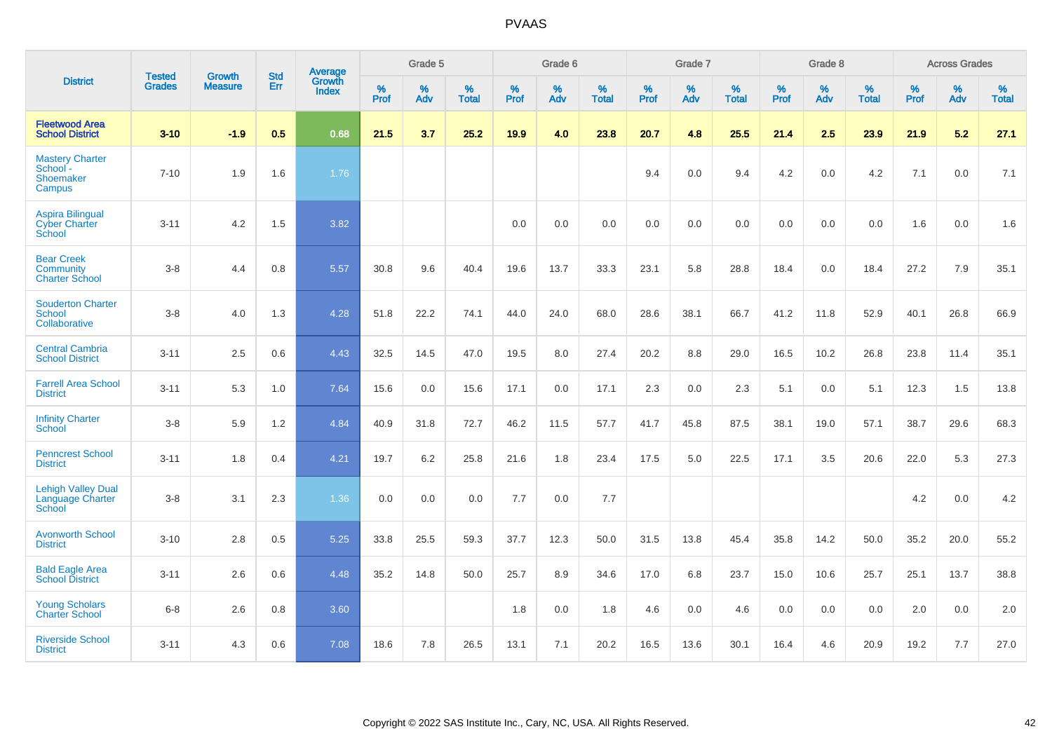# PVAAS

| District | Tested Grades | Growth Measure | Std Err | Average Growth Index | Grade 5 | | | Grade 6 | | | Grade 7 | | | Grade 8 | | | Across Grades | | |
|---|---|---|---|---|---|---|---|---|---|---|---|---|---|---|---|---|---|---|---|
| | | | | | % Prof | % Adv | % Total | % Prof | % Adv | % Total | % Prof | % Adv | % Total | % Prof | % Adv | % Total | % Prof | % Adv | % Total |
| **Fleetwood Area School District** | **3-10** | **-1.9** | **0.5** | **0.68** | **21.5** | **3.7** | **25.2** | **19.9** | **4.0** | **23.8** | **20.7** | **4.8** | **25.5** | **21.4** | **2.5** | **23.9** | **21.9** | **5.2** | **27.1** |
| Mastery Charter School - Shoemaker Campus | 7-10 | 1.9 | 1.6 | 1.76 | | | | | | | 9.4 | 0.0 | 9.4 | 4.2 | 0.0 | 4.2 | 7.1 | 0.0 | 7.1 |
| Aspira Bilingual Cyber Charter School | 3-11 | 4.2 | 1.5 | 3.82 | | | | 0.0 | 0.0 | 0.0 | 0.0 | 0.0 | 0.0 | 0.0 | 0.0 | 0.0 | 1.6 | 0.0 | 1.6 |
| Bear Creek Community Charter School | 3-8 | 4.4 | 0.8 | 5.57 | 30.8 | 9.6 | 40.4 | 19.6 | 13.7 | 33.3 | 23.1 | 5.8 | 28.8 | 18.4 | 0.0 | 18.4 | 27.2 | 7.9 | 35.1 |
| Souderton Charter School Collaborative | 3-8 | 4.0 | 1.3 | 4.28 | 51.8 | 22.2 | 74.1 | 44.0 | 24.0 | 68.0 | 28.6 | 38.1 | 66.7 | 41.2 | 11.8 | 52.9 | 40.1 | 26.8 | 66.9 |
| Central Cambria School District | 3-11 | 2.5 | 0.6 | 4.43 | 32.5 | 14.5 | 47.0 | 19.5 | 8.0 | 27.4 | 20.2 | 8.8 | 29.0 | 16.5 | 10.2 | 26.8 | 23.8 | 11.4 | 35.1 |
| Farrell Area School District | 3-11 | 5.3 | 1.0 | 7.64 | 15.6 | 0.0 | 15.6 | 17.1 | 0.0 | 17.1 | 2.3 | 0.0 | 2.3 | 5.1 | 0.0 | 5.1 | 12.3 | 1.5 | 13.8 |
| Infinity Charter School | 3-8 | 5.9 | 1.2 | 4.84 | 40.9 | 31.8 | 72.7 | 46.2 | 11.5 | 57.7 | 41.7 | 45.8 | 87.5 | 38.1 | 19.0 | 57.1 | 38.7 | 29.6 | 68.3 |
| Penncrest School District | 3-11 | 1.8 | 0.4 | 4.21 | 19.7 | 6.2 | 25.8 | 21.6 | 1.8 | 23.4 | 17.5 | 5.0 | 22.5 | 17.1 | 3.5 | 20.6 | 22.0 | 5.3 | 27.3 |
| Lehigh Valley Dual Language Charter School | 3-8 | 3.1 | 2.3 | 1.36 | 0.0 | 0.0 | 0.0 | 7.7 | 0.0 | 7.7 | | | | | | | 4.2 | 0.0 | 4.2 |
| Avonworth School District | 3-10 | 2.8 | 0.5 | 5.25 | 33.8 | 25.5 | 59.3 | 37.7 | 12.3 | 50.0 | 31.5 | 13.8 | 45.4 | 35.8 | 14.2 | 50.0 | 35.2 | 20.0 | 55.2 |
| Bald Eagle Area School District | 3-11 | 2.6 | 0.6 | 4.48 | 35.2 | 14.8 | 50.0 | 25.7 | 8.9 | 34.6 | 17.0 | 6.8 | 23.7 | 15.0 | 10.6 | 25.7 | 25.1 | 13.7 | 38.8 |
| Young Scholars Charter School | 6-8 | 2.6 | 0.8 | 3.60 | | | | 1.8 | 0.0 | 1.8 | 4.6 | 0.0 | 4.6 | 0.0 | 0.0 | 0.0 | 2.0 | 0.0 | 2.0 |
| Riverside School District | 3-11 | 4.3 | 0.6 | 7.08 | 18.6 | 7.8 | 26.5 | 13.1 | 7.1 | 20.2 | 16.5 | 13.6 | 30.1 | 16.4 | 4.6 | 20.9 | 19.2 | 7.7 | 27.0 |

Copyright © 2022 SAS Institute Inc., Cary, NC, USA. All Rights Reserved.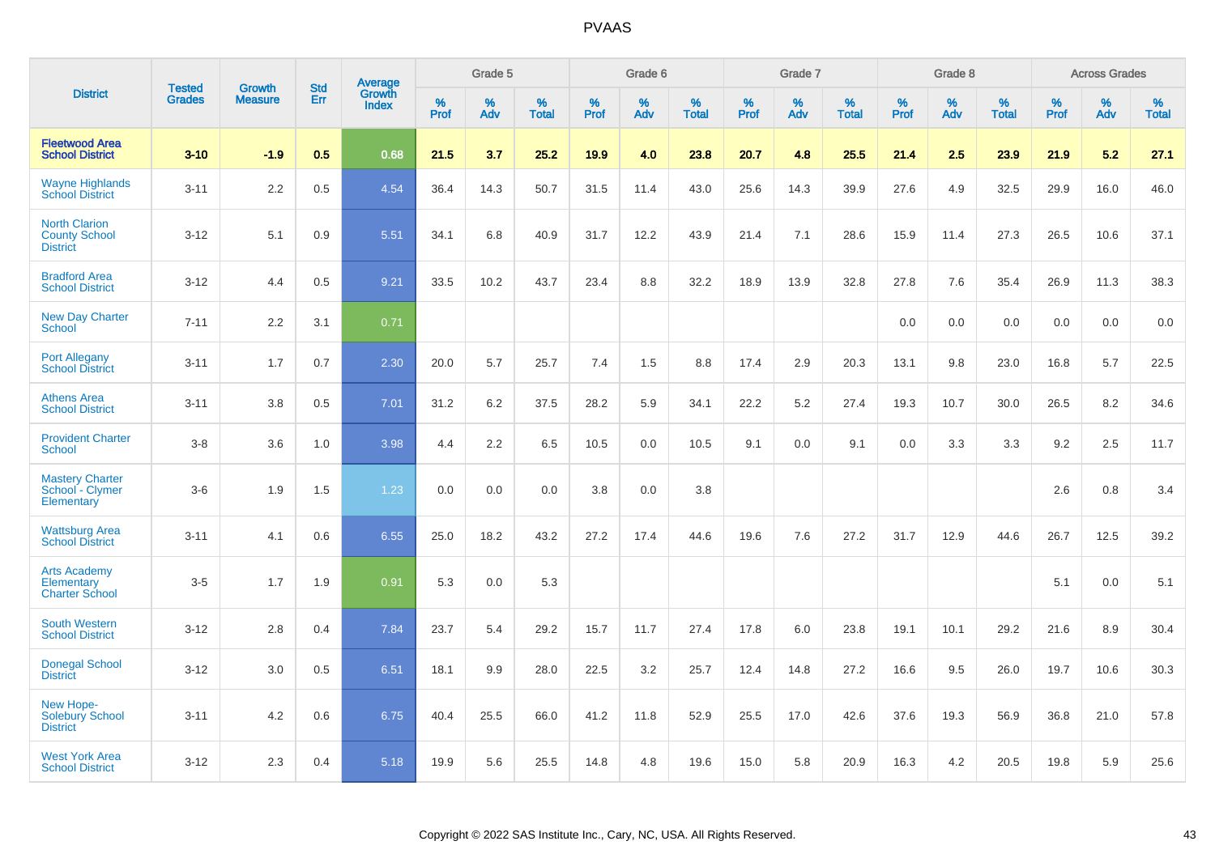# PVAAS

| District | Tested Grades | Growth Measure | Std Err | Average Growth Index | Grade 5 | | | Grade 6 | | | Grade 7 | | | Grade 8 | | | Across Grades | | |
|---|---|---|---|---|---|---|---|---|---|---|---|---|---|---|---|---|---|---|---|
| | | | | | % Prof | % Adv | % Total | % Prof | % Adv | % Total | % Prof | % Adv | % Total | % Prof | % Adv | % Total | % Prof | % Adv | % Total |
| **Fleetwood Area School District** | **3-10** | **-1.9** | **0.5** | **0.68** | **21.5** | **3.7** | **25.2** | **19.9** | **4.0** | **23.8** | **20.7** | **4.8** | **25.5** | **21.4** | **2.5** | **23.9** | **21.9** | **5.2** | **27.1** |
| Wayne Highlands School District | 3-11 | 2.2 | 0.5 | 4.54 | 36.4 | 14.3 | 50.7 | 31.5 | 11.4 | 43.0 | 25.6 | 14.3 | 39.9 | 27.6 | 4.9 | 32.5 | 29.9 | 16.0 | 46.0 |
| North Clarion County School District | 3-12 | 5.1 | 0.9 | 5.51 | 34.1 | 6.8 | 40.9 | 31.7 | 12.2 | 43.9 | 21.4 | 7.1 | 28.6 | 15.9 | 11.4 | 27.3 | 26.5 | 10.6 | 37.1 |
| Bradford Area School District | 3-12 | 4.4 | 0.5 | 9.21 | 33.5 | 10.2 | 43.7 | 23.4 | 8.8 | 32.2 | 18.9 | 13.9 | 32.8 | 27.8 | 7.6 | 35.4 | 26.9 | 11.3 | 38.3 |
| New Day Charter School | 7-11 | 2.2 | 3.1 | 0.71 | | | | | | | | | | 0.0 | 0.0 | 0.0 | 0.0 | 0.0 | 0.0 |
| Port Allegany School District | 3-11 | 1.7 | 0.7 | 2.30 | 20.0 | 5.7 | 25.7 | 7.4 | 1.5 | 8.8 | 17.4 | 2.9 | 20.3 | 13.1 | 9.8 | 23.0 | 16.8 | 5.7 | 22.5 |
| Athens Area School District | 3-11 | 3.8 | 0.5 | 7.01 | 31.2 | 6.2 | 37.5 | 28.2 | 5.9 | 34.1 | 22.2 | 5.2 | 27.4 | 19.3 | 10.7 | 30.0 | 26.5 | 8.2 | 34.6 |
| Provident Charter School | 3-8 | 3.6 | 1.0 | 3.98 | 4.4 | 2.2 | 6.5 | 10.5 | 0.0 | 10.5 | 9.1 | 0.0 | 9.1 | 0.0 | 3.3 | 3.3 | 9.2 | 2.5 | 11.7 |
| Mastery Charter School - Clymer Elementary | 3-6 | 1.9 | 1.5 | 1.23 | 0.0 | 0.0 | 0.0 | 3.8 | 0.0 | 3.8 | | | | | | | 2.6 | 0.8 | 3.4 |
| Wattsburg Area School District | 3-11 | 4.1 | 0.6 | 6.55 | 25.0 | 18.2 | 43.2 | 27.2 | 17.4 | 44.6 | 19.6 | 7.6 | 27.2 | 31.7 | 12.9 | 44.6 | 26.7 | 12.5 | 39.2 |
| Arts Academy Elementary Charter School | 3-5 | 1.7 | 1.9 | 0.91 | 5.3 | 0.0 | 5.3 | | | | | | | | | | 5.1 | 0.0 | 5.1 |
| South Western School District | 3-12 | 2.8 | 0.4 | 7.84 | 23.7 | 5.4 | 29.2 | 15.7 | 11.7 | 27.4 | 17.8 | 6.0 | 23.8 | 19.1 | 10.1 | 29.2 | 21.6 | 8.9 | 30.4 |
| Donegal School District | 3-12 | 3.0 | 0.5 | 6.51 | 18.1 | 9.9 | 28.0 | 22.5 | 3.2 | 25.7 | 12.4 | 14.8 | 27.2 | 16.6 | 9.5 | 26.0 | 19.7 | 10.6 | 30.3 |
| New Hope-Solebury School District | 3-11 | 4.2 | 0.6 | 6.75 | 40.4 | 25.5 | 66.0 | 41.2 | 11.8 | 52.9 | 25.5 | 17.0 | 42.6 | 37.6 | 19.3 | 56.9 | 36.8 | 21.0 | 57.8 |
| West York Area School District | 3-12 | 2.3 | 0.4 | 5.18 | 19.9 | 5.6 | 25.5 | 14.8 | 4.8 | 19.6 | 15.0 | 5.8 | 20.9 | 16.3 | 4.2 | 20.5 | 19.8 | 5.9 | 25.6 |

Copyright © 2022 SAS Institute Inc., Cary, NC, USA. All Rights Reserved.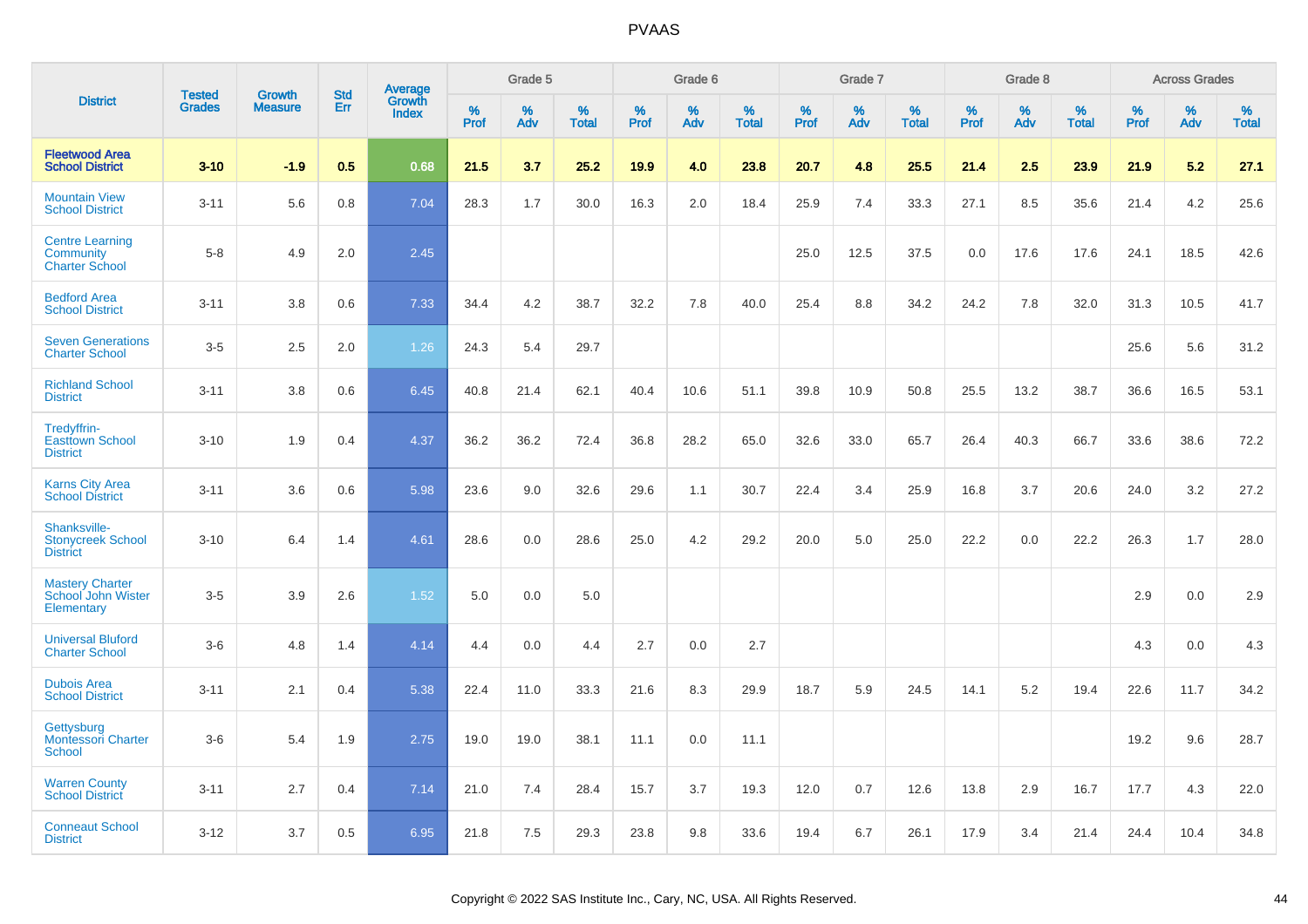# PVAAS

| District | Tested Grades | Growth Measure | Std Err | Average Growth Index | Grade 5 | | | Grade 6 | | | Grade 7 | | | Grade 8 | | | Across Grades | | |
|---|---|---|---|---|---|---|---|---|---|---|---|---|---|---|---|---|---|---|---|
| | | | | | % Prof | % Adv | % Total | % Prof | % Adv | % Total | % Prof | % Adv | % Total | % Prof | % Adv | % Total | % Prof | % Adv | % Total |
| **Fleetwood Area School District** | **3-10** | **-1.9** | **0.5** | **0.68** | **21.5** | **3.7** | **25.2** | **19.9** | **4.0** | **23.8** | **20.7** | **4.8** | **25.5** | **21.4** | **2.5** | **23.9** | **21.9** | **5.2** | **27.1** |
| Mountain View School District | 3-11 | 5.6 | 0.8 | 7.04 | 28.3 | 1.7 | 30.0 | 16.3 | 2.0 | 18.4 | 25.9 | 7.4 | 33.3 | 27.1 | 8.5 | 35.6 | 21.4 | 4.2 | 25.6 |
| Centre Learning Community Charter School | 5-8 | 4.9 | 2.0 | 2.45 | | | | | | | 25.0 | 12.5 | 37.5 | 0.0 | 17.6 | 17.6 | 24.1 | 18.5 | 42.6 |
| Bedford Area School District | 3-11 | 3.8 | 0.6 | 7.33 | 34.4 | 4.2 | 38.7 | 32.2 | 7.8 | 40.0 | 25.4 | 8.8 | 34.2 | 24.2 | 7.8 | 32.0 | 31.3 | 10.5 | 41.7 |
| Seven Generations Charter School | 3-5 | 2.5 | 2.0 | 1.26 | 24.3 | 5.4 | 29.7 | | | | | | | | | | 25.6 | 5.6 | 31.2 |
| Richland School District | 3-11 | 3.8 | 0.6 | 6.45 | 40.8 | 21.4 | 62.1 | 40.4 | 10.6 | 51.1 | 39.8 | 10.9 | 50.8 | 25.5 | 13.2 | 38.7 | 36.6 | 16.5 | 53.1 |
| Tredyffrin-Easttown School District | 3-10 | 1.9 | 0.4 | 4.37 | 36.2 | 36.2 | 72.4 | 36.8 | 28.2 | 65.0 | 32.6 | 33.0 | 65.7 | 26.4 | 40.3 | 66.7 | 33.6 | 38.6 | 72.2 |
| Karns City Area School District | 3-11 | 3.6 | 0.6 | 5.98 | 23.6 | 9.0 | 32.6 | 29.6 | 1.1 | 30.7 | 22.4 | 3.4 | 25.9 | 16.8 | 3.7 | 20.6 | 24.0 | 3.2 | 27.2 |
| Shanksville-Stonycreek School District | 3-10 | 6.4 | 1.4 | 4.61 | 28.6 | 0.0 | 28.6 | 25.0 | 4.2 | 29.2 | 20.0 | 5.0 | 25.0 | 22.2 | 0.0 | 22.2 | 26.3 | 1.7 | 28.0 |
| Mastery Charter School John Wister Elementary | 3-5 | 3.9 | 2.6 | 1.52 | 5.0 | 0.0 | 5.0 | | | | | | | | | | 2.9 | 0.0 | 2.9 |
| Universal Bluford Charter School | 3-6 | 4.8 | 1.4 | 4.14 | 4.4 | 0.0 | 4.4 | 2.7 | 0.0 | 2.7 | | | | | | | 4.3 | 0.0 | 4.3 |
| Dubois Area School District | 3-11 | 2.1 | 0.4 | 5.38 | 22.4 | 11.0 | 33.3 | 21.6 | 8.3 | 29.9 | 18.7 | 5.9 | 24.5 | 14.1 | 5.2 | 19.4 | 22.6 | 11.7 | 34.2 |
| Gettysburg Montessori Charter School | 3-6 | 5.4 | 1.9 | 2.75 | 19.0 | 19.0 | 38.1 | 11.1 | 0.0 | 11.1 | | | | | | | 19.2 | 9.6 | 28.7 |
| Warren County School District | 3-11 | 2.7 | 0.4 | 7.14 | 21.0 | 7.4 | 28.4 | 15.7 | 3.7 | 19.3 | 12.0 | 0.7 | 12.6 | 13.8 | 2.9 | 16.7 | 17.7 | 4.3 | 22.0 |
| Conneaut School District | 3-12 | 3.7 | 0.5 | 6.95 | 21.8 | 7.5 | 29.3 | 23.8 | 9.8 | 33.6 | 19.4 | 6.7 | 26.1 | 17.9 | 3.4 | 21.4 | 24.4 | 10.4 | 34.8 |

Copyright © 2022 SAS Institute Inc., Cary, NC, USA. All Rights Reserved.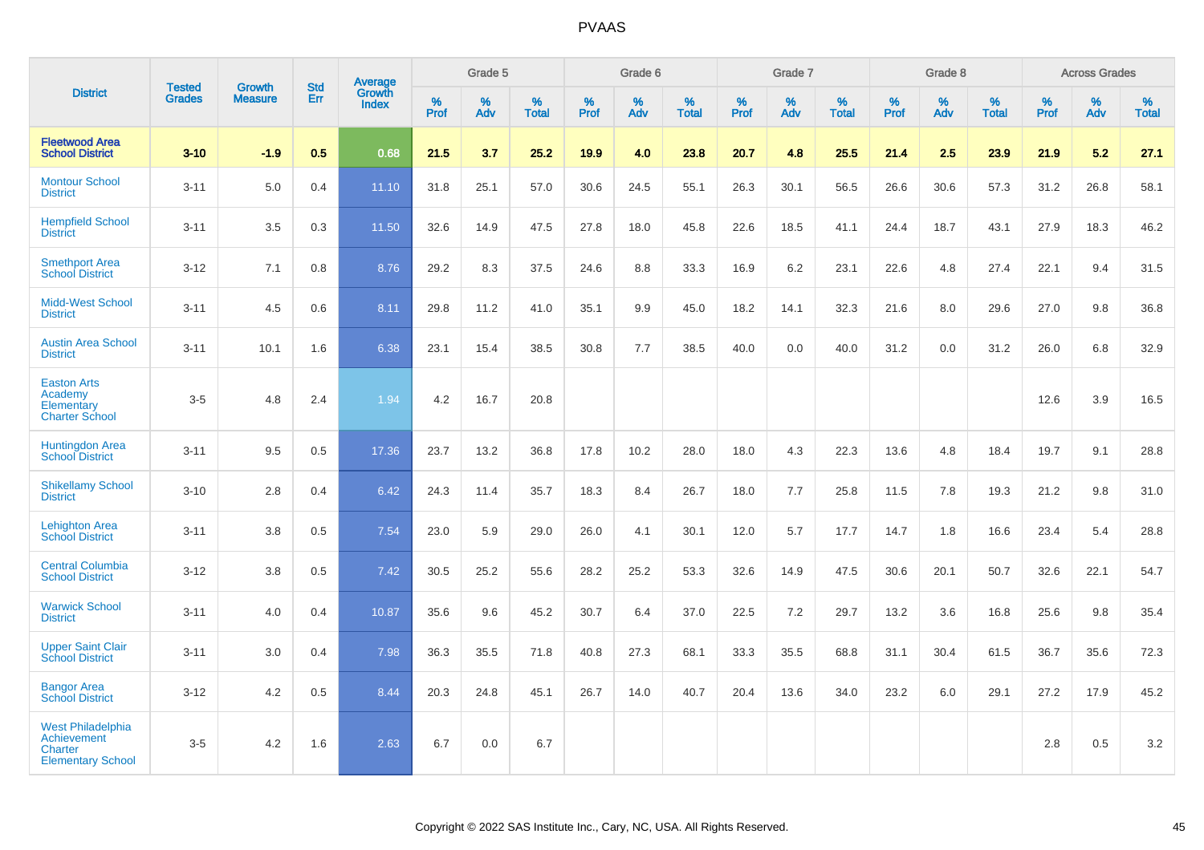| District | Tested Grades | Growth Measure | Std Err | Average Growth Index | Grade 5 | | | Grade 6 | | | Grade 7 | | | Grade 8 | | | Across Grades | | |
|---|---|---|---|---|---|---|---|---|---|---|---|---|---|---|---|---|---|---|---|
| | | | | | % Prof | % Adv | % Total | % Prof | % Adv | % Total | % Prof | % Adv | % Total | % Prof | % Adv | % Total | % Prof | % Adv | % Total |
| **Fleetwood Area School District** | **3-10** | **-1.9** | **0.5** | **0.68** | **21.5** | **3.7** | **25.2** | **19.9** | **4.0** | **23.8** | **20.7** | **4.8** | **25.5** | **21.4** | **2.5** | **23.9** | **21.9** | **5.2** | **27.1** |
| Montour School District | 3-11 | 5.0 | 0.4 | 11.10 | 31.8 | 25.1 | 57.0 | 30.6 | 24.5 | 55.1 | 26.3 | 30.1 | 56.5 | 26.6 | 30.6 | 57.3 | 31.2 | 26.8 | 58.1 |
| Hempfield School District | 3-11 | 3.5 | 0.3 | 11.50 | 32.6 | 14.9 | 47.5 | 27.8 | 18.0 | 45.8 | 22.6 | 18.5 | 41.1 | 24.4 | 18.7 | 43.1 | 27.9 | 18.3 | 46.2 |
| Smethport Area School District | 3-12 | 7.1 | 0.8 | 8.76 | 29.2 | 8.3 | 37.5 | 24.6 | 8.8 | 33.3 | 16.9 | 6.2 | 23.1 | 22.6 | 4.8 | 27.4 | 22.1 | 9.4 | 31.5 |
| Midd-West School District | 3-11 | 4.5 | 0.6 | 8.11 | 29.8 | 11.2 | 41.0 | 35.1 | 9.9 | 45.0 | 18.2 | 14.1 | 32.3 | 21.6 | 8.0 | 29.6 | 27.0 | 9.8 | 36.8 |
| Austin Area School District | 3-11 | 10.1 | 1.6 | 6.38 | 23.1 | 15.4 | 38.5 | 30.8 | 7.7 | 38.5 | 40.0 | 0.0 | 40.0 | 31.2 | 0.0 | 31.2 | 26.0 | 6.8 | 32.9 |
| Easton Arts Academy Elementary Charter School | 3-5 | 4.8 | 2.4 | 1.94 | 4.2 | 16.7 | 20.8 | | | | | | | | | | 12.6 | 3.9 | 16.5 |
| Huntingdon Area School District | 3-11 | 9.5 | 0.5 | 17.36 | 23.7 | 13.2 | 36.8 | 17.8 | 10.2 | 28.0 | 18.0 | 4.3 | 22.3 | 13.6 | 4.8 | 18.4 | 19.7 | 9.1 | 28.8 |
| Shikellamy School District | 3-10 | 2.8 | 0.4 | 6.42 | 24.3 | 11.4 | 35.7 | 18.3 | 8.4 | 26.7 | 18.0 | 7.7 | 25.8 | 11.5 | 7.8 | 19.3 | 21.2 | 9.8 | 31.0 |
| Lehighton Area School District | 3-11 | 3.8 | 0.5 | 7.54 | 23.0 | 5.9 | 29.0 | 26.0 | 4.1 | 30.1 | 12.0 | 5.7 | 17.7 | 14.7 | 1.8 | 16.6 | 23.4 | 5.4 | 28.8 |
| Central Columbia School District | 3-12 | 3.8 | 0.5 | 7.42 | 30.5 | 25.2 | 55.6 | 28.2 | 25.2 | 53.3 | 32.6 | 14.9 | 47.5 | 30.6 | 20.1 | 50.7 | 32.6 | 22.1 | 54.7 |
| Warwick School District | 3-11 | 4.0 | 0.4 | 10.87 | 35.6 | 9.6 | 45.2 | 30.7 | 6.4 | 37.0 | 22.5 | 7.2 | 29.7 | 13.2 | 3.6 | 16.8 | 25.6 | 9.8 | 35.4 |
| Upper Saint Clair School District | 3-11 | 3.0 | 0.4 | 7.98 | 36.3 | 35.5 | 71.8 | 40.8 | 27.3 | 68.1 | 33.3 | 35.5 | 68.8 | 31.1 | 30.4 | 61.5 | 36.7 | 35.6 | 72.3 |
| Bangor Area School District | 3-12 | 4.2 | 0.5 | 8.44 | 20.3 | 24.8 | 45.1 | 26.7 | 14.0 | 40.7 | 20.4 | 13.6 | 34.0 | 23.2 | 6.0 | 29.1 | 27.2 | 17.9 | 45.2 |
| West Philadelphia Achievement Charter Elementary School | 3-5 | 4.2 | 1.6 | 2.63 | 6.7 | 0.0 | 6.7 | | | | | | | | | | 2.8 | 0.5 | 3.2 |

Copyright © 2022 SAS Institute Inc., Cary, NC, USA. All Rights Reserved.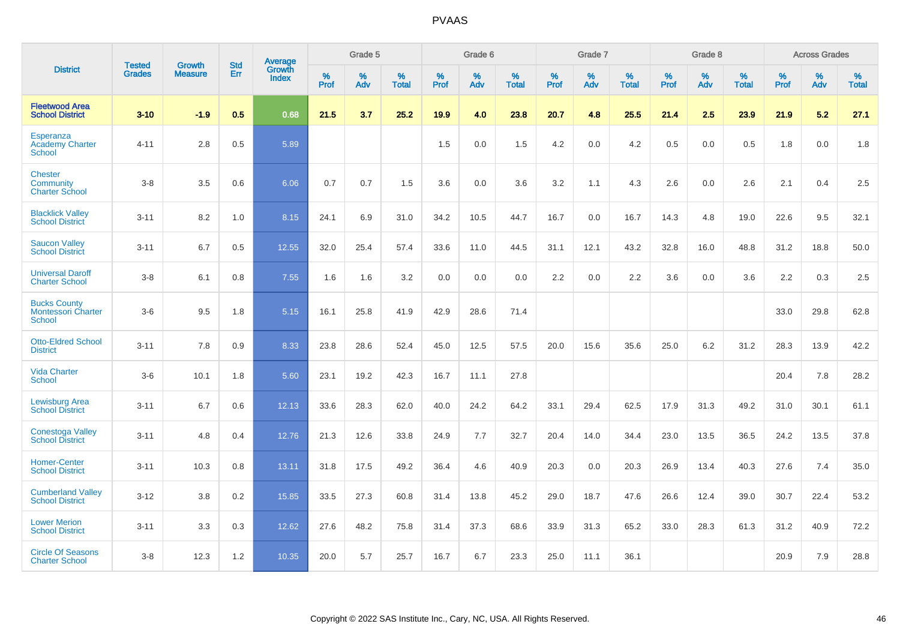# PVAAS

| District | Tested Grades | Growth Measure | Std Err | Average Growth Index | Grade 5 | | | Grade 6 | | | Grade 7 | | | Grade 8 | | | Across Grades | | |
|---|---|---|---|---|---|---|---|---|---|---|---|---|---|---|---|---|---|---|---|
| | | | | | % Prof | % Adv | % Total | % Prof | % Adv | % Total | % Prof | % Adv | % Total | % Prof | % Adv | % Total | % Prof | % Adv | % Total |
| **Fleetwood Area School District** | **3-10** | **-1.9** | **0.5** | **0.68** | **21.5** | **3.7** | **25.2** | **19.9** | **4.0** | **23.8** | **20.7** | **4.8** | **25.5** | **21.4** | **2.5** | **23.9** | **21.9** | **5.2** | **27.1** |
| Esperanza Academy Charter School | 4-11 | 2.8 | 0.5 | 5.89 | | | | 1.5 | 0.0 | 1.5 | 4.2 | 0.0 | 4.2 | 0.5 | 0.0 | 0.5 | 1.8 | 0.0 | 1.8 |
| Chester Community Charter School | 3-8 | 3.5 | 0.6 | 6.06 | 0.7 | 0.7 | 1.5 | 3.6 | 0.0 | 3.6 | 3.2 | 1.1 | 4.3 | 2.6 | 0.0 | 2.6 | 2.1 | 0.4 | 2.5 |
| Blacklick Valley School District | 3-11 | 8.2 | 1.0 | 8.15 | 24.1 | 6.9 | 31.0 | 34.2 | 10.5 | 44.7 | 16.7 | 0.0 | 16.7 | 14.3 | 4.8 | 19.0 | 22.6 | 9.5 | 32.1 |
| Saucon Valley School District | 3-11 | 6.7 | 0.5 | 12.55 | 32.0 | 25.4 | 57.4 | 33.6 | 11.0 | 44.5 | 31.1 | 12.1 | 43.2 | 32.8 | 16.0 | 48.8 | 31.2 | 18.8 | 50.0 |
| Universal Daroff Charter School | 3-8 | 6.1 | 0.8 | 7.55 | 1.6 | 1.6 | 3.2 | 0.0 | 0.0 | 0.0 | 2.2 | 0.0 | 2.2 | 3.6 | 0.0 | 3.6 | 2.2 | 0.3 | 2.5 |
| Bucks County Montessori Charter School | 3-6 | 9.5 | 1.8 | 5.15 | 16.1 | 25.8 | 41.9 | 42.9 | 28.6 | 71.4 | | | | | | | 33.0 | 29.8 | 62.8 |
| Otto-Eldred School District | 3-11 | 7.8 | 0.9 | 8.33 | 23.8 | 28.6 | 52.4 | 45.0 | 12.5 | 57.5 | 20.0 | 15.6 | 35.6 | 25.0 | 6.2 | 31.2 | 28.3 | 13.9 | 42.2 |
| Vida Charter School | 3-6 | 10.1 | 1.8 | 5.60 | 23.1 | 19.2 | 42.3 | 16.7 | 11.1 | 27.8 | | | | | | | 20.4 | 7.8 | 28.2 |
| Lewisburg Area School District | 3-11 | 6.7 | 0.6 | 12.13 | 33.6 | 28.3 | 62.0 | 40.0 | 24.2 | 64.2 | 33.1 | 29.4 | 62.5 | 17.9 | 31.3 | 49.2 | 31.0 | 30.1 | 61.1 |
| Conestoga Valley School District | 3-11 | 4.8 | 0.4 | 12.76 | 21.3 | 12.6 | 33.8 | 24.9 | 7.7 | 32.7 | 20.4 | 14.0 | 34.4 | 23.0 | 13.5 | 36.5 | 24.2 | 13.5 | 37.8 |
| Homer-Center School District | 3-11 | 10.3 | 0.8 | 13.11 | 31.8 | 17.5 | 49.2 | 36.4 | 4.6 | 40.9 | 20.3 | 0.0 | 20.3 | 26.9 | 13.4 | 40.3 | 27.6 | 7.4 | 35.0 |
| Cumberland Valley School District | 3-12 | 3.8 | 0.2 | 15.85 | 33.5 | 27.3 | 60.8 | 31.4 | 13.8 | 45.2 | 29.0 | 18.7 | 47.6 | 26.6 | 12.4 | 39.0 | 30.7 | 22.4 | 53.2 |
| Lower Merion School District | 3-11 | 3.3 | 0.3 | 12.62 | 27.6 | 48.2 | 75.8 | 31.4 | 37.3 | 68.6 | 33.9 | 31.3 | 65.2 | 33.0 | 28.3 | 61.3 | 31.2 | 40.9 | 72.2 |
| Circle Of Seasons Charter School | 3-8 | 12.3 | 1.2 | 10.35 | 20.0 | 5.7 | 25.7 | 16.7 | 6.7 | 23.3 | 25.0 | 11.1 | 36.1 | | | | 20.9 | 7.9 | 28.8 |

Copyright © 2022 SAS Institute Inc., Cary, NC, USA. All Rights Reserved.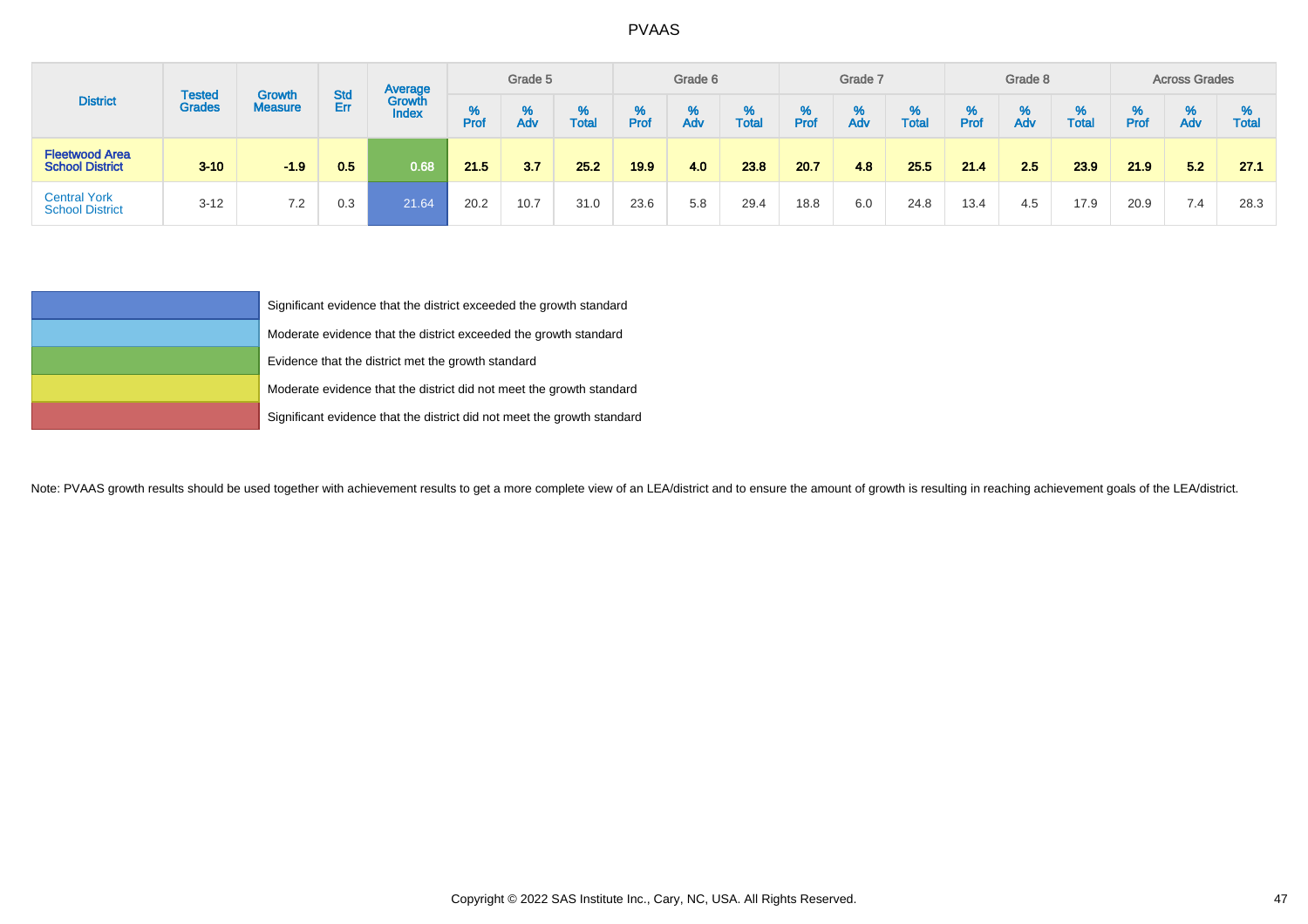# PVAAS

| District | Tested Grades | Growth Measure | Std Err | Average Growth Index | Grade 5 | | | Grade 6 | | | Grade 7 | | | Grade 8 | | | Across Grades | | |
|---|---|---|---|---|---|---|---|---|---|---|---|---|---|---|---|---|---|---|---|
| | | | | | % Prof | % Adv | % Total | % Prof | % Adv | % Total | % Prof | % Adv | % Total | % Prof | % Adv | % Total | % Prof | % Adv | % Total |
| **Fleetwood Area School District** | **3-10** | **-1.9** | **0.5** | **0.68** | **21.5** | **3.7** | **25.2** | **19.9** | **4.0** | **23.8** | **20.7** | **4.8** | **25.5** | **21.4** | **2.5** | **23.9** | **21.9** | **5.2** | **27.1** |
| Central York School District | 3-12 | 7.2 | 0.3 | 21.64 | 20.2 | 10.7 | 31.0 | 23.6 | 5.8 | 29.4 | 18.8 | 6.0 | 24.8 | 13.4 | 4.5 | 17.9 | 20.9 | 7.4 | 28.3 |

Significant evidence that the district exceeded the growth standard

Moderate evidence that the district exceeded the growth standard

Evidence that the district met the growth standard

Moderate evidence that the district did not meet the growth standard

Significant evidence that the district did not meet the growth standard

Note: PVAAS growth results should be used together with achievement results to get a more complete view of an LEA/district and to ensure the amount of growth is resulting in reaching achievement goals of the LEA/district.

Copyright © 2022 SAS Institute Inc., Cary, NC, USA. All Rights Reserved.